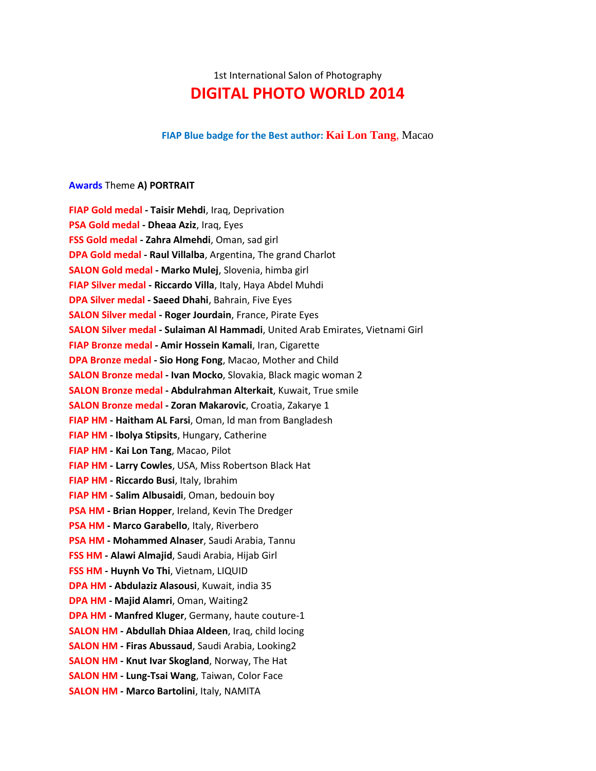1st International Salon of Photography

# DIGITAL PHOTO WORLD 2014

**FIAP Blue badge for the Best author: Kai Lon Tang**, Macao

**Awards** Theme **A) PORTRAIT**

**FIAP Gold medal - Taisir Mehdi**, Iraq, Deprivation
**PSA Gold medal - Dheaa Aziz**, Iraq, Eyes
**FSS Gold medal - Zahra Almehdi**, Oman, sad girl
**DPA Gold medal - Raul Villalba**, Argentina, The grand Charlot
**SALON Gold medal - Marko Mulej**, Slovenia, himba girl
**FIAP Silver medal - Riccardo Villa**, Italy, Haya Abdel Muhdi
**DPA Silver medal - Saeed Dhahi**, Bahrain, Five Eyes
**SALON Silver medal - Roger Jourdain**, France, Pirate Eyes
**SALON Silver medal - Sulaiman Al Hammadi**, United Arab Emirates, Vietnami Girl
**FIAP Bronze medal - Amir Hossein Kamali**, Iran, Cigarette
**DPA Bronze medal - Sio Hong Fong**, Macao, Mother and Child
**SALON Bronze medal - Ivan Mocko**, Slovakia, Black magic woman 2
**SALON Bronze medal - Abdulrahman Alterkait**, Kuwait, True smile
**SALON Bronze medal - Zoran Makarovic**, Croatia, Zakarye 1
**FIAP HM - Haitham AL Farsi**, Oman, ld man from Bangladesh
**FIAP HM - Ibolya Stipsits**, Hungary, Catherine
**FIAP HM - Kai Lon Tang**, Macao, Pilot
**FIAP HM - Larry Cowles**, USA, Miss Robertson Black Hat
**FIAP HM - Riccardo Busi**, Italy, Ibrahim
**FIAP HM - Salim Albusaidi**, Oman, bedouin boy
**PSA HM - Brian Hopper**, Ireland, Kevin The Dredger
**PSA HM - Marco Garabello**, Italy, Riverbero
**PSA HM - Mohammed Alnaser**, Saudi Arabia, Tannu
**FSS HM - Alawi Almajid**, Saudi Arabia, Hijab Girl
**FSS HM - Huynh Vo Thi**, Vietnam, LIQUID
**DPA HM - Abdulaziz Alasousi**, Kuwait, india 35
**DPA HM - Majid Alamri**, Oman, Waiting2
**DPA HM - Manfred Kluger**, Germany, haute couture-1
**SALON HM - Abdullah Dhiaa Aldeen**, Iraq, child locing
**SALON HM - Firas Abussaud**, Saudi Arabia, Looking2
**SALON HM - Knut Ivar Skogland**, Norway, The Hat
**SALON HM - Lung-Tsai Wang**, Taiwan, Color Face
**SALON HM - Marco Bartolini**, Italy, NAMITA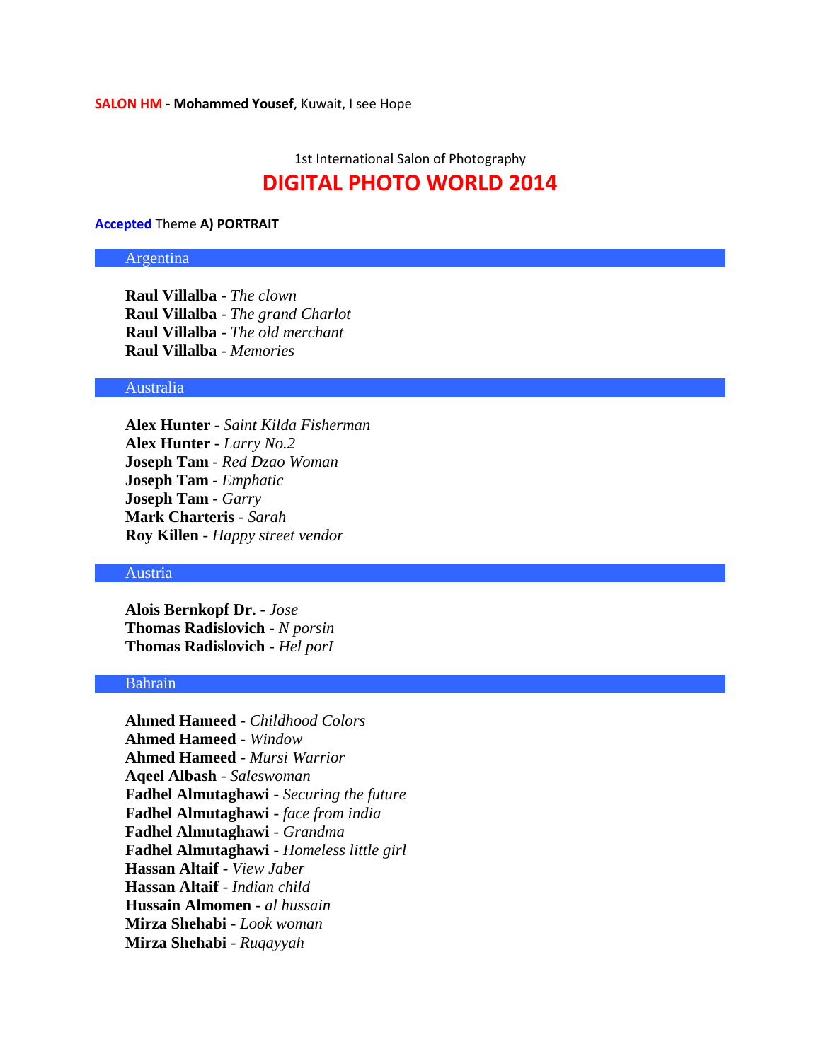**SALON HM - Mohammed Yousef**, Kuwait, I see Hope

1st International Salon of Photography

# DIGITAL PHOTO WORLD 2014

**Accepted** Theme **A) PORTRAIT**

## Argentina

**Raul Villalba** - *The clown*
**Raul Villalba** - *The grand Charlot*
**Raul Villalba** - *The old merchant*
**Raul Villalba** - *Memories*

## Australia

**Alex Hunter** - *Saint Kilda Fisherman*
**Alex Hunter** - *Larry No.2*
**Joseph Tam** - *Red Dzao Woman*
**Joseph Tam** - *Emphatic*
**Joseph Tam** - *Garry*
**Mark Charteris** - *Sarah*
**Roy Killen** - *Happy street vendor*

## Austria

**Alois Bernkopf Dr.** - *Jose*
**Thomas Radislovich** - *N porsin*
**Thomas Radislovich** - *Hel porI*

## Bahrain

**Ahmed Hameed** - *Childhood Colors*
**Ahmed Hameed** - *Window*
**Ahmed Hameed** - *Mursi Warrior*
**Aqeel Albash** - *Saleswoman*
**Fadhel Almutaghawi** - *Securing the future*
**Fadhel Almutaghawi** - *face from india*
**Fadhel Almutaghawi** - *Grandma*
**Fadhel Almutaghawi** - *Homeless little girl*
**Hassan Altaif** - *View Jaber*
**Hassan Altaif** - *Indian child*
**Hussain Almomen** - *al hussain*
**Mirza Shehabi** - *Look woman*
**Mirza Shehabi** - *Ruqayyah*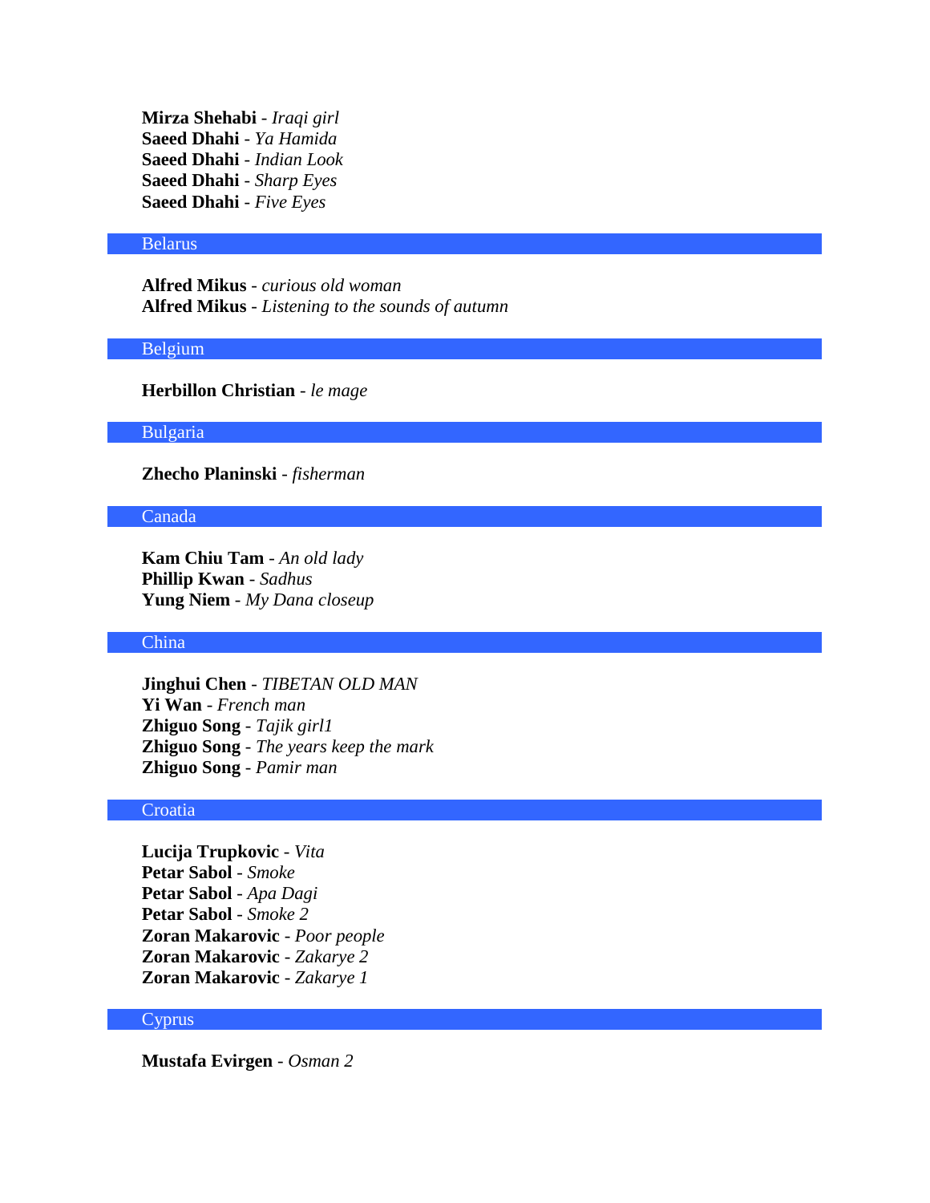**Mirza Shehabi** - *Iraqi girl*
**Saeed Dhahi** - *Ya Hamida*
**Saeed Dhahi** - *Indian Look*
**Saeed Dhahi** - *Sharp Eyes*
**Saeed Dhahi** - *Five Eyes*

## Belarus

**Alfred Mikus** - *curious old woman*
**Alfred Mikus** - *Listening to the sounds of autumn*

## Belgium

**Herbillon Christian** - *le mage*

## Bulgaria

**Zhecho Planinski** - *fisherman*

## Canada

**Kam Chiu Tam** - *An old lady*
**Phillip Kwan** - *Sadhus*
**Yung Niem** - *My Dana closeup*

## China

**Jinghui Chen** - *TIBETAN OLD MAN*
**Yi Wan** - *French man*
**Zhiguo Song** - *Tajik girl1*
**Zhiguo Song** - *The years keep the mark*
**Zhiguo Song** - *Pamir man*

## Croatia

**Lucija Trupkovic** - *Vita*
**Petar Sabol** - *Smoke*
**Petar Sabol** - *Apa Dagi*
**Petar Sabol** - *Smoke 2*
**Zoran Makarovic** - *Poor people*
**Zoran Makarovic** - *Zakarye 2*
**Zoran Makarovic** - *Zakarye 1*

## Cyprus

**Mustafa Evirgen** - *Osman 2*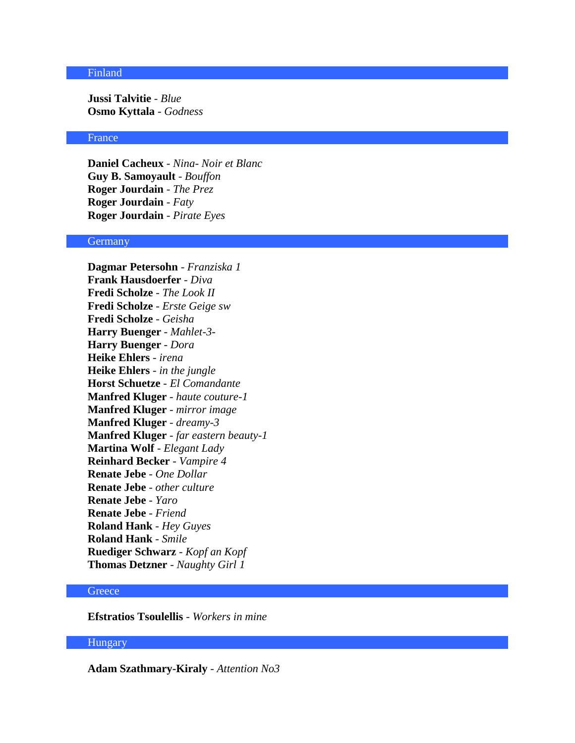## Finland

**Jussi Talvitie** - *Blue*
**Osmo Kyttala** - *Godness*

## France

**Daniel Cacheux** - *Nina- Noir et Blanc*
**Guy B. Samoyault** - *Bouffon*
**Roger Jourdain** - *The Prez*
**Roger Jourdain** - *Faty*
**Roger Jourdain** - *Pirate Eyes*

## Germany

**Dagmar Petersohn** - *Franziska 1*
**Frank Hausdoerfer** - *Diva*
**Fredi Scholze** - *The Look II*
**Fredi Scholze** - *Erste Geige sw*
**Fredi Scholze** - *Geisha*
**Harry Buenger** - *Mahlet-3-*
**Harry Buenger** - *Dora*
**Heike Ehlers** - *irena*
**Heike Ehlers** - *in the jungle*
**Horst Schuetze** - *El Comandante*
**Manfred Kluger** - *haute couture-1*
**Manfred Kluger** - *mirror image*
**Manfred Kluger** - *dreamy-3*
**Manfred Kluger** - *far eastern beauty-1*
**Martina Wolf** - *Elegant Lady*
**Reinhard Becker** - *Vampire 4*
**Renate Jebe** - *One Dollar*
**Renate Jebe** - *other culture*
**Renate Jebe** - *Yaro*
**Renate Jebe** - *Friend*
**Roland Hank** - *Hey Guyes*
**Roland Hank** - *Smile*
**Ruediger Schwarz** - *Kopf an Kopf*
**Thomas Detzner** - *Naughty Girl 1*

## Greece

**Efstratios Tsoulellis** - *Workers in mine*

## Hungary

**Adam Szathmary-Kiraly** - *Attention No3*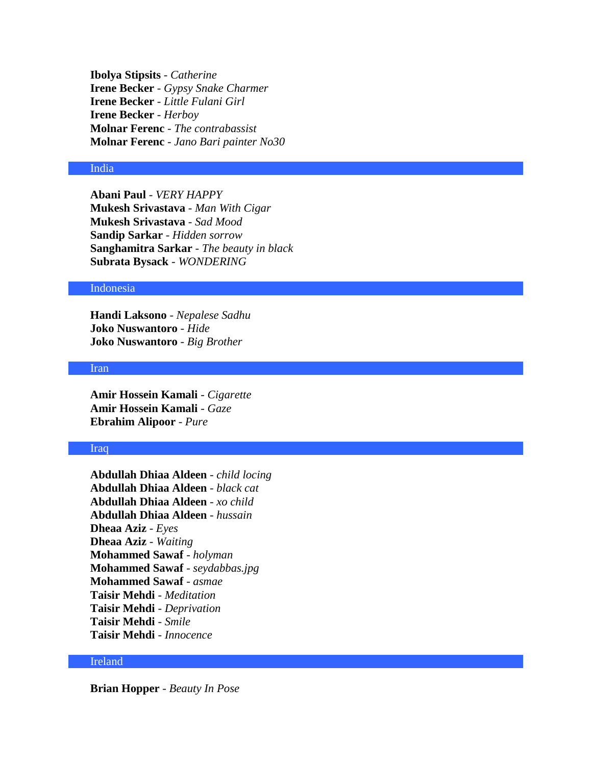**Ibolya Stipsits** - *Catherine*
**Irene Becker** - *Gypsy Snake Charmer*
**Irene Becker** - *Little Fulani Girl*
**Irene Becker** - *Herboy*
**Molnar Ferenc** - *The contrabassist*
**Molnar Ferenc** - *Jano Bari painter No30*

## India

**Abani Paul** - *VERY HAPPY*
**Mukesh Srivastava** - *Man With Cigar*
**Mukesh Srivastava** - *Sad Mood*
**Sandip Sarkar** - *Hidden sorrow*
**Sanghamitra Sarkar** - *The beauty in black*
**Subrata Bysack** - *WONDERING*

## Indonesia

**Handi Laksono** - *Nepalese Sadhu*
**Joko Nuswantoro** - *Hide*
**Joko Nuswantoro** - *Big Brother*

## Iran

**Amir Hossein Kamali** - *Cigarette*
**Amir Hossein Kamali** - *Gaze*
**Ebrahim Alipoor** - *Pure*

## Iraq

**Abdullah Dhiaa Aldeen** - *child locing*
**Abdullah Dhiaa Aldeen** - *black cat*
**Abdullah Dhiaa Aldeen** - *xo child*
**Abdullah Dhiaa Aldeen** - *hussain*
**Dheaa Aziz** - *Eyes*
**Dheaa Aziz** - *Waiting*
**Mohammed Sawaf** - *holyman*
**Mohammed Sawaf** - *seydabbas.jpg*
**Mohammed Sawaf** - *asmae*
**Taisir Mehdi** - *Meditation*
**Taisir Mehdi** - *Deprivation*
**Taisir Mehdi** - *Smile*
**Taisir Mehdi** - *Innocence*

## Ireland

**Brian Hopper** - *Beauty In Pose*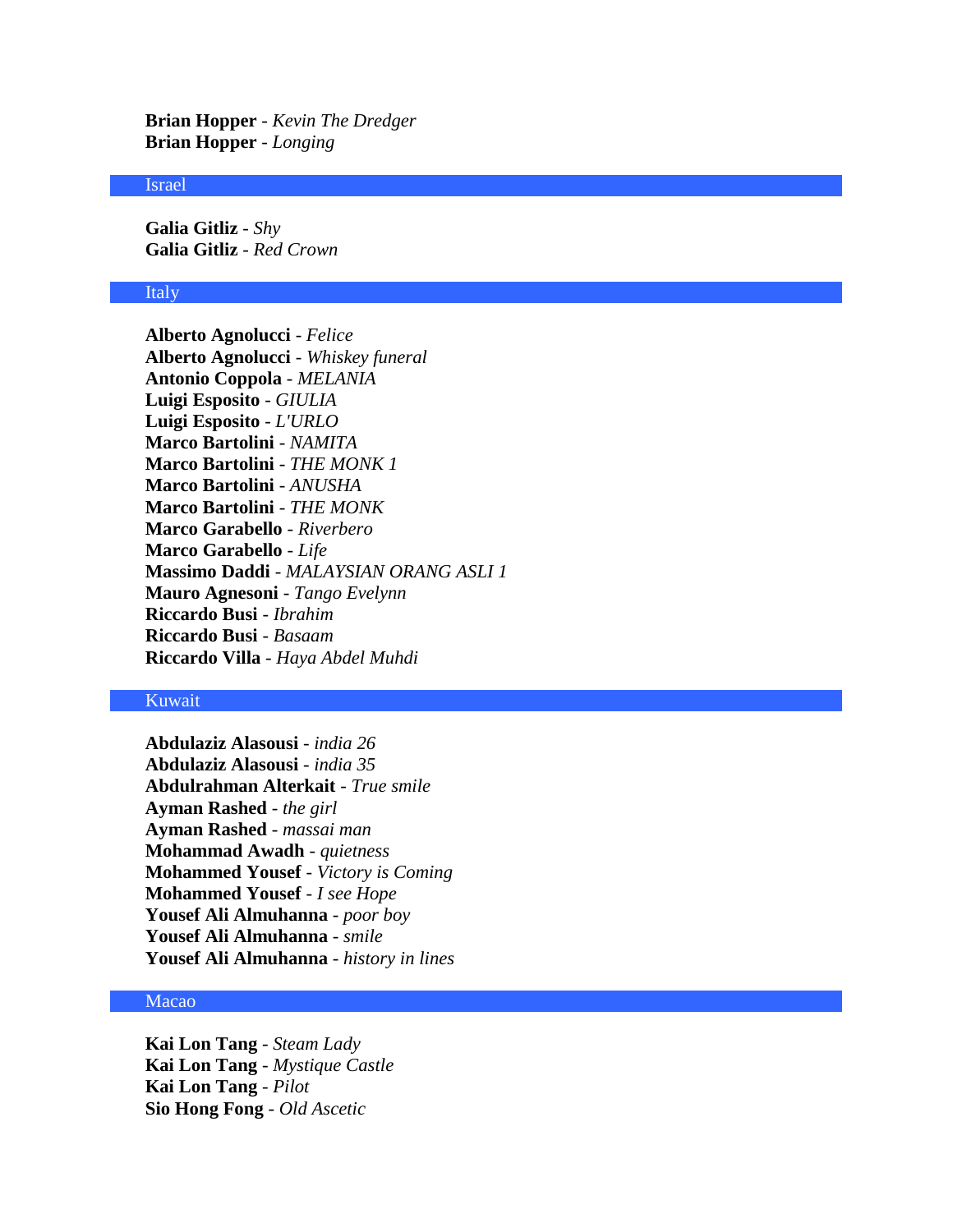**Brian Hopper** - *Kevin The Dredger*
**Brian Hopper** - *Longing*

## Israel

**Galia Gitliz** - *Shy*
**Galia Gitliz** - *Red Crown*

## Italy

**Alberto Agnolucci** - *Felice*
**Alberto Agnolucci** - *Whiskey funeral*
**Antonio Coppola** - *MELANIA*
**Luigi Esposito** - *GIULIA*
**Luigi Esposito** - *L'URLO*
**Marco Bartolini** - *NAMITA*
**Marco Bartolini** - *THE MONK 1*
**Marco Bartolini** - *ANUSHA*
**Marco Bartolini** - *THE MONK*
**Marco Garabello** - *Riverbero*
**Marco Garabello** - *Life*
**Massimo Daddi** - *MALAYSIAN ORANG ASLI 1*
**Mauro Agnesoni** - *Tango Evelynn*
**Riccardo Busi** - *Ibrahim*
**Riccardo Busi** - *Basaam*
**Riccardo Villa** - *Haya Abdel Muhdi*

## Kuwait

**Abdulaziz Alasousi** - *india 26*
**Abdulaziz Alasousi** - *india 35*
**Abdulrahman Alterkait** - *True smile*
**Ayman Rashed** - *the girl*
**Ayman Rashed** - *massai man*
**Mohammad Awadh** - *quietness*
**Mohammed Yousef** - *Victory is Coming*
**Mohammed Yousef** - *I see Hope*
**Yousef Ali Almuhanna** - *poor boy*
**Yousef Ali Almuhanna** - *smile*
**Yousef Ali Almuhanna** - *history in lines*

## Macao

**Kai Lon Tang** - *Steam Lady*
**Kai Lon Tang** - *Mystique Castle*
**Kai Lon Tang** - *Pilot*
**Sio Hong Fong** - *Old Ascetic*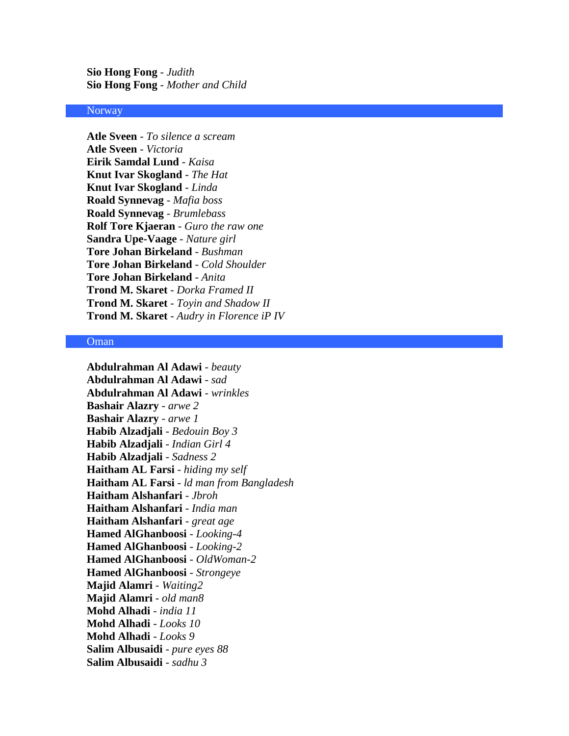**Sio Hong Fong** - *Judith*
**Sio Hong Fong** - *Mother and Child*

## Norway

**Atle Sveen** - *To silence a scream*
**Atle Sveen** - *Victoria*
**Eirik Samdal Lund** - *Kaisa*
**Knut Ivar Skogland** - *The Hat*
**Knut Ivar Skogland** - *Linda*
**Roald Synnevag** - *Mafia boss*
**Roald Synnevag** - *Brumlebass*
**Rolf Tore Kjaeran** - *Guro the raw one*
**Sandra Upe-Vaage** - *Nature girl*
**Tore Johan Birkeland** - *Bushman*
**Tore Johan Birkeland** - *Cold Shoulder*
**Tore Johan Birkeland** - *Anita*
**Trond M. Skaret** - *Dorka Framed II*
**Trond M. Skaret** - *Toyin and Shadow II*
**Trond M. Skaret** - *Audry in Florence iP IV*

## Oman

**Abdulrahman Al Adawi** - *beauty*
**Abdulrahman Al Adawi** - *sad*
**Abdulrahman Al Adawi** - *wrinkles*
**Bashair Alazry** - *arwe 2*
**Bashair Alazry** - *arwe 1*
**Habib Alzadjali** - *Bedouin Boy 3*
**Habib Alzadjali** - *Indian Girl 4*
**Habib Alzadjali** - *Sadness 2*
**Haitham AL Farsi** - *hiding my self*
**Haitham AL Farsi** - *ld man from Bangladesh*
**Haitham Alshanfari** - *Jbroh*
**Haitham Alshanfari** - *India man*
**Haitham Alshanfari** - *great age*
**Hamed AlGhanboosi** - *Looking-4*
**Hamed AlGhanboosi** - *Looking-2*
**Hamed AlGhanboosi** - *OldWoman-2*
**Hamed AlGhanboosi** - *Strongeye*
**Majid Alamri** - *Waiting2*
**Majid Alamri** - *old man8*
**Mohd Alhadi** - *india 11*
**Mohd Alhadi** - *Looks 10*
**Mohd Alhadi** - *Looks 9*
**Salim Albusaidi** - *pure eyes 88*
**Salim Albusaidi** - *sadhu 3*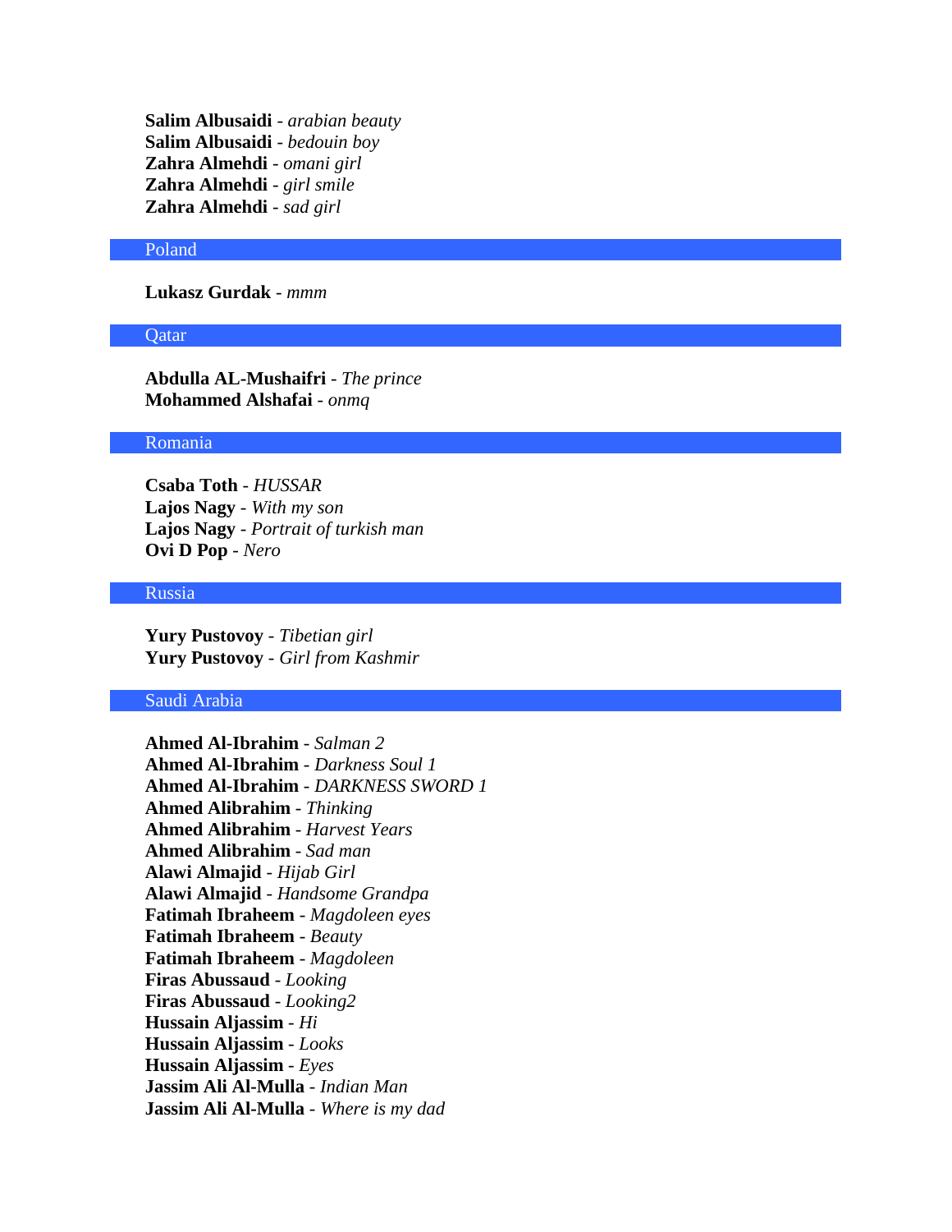**Salim Albusaidi** - *arabian beauty*
**Salim Albusaidi** - *bedouin boy*
**Zahra Almehdi** - *omani girl*
**Zahra Almehdi** - *girl smile*
**Zahra Almehdi** - *sad girl*

## Poland

**Lukasz Gurdak** - *mmm*

## Qatar

**Abdulla AL-Mushaifri** - *The prince*
**Mohammed Alshafai** - *onmq*

## Romania

**Csaba Toth** - *HUSSAR*
**Lajos Nagy** - *With my son*
**Lajos Nagy** - *Portrait of turkish man*
**Ovi D Pop** - *Nero*

## Russia

**Yury Pustovoy** - *Tibetian girl*
**Yury Pustovoy** - *Girl from Kashmir*

## Saudi Arabia

**Ahmed Al-Ibrahim** - *Salman 2*
**Ahmed Al-Ibrahim** - *Darkness Soul 1*
**Ahmed Al-Ibrahim** - *DARKNESS SWORD 1*
**Ahmed Alibrahim** - *Thinking*
**Ahmed Alibrahim** - *Harvest Years*
**Ahmed Alibrahim** - *Sad man*
**Alawi Almajid** - *Hijab Girl*
**Alawi Almajid** - *Handsome Grandpa*
**Fatimah Ibraheem** - *Magdoleen eyes*
**Fatimah Ibraheem** - *Beauty*
**Fatimah Ibraheem** - *Magdoleen*
**Firas Abussaud** - *Looking*
**Firas Abussaud** - *Looking2*
**Hussain Aljassim** - *Hi*
**Hussain Aljassim** - *Looks*
**Hussain Aljassim** - *Eyes*
**Jassim Ali Al-Mulla** - *Indian Man*
**Jassim Ali Al-Mulla** - *Where is my dad*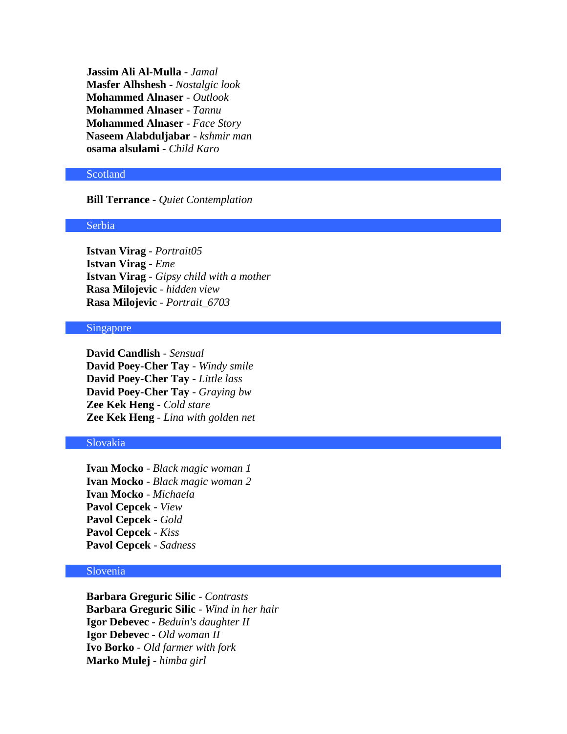**Jassim Ali Al-Mulla** - *Jamal*
**Masfer Alhshesh** - *Nostalgic look*
**Mohammed Alnaser** - *Outlook*
**Mohammed Alnaser** - *Tannu*
**Mohammed Alnaser** - *Face Story*
**Naseem Alabduljabar** - *kshmir man*
**osama alsulami** - *Child Karo*

## Scotland

**Bill Terrance** - *Quiet Contemplation*

## Serbia

**Istvan Virag** - *Portrait05*
**Istvan Virag** - *Eme*
**Istvan Virag** - *Gipsy child with a mother*
**Rasa Milojevic** - *hidden view*
**Rasa Milojevic** - *Portrait_6703*

## Singapore

**David Candlish** - *Sensual*
**David Poey-Cher Tay** - *Windy smile*
**David Poey-Cher Tay** - *Little lass*
**David Poey-Cher Tay** - *Graying bw*
**Zee Kek Heng** - *Cold stare*
**Zee Kek Heng** - *Lina with golden net*

## Slovakia

**Ivan Mocko** - *Black magic woman 1*
**Ivan Mocko** - *Black magic woman 2*
**Ivan Mocko** - *Michaela*
**Pavol Cepcek** - *View*
**Pavol Cepcek** - *Gold*
**Pavol Cepcek** - *Kiss*
**Pavol Cepcek** - *Sadness*

## Slovenia

**Barbara Greguric Silic** - *Contrasts*
**Barbara Greguric Silic** - *Wind in her hair*
**Igor Debevec** - *Beduin's daughter II*
**Igor Debevec** - *Old woman II*
**Ivo Borko** - *Old farmer with fork*
**Marko Mulej** - *himba girl*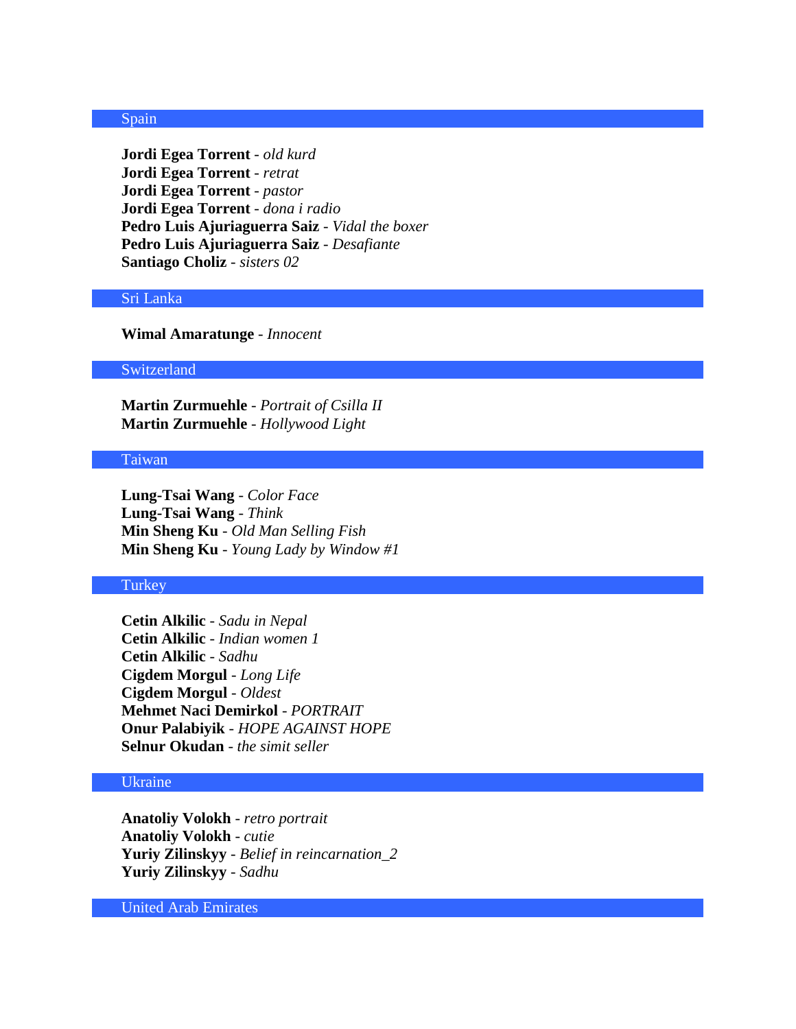## Spain

**Jordi Egea Torrent** - *old kurd*
**Jordi Egea Torrent** - *retrat*
**Jordi Egea Torrent** - *pastor*
**Jordi Egea Torrent** - *dona i radio*
**Pedro Luis Ajuriaguerra Saiz** - *Vidal the boxer*
**Pedro Luis Ajuriaguerra Saiz** - *Desafiante*
**Santiago Choliz** - *sisters 02*

## Sri Lanka

**Wimal Amaratunge** - *Innocent*

## Switzerland

**Martin Zurmuehle** - *Portrait of Csilla II*
**Martin Zurmuehle** - *Hollywood Light*

## Taiwan

**Lung-Tsai Wang** - *Color Face*
**Lung-Tsai Wang** - *Think*
**Min Sheng Ku** - *Old Man Selling Fish*
**Min Sheng Ku** - *Young Lady by Window #1*

## Turkey

**Cetin Alkilic** - *Sadu in Nepal*
**Cetin Alkilic** - *Indian women 1*
**Cetin Alkilic** - *Sadhu*
**Cigdem Morgul** - *Long Life*
**Cigdem Morgul** - *Oldest*
**Mehmet Naci Demirkol** - *PORTRAIT*
**Onur Palabiyik** - *HOPE AGAINST HOPE*
**Selnur Okudan** - *the simit seller*

## Ukraine

**Anatoliy Volokh** - *retro portrait*
**Anatoliy Volokh** - *cutie*
**Yuriy Zilinskyy** - *Belief in reincarnation_2*
**Yuriy Zilinskyy** - *Sadhu*

## United Arab Emirates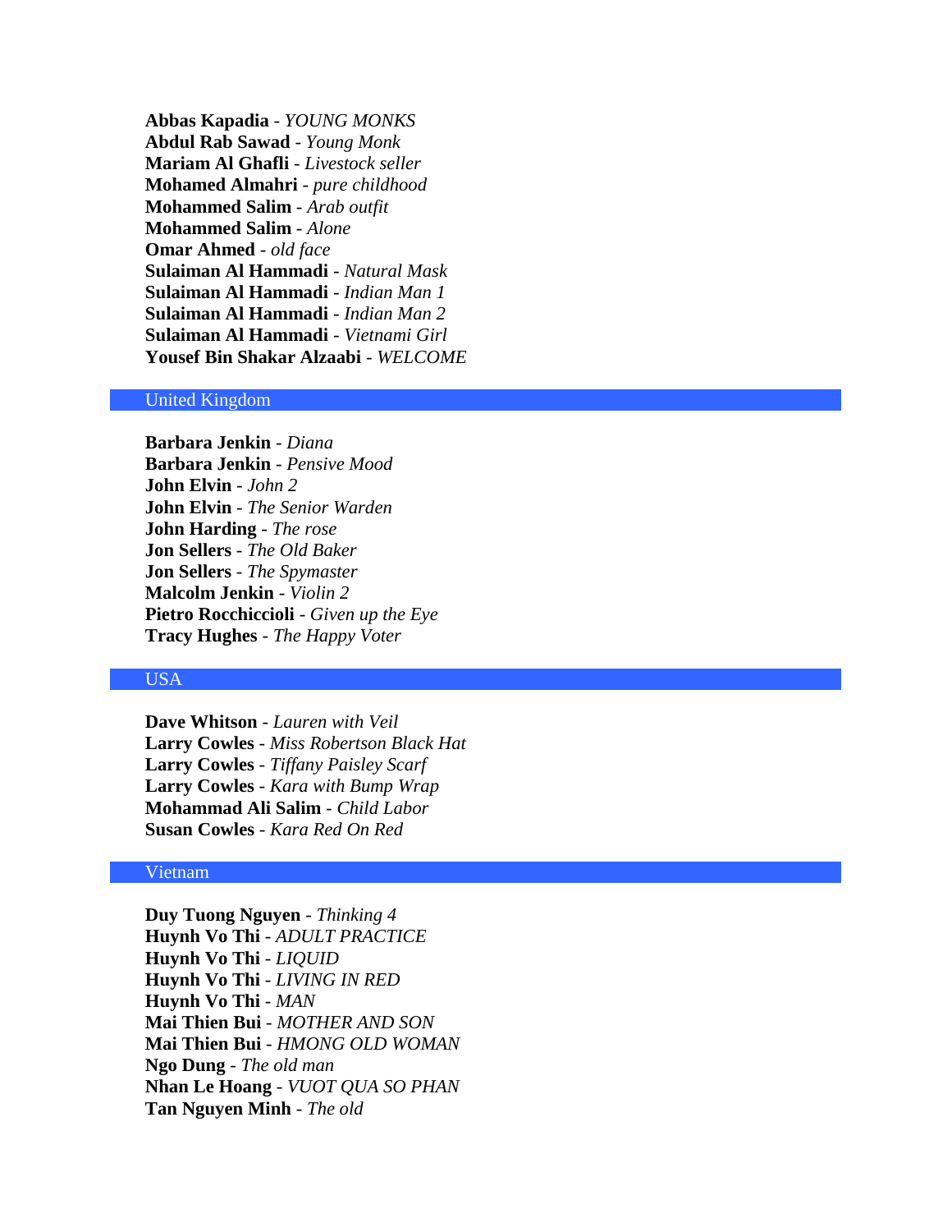**Abbas Kapadia** - *YOUNG MONKS*
**Abdul Rab Sawad** - *Young Monk*
**Mariam Al Ghafli** - *Livestock seller*
**Mohamed Almahri** - *pure childhood*
**Mohammed Salim** - *Arab outfit*
**Mohammed Salim** - *Alone*
**Omar Ahmed** - *old face*
**Sulaiman Al Hammadi** - *Natural Mask*
**Sulaiman Al Hammadi** - *Indian Man 1*
**Sulaiman Al Hammadi** - *Indian Man 2*
**Sulaiman Al Hammadi** - *Vietnami Girl*
**Yousef Bin Shakar Alzaabi** - *WELCOME*

## United Kingdom

**Barbara Jenkin** - *Diana*
**Barbara Jenkin** - *Pensive Mood*
**John Elvin** - *John 2*
**John Elvin** - *The Senior Warden*
**John Harding** - *The rose*
**Jon Sellers** - *The Old Baker*
**Jon Sellers** - *The Spymaster*
**Malcolm Jenkin** - *Violin 2*
**Pietro Rocchiccioli** - *Given up the Eye*
**Tracy Hughes** - *The Happy Voter*

## USA

**Dave Whitson** - *Lauren with Veil*
**Larry Cowles** - *Miss Robertson Black Hat*
**Larry Cowles** - *Tiffany Paisley Scarf*
**Larry Cowles** - *Kara with Bump Wrap*
**Mohammad Ali Salim** - *Child Labor*
**Susan Cowles** - *Kara Red On Red*

## Vietnam

**Duy Tuong Nguyen** - *Thinking 4*
**Huynh Vo Thi** - *ADULT PRACTICE*
**Huynh Vo Thi** - *LIQUID*
**Huynh Vo Thi** - *LIVING IN RED*
**Huynh Vo Thi** - *MAN*
**Mai Thien Bui** - *MOTHER AND SON*
**Mai Thien Bui** - *HMONG OLD WOMAN*
**Ngo Dung** - *The old man*
**Nhan Le Hoang** - *VUOT QUA SO PHAN*
**Tan Nguyen Minh** - *The old*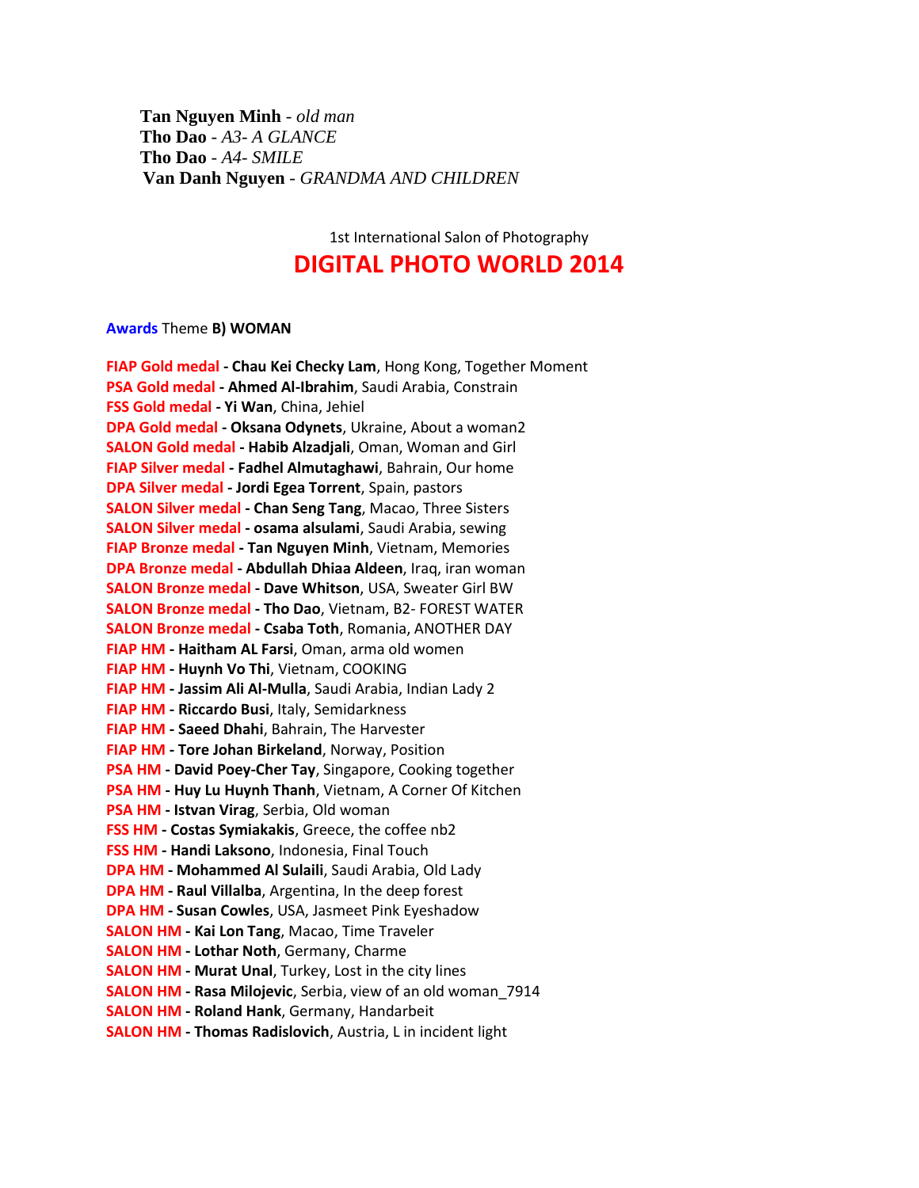**Tan Nguyen Minh** - *old man*
**Tho Dao** - *A3- A GLANCE*
**Tho Dao** - *A4- SMILE*
**Van Danh Nguyen** - *GRANDMA AND CHILDREN*

1st International Salon of Photography

# DIGITAL PHOTO WORLD 2014

**Awards** Theme **B) WOMAN**

**FIAP Gold medal - Chau Kei Checky Lam**, Hong Kong, Together Moment
**PSA Gold medal - Ahmed Al-Ibrahim**, Saudi Arabia, Constrain
**FSS Gold medal - Yi Wan**, China, Jehiel
**DPA Gold medal - Oksana Odynets**, Ukraine, About a woman2
**SALON Gold medal - Habib Alzadjali**, Oman, Woman and Girl
**FIAP Silver medal - Fadhel Almutaghawi**, Bahrain, Our home
**DPA Silver medal - Jordi Egea Torrent**, Spain, pastors
**SALON Silver medal - Chan Seng Tang**, Macao, Three Sisters
**SALON Silver medal - osama alsulami**, Saudi Arabia, sewing
**FIAP Bronze medal - Tan Nguyen Minh**, Vietnam, Memories
**DPA Bronze medal - Abdullah Dhiaa Aldeen**, Iraq, iran woman
**SALON Bronze medal - Dave Whitson**, USA, Sweater Girl BW
**SALON Bronze medal - Tho Dao**, Vietnam, B2- FOREST WATER
**SALON Bronze medal - Csaba Toth**, Romania, ANOTHER DAY
**FIAP HM - Haitham AL Farsi**, Oman, arma old women
**FIAP HM - Huynh Vo Thi**, Vietnam, COOKING
**FIAP HM - Jassim Ali Al-Mulla**, Saudi Arabia, Indian Lady 2
**FIAP HM - Riccardo Busi**, Italy, Semidarkness
**FIAP HM - Saeed Dhahi**, Bahrain, The Harvester
**FIAP HM - Tore Johan Birkeland**, Norway, Position
**PSA HM - David Poey-Cher Tay**, Singapore, Cooking together
**PSA HM - Huy Lu Huynh Thanh**, Vietnam, A Corner Of Kitchen
**PSA HM - Istvan Virag**, Serbia, Old woman
**FSS HM - Costas Symiakakis**, Greece, the coffee nb2
**FSS HM - Handi Laksono**, Indonesia, Final Touch
**DPA HM - Mohammed Al Sulaili**, Saudi Arabia, Old Lady
**DPA HM - Raul Villalba**, Argentina, In the deep forest
**DPA HM - Susan Cowles**, USA, Jasmeet Pink Eyeshadow
**SALON HM - Kai Lon Tang**, Macao, Time Traveler
**SALON HM - Lothar Noth**, Germany, Charme
**SALON HM - Murat Unal**, Turkey, Lost in the city lines
**SALON HM - Rasa Milojevic**, Serbia, view of an old woman_7914
**SALON HM - Roland Hank**, Germany, Handarbeit
**SALON HM - Thomas Radislovich**, Austria, L in incident light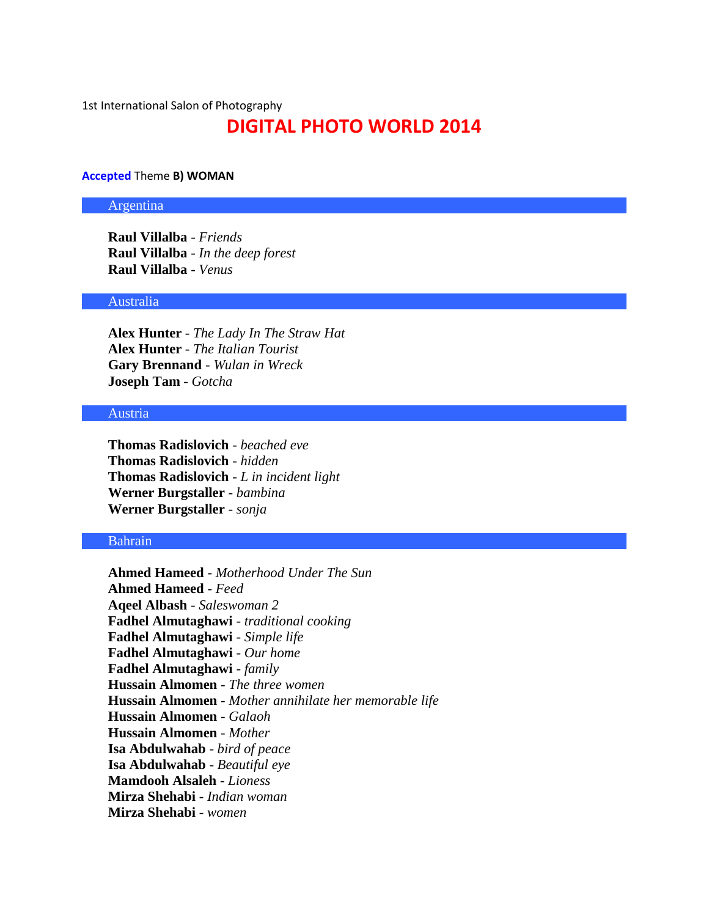1st International Salon of Photography

# DIGITAL PHOTO WORLD 2014

**Accepted** Theme **B) WOMAN**

## Argentina

**Raul Villalba** - *Friends*
**Raul Villalba** - *In the deep forest*
**Raul Villalba** - *Venus*

## Australia

**Alex Hunter** - *The Lady In The Straw Hat*
**Alex Hunter** - *The Italian Tourist*
**Gary Brennand** - *Wulan in Wreck*
**Joseph Tam** - *Gotcha*

## Austria

**Thomas Radislovich** - *beached eve*
**Thomas Radislovich** - *hidden*
**Thomas Radislovich** - *L in incident light*
**Werner Burgstaller** - *bambina*
**Werner Burgstaller** - *sonja*

## Bahrain

**Ahmed Hameed** - *Motherhood Under The Sun*
**Ahmed Hameed** - *Feed*
**Aqeel Albash** - *Saleswoman 2*
**Fadhel Almutaghawi** - *traditional cooking*
**Fadhel Almutaghawi** - *Simple life*
**Fadhel Almutaghawi** - *Our home*
**Fadhel Almutaghawi** - *family*
**Hussain Almomen** - *The three women*
**Hussain Almomen** - *Mother annihilate her memorable life*
**Hussain Almomen** - *Galaoh*
**Hussain Almomen** - *Mother*
**Isa Abdulwahab** - *bird of peace*
**Isa Abdulwahab** - *Beautiful eye*
**Mamdooh Alsaleh** - *Lioness*
**Mirza Shehabi** - *Indian woman*
**Mirza Shehabi** - *women*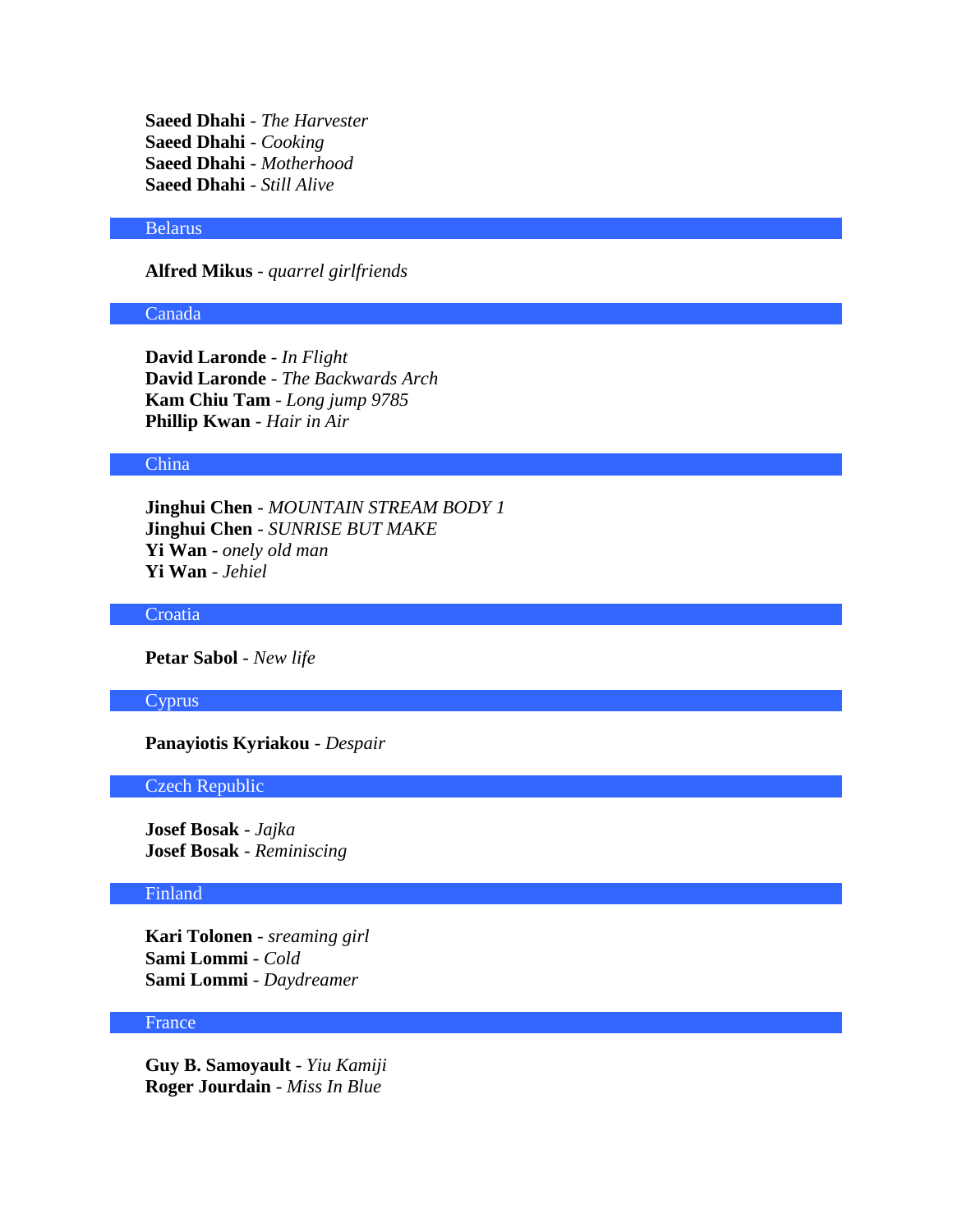**Saeed Dhahi** - *The Harvester*
**Saeed Dhahi** - *Cooking*
**Saeed Dhahi** - *Motherhood*
**Saeed Dhahi** - *Still Alive*

## Belarus

**Alfred Mikus** - *quarrel girlfriends*

## Canada

**David Laronde** - *In Flight*
**David Laronde** - *The Backwards Arch*
**Kam Chiu Tam** - *Long jump 9785*
**Phillip Kwan** - *Hair in Air*

## China

**Jinghui Chen** - *MOUNTAIN STREAM BODY 1*
**Jinghui Chen** - *SUNRISE BUT MAKE*
**Yi Wan** - *onely old man*
**Yi Wan** - *Jehiel*

## Croatia

**Petar Sabol** - *New life*

## Cyprus

**Panayiotis Kyriakou** - *Despair*

## Czech Republic

**Josef Bosak** - *Jajka*
**Josef Bosak** - *Reminiscing*

## Finland

**Kari Tolonen** - *sreaming girl*
**Sami Lommi** - *Cold*
**Sami Lommi** - *Daydreamer*

## France

**Guy B. Samoyault** - *Yiu Kamiji*
**Roger Jourdain** - *Miss In Blue*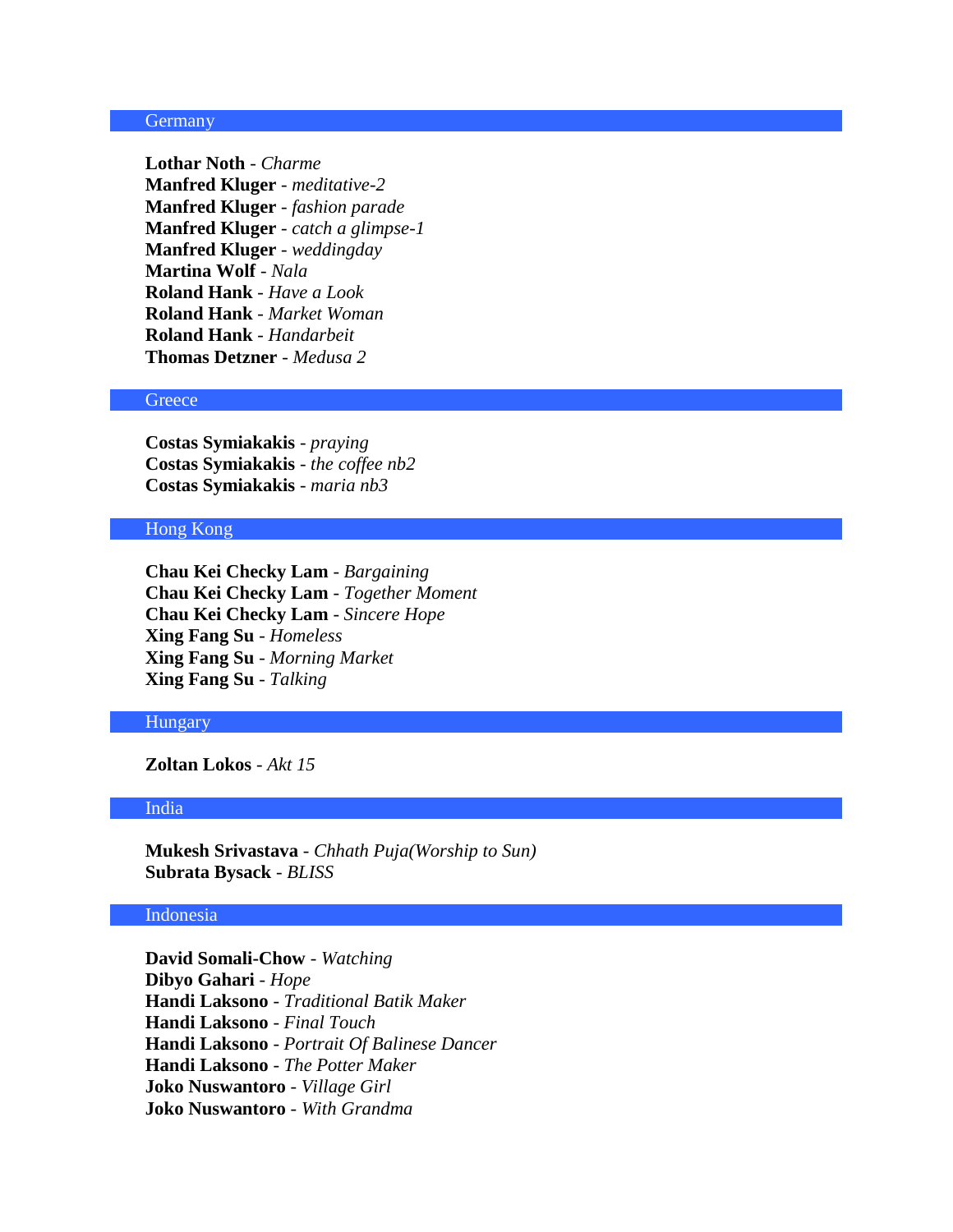## Germany

**Lothar Noth** - *Charme*
**Manfred Kluger** - *meditative-2*
**Manfred Kluger** - *fashion parade*
**Manfred Kluger** - *catch a glimpse-1*
**Manfred Kluger** - *weddingday*
**Martina Wolf** - *Nala*
**Roland Hank** - *Have a Look*
**Roland Hank** - *Market Woman*
**Roland Hank** - *Handarbeit*
**Thomas Detzner** - *Medusa 2*

## Greece

**Costas Symiakakis** - *praying*
**Costas Symiakakis** - *the coffee nb2*
**Costas Symiakakis** - *maria nb3*

## Hong Kong

**Chau Kei Checky Lam** - *Bargaining*
**Chau Kei Checky Lam** - *Together Moment*
**Chau Kei Checky Lam** - *Sincere Hope*
**Xing Fang Su** - *Homeless*
**Xing Fang Su** - *Morning Market*
**Xing Fang Su** - *Talking*

## Hungary

**Zoltan Lokos** - *Akt 15*

## India

**Mukesh Srivastava** - *Chhath Puja(Worship to Sun)*
**Subrata Bysack** - *BLISS*

## Indonesia

**David Somali-Chow** - *Watching*
**Dibyo Gahari** - *Hope*
**Handi Laksono** - *Traditional Batik Maker*
**Handi Laksono** - *Final Touch*
**Handi Laksono** - *Portrait Of Balinese Dancer*
**Handi Laksono** - *The Potter Maker*
**Joko Nuswantoro** - *Village Girl*
**Joko Nuswantoro** - *With Grandma*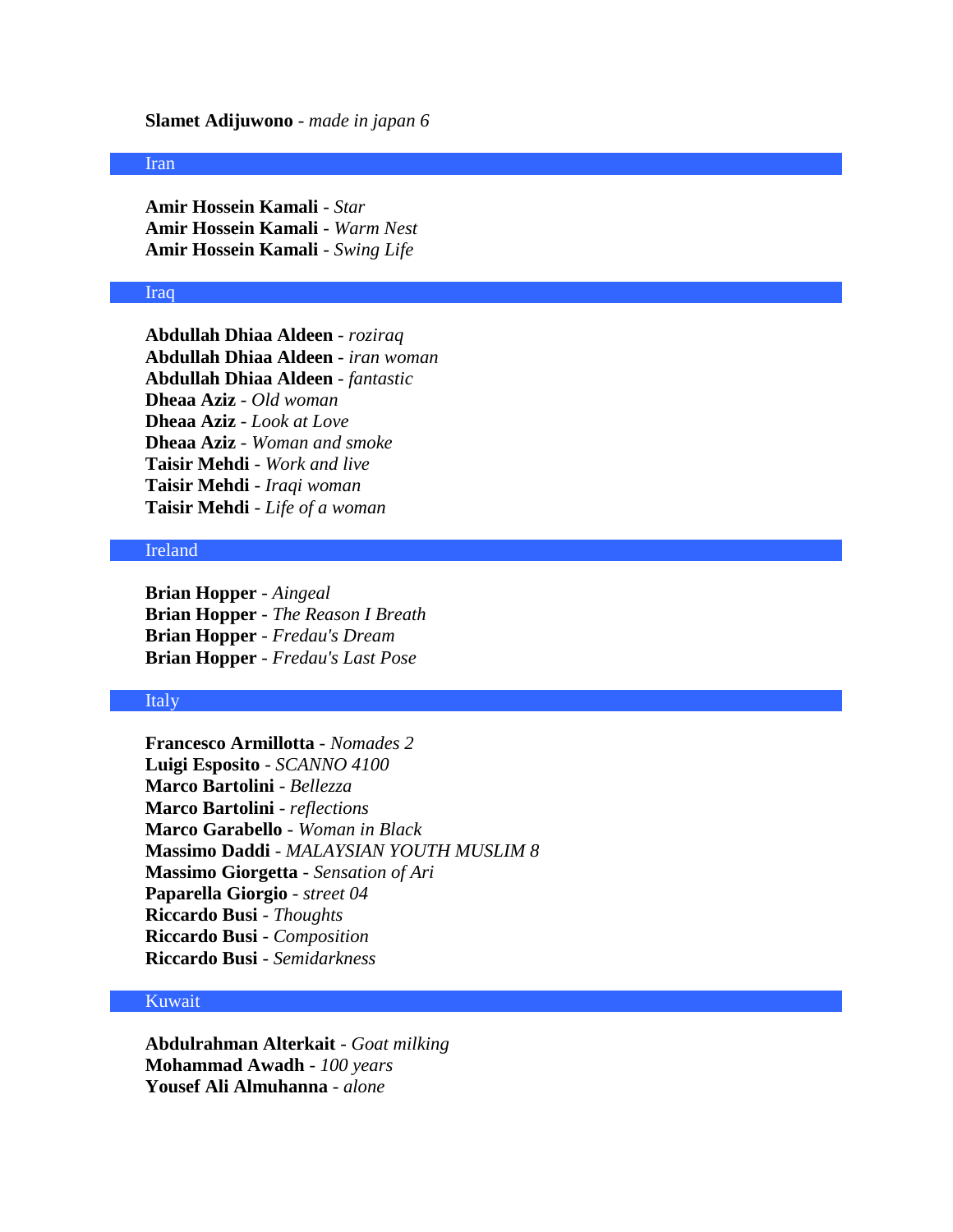**Slamet Adijuwono** - *made in japan 6*

## Iran

**Amir Hossein Kamali** - *Star*
**Amir Hossein Kamali** - *Warm Nest*
**Amir Hossein Kamali** - *Swing Life*

## Iraq

**Abdullah Dhiaa Aldeen** - *roziraq*
**Abdullah Dhiaa Aldeen** - *iran woman*
**Abdullah Dhiaa Aldeen** - *fantastic*
**Dheaa Aziz** - *Old woman*
**Dheaa Aziz** - *Look at Love*
**Dheaa Aziz** - *Woman and smoke*
**Taisir Mehdi** - *Work and live*
**Taisir Mehdi** - *Iraqi woman*
**Taisir Mehdi** - *Life of a woman*

## Ireland

**Brian Hopper** - *Aingeal*
**Brian Hopper** - *The Reason I Breath*
**Brian Hopper** - *Fredau's Dream*
**Brian Hopper** - *Fredau's Last Pose*

## Italy

**Francesco Armillotta** - *Nomades 2*
**Luigi Esposito** - *SCANNO 4100*
**Marco Bartolini** - *Bellezza*
**Marco Bartolini** - *reflections*
**Marco Garabello** - *Woman in Black*
**Massimo Daddi** - *MALAYSIAN YOUTH MUSLIM 8*
**Massimo Giorgetta** - *Sensation of Ari*
**Paparella Giorgio** - *street 04*
**Riccardo Busi** - *Thoughts*
**Riccardo Busi** - *Composition*
**Riccardo Busi** - *Semidarkness*

## Kuwait

**Abdulrahman Alterkait** - *Goat milking*
**Mohammad Awadh** - *100 years*
**Yousef Ali Almuhanna** - *alone*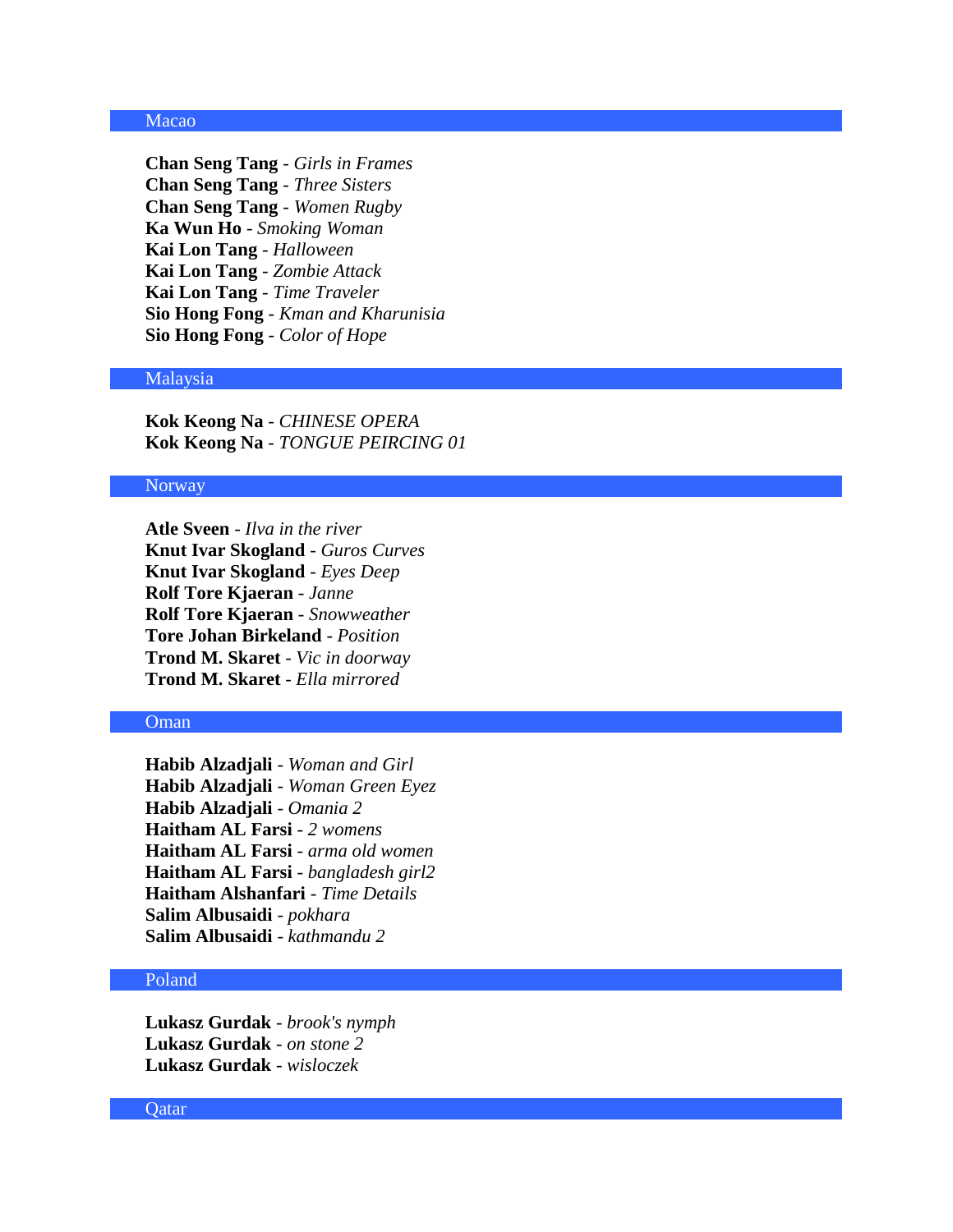## Macao

**Chan Seng Tang** - *Girls in Frames*
**Chan Seng Tang** - *Three Sisters*
**Chan Seng Tang** - *Women Rugby*
**Ka Wun Ho** - *Smoking Woman*
**Kai Lon Tang** - *Halloween*
**Kai Lon Tang** - *Zombie Attack*
**Kai Lon Tang** - *Time Traveler*
**Sio Hong Fong** - *Kman and Kharunisia*
**Sio Hong Fong** - *Color of Hope*

## Malaysia

**Kok Keong Na** - *CHINESE OPERA*
**Kok Keong Na** - *TONGUE PEIRCING 01*

## Norway

**Atle Sveen** - *Ilva in the river*
**Knut Ivar Skogland** - *Guros Curves*
**Knut Ivar Skogland** - *Eyes Deep*
**Rolf Tore Kjaeran** - *Janne*
**Rolf Tore Kjaeran** - *Snowweather*
**Tore Johan Birkeland** - *Position*
**Trond M. Skaret** - *Vic in doorway*
**Trond M. Skaret** - *Ella mirrored*

## Oman

**Habib Alzadjali** - *Woman and Girl*
**Habib Alzadjali** - *Woman Green Eyez*
**Habib Alzadjali** - *Omania 2*
**Haitham AL Farsi** - *2 womens*
**Haitham AL Farsi** - *arma old women*
**Haitham AL Farsi** - *bangladesh girl2*
**Haitham Alshanfari** - *Time Details*
**Salim Albusaidi** - *pokhara*
**Salim Albusaidi** - *kathmandu 2*

## Poland

**Lukasz Gurdak** - *brook's nymph*
**Lukasz Gurdak** - *on stone 2*
**Lukasz Gurdak** - *wisloczek*

## Qatar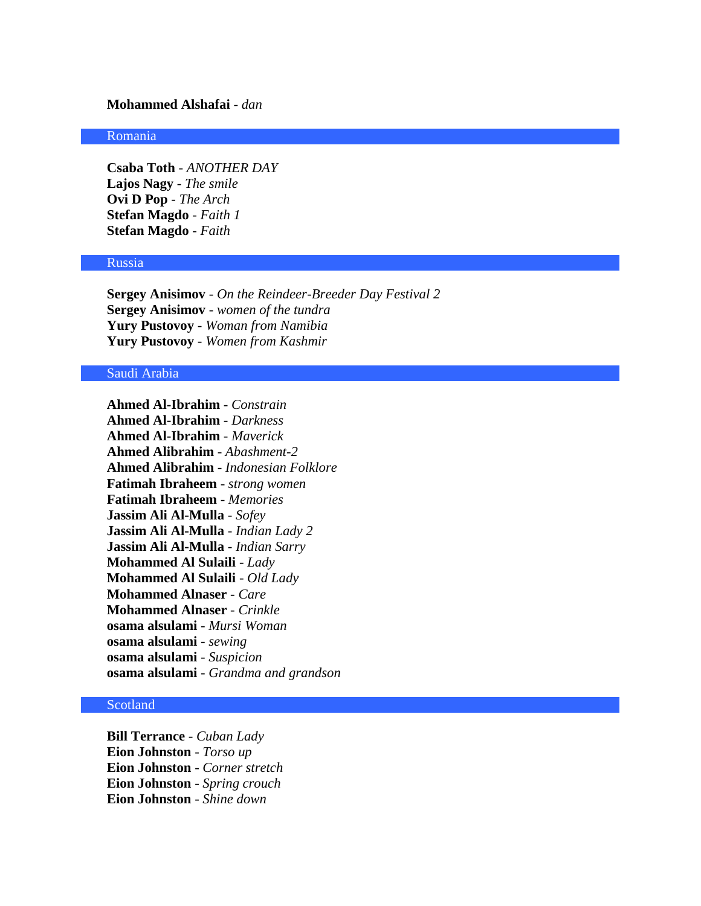**Mohammed Alshafai** - *dan*

## Romania

**Csaba Toth** - *ANOTHER DAY*
**Lajos Nagy** - *The smile*
**Ovi D Pop** - *The Arch*
**Stefan Magdo** - *Faith 1*
**Stefan Magdo** - *Faith*

## Russia

**Sergey Anisimov** - *On the Reindeer-Breeder Day Festival 2*
**Sergey Anisimov** - *women of the tundra*
**Yury Pustovoy** - *Woman from Namibia*
**Yury Pustovoy** - *Women from Kashmir*

## Saudi Arabia

**Ahmed Al-Ibrahim** - *Constrain*
**Ahmed Al-Ibrahim** - *Darkness*
**Ahmed Al-Ibrahim** - *Maverick*
**Ahmed Alibrahim** - *Abashment-2*
**Ahmed Alibrahim** - *Indonesian Folklore*
**Fatimah Ibraheem** - *strong women*
**Fatimah Ibraheem** - *Memories*
**Jassim Ali Al-Mulla** - *Sofey*
**Jassim Ali Al-Mulla** - *Indian Lady 2*
**Jassim Ali Al-Mulla** - *Indian Sarry*
**Mohammed Al Sulaili** - *Lady*
**Mohammed Al Sulaili** - *Old Lady*
**Mohammed Alnaser** - *Care*
**Mohammed Alnaser** - *Crinkle*
**osama alsulami** - *Mursi Woman*
**osama alsulami** - *sewing*
**osama alsulami** - *Suspicion*
**osama alsulami** - *Grandma and grandson*

## Scotland

**Bill Terrance** - *Cuban Lady*
**Eion Johnston** - *Torso up*
**Eion Johnston** - *Corner stretch*
**Eion Johnston** - *Spring crouch*
**Eion Johnston** - *Shine down*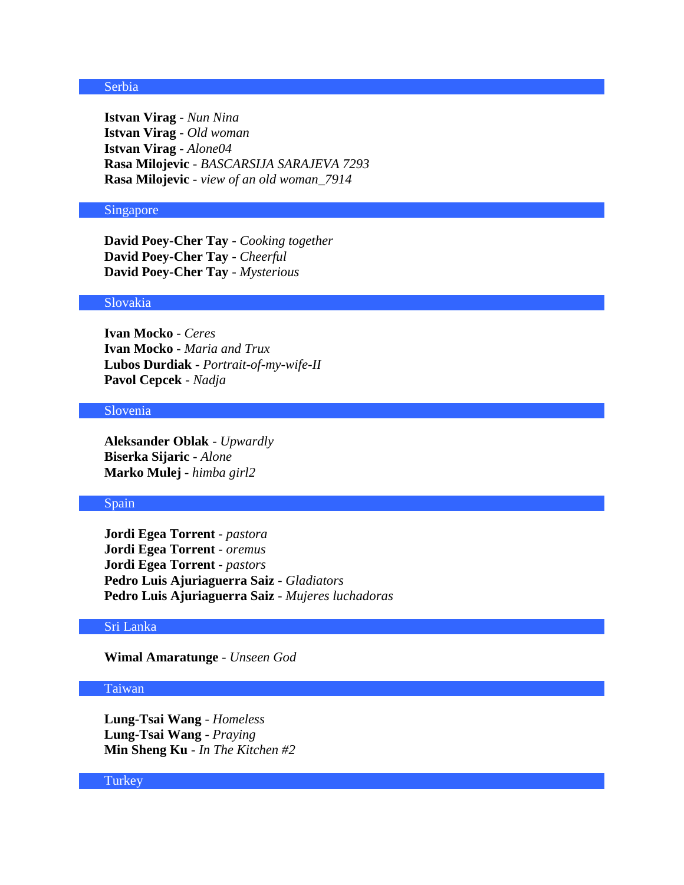## Serbia

**Istvan Virag** - *Nun Nina*
**Istvan Virag** - *Old woman*
**Istvan Virag** - *Alone04*
**Rasa Milojevic** - *BASCARSIJA SARAJEVA 7293*
**Rasa Milojevic** - *view of an old woman_7914*

## Singapore

**David Poey-Cher Tay** - *Cooking together*
**David Poey-Cher Tay** - *Cheerful*
**David Poey-Cher Tay** - *Mysterious*

## Slovakia

**Ivan Mocko** - *Ceres*
**Ivan Mocko** - *Maria and Trux*
**Lubos Durdiak** - *Portrait-of-my-wife-II*
**Pavol Cepcek** - *Nadja*

## Slovenia

**Aleksander Oblak** - *Upwardly*
**Biserka Sijaric** - *Alone*
**Marko Mulej** - *himba girl2*

## Spain

**Jordi Egea Torrent** - *pastora*
**Jordi Egea Torrent** - *oremus*
**Jordi Egea Torrent** - *pastors*
**Pedro Luis Ajuriaguerra Saiz** - *Gladiators*
**Pedro Luis Ajuriaguerra Saiz** - *Mujeres luchadoras*

## Sri Lanka

**Wimal Amaratunge** - *Unseen God*

## Taiwan

**Lung-Tsai Wang** - *Homeless*
**Lung-Tsai Wang** - *Praying*
**Min Sheng Ku** - *In The Kitchen #2*

## Turkey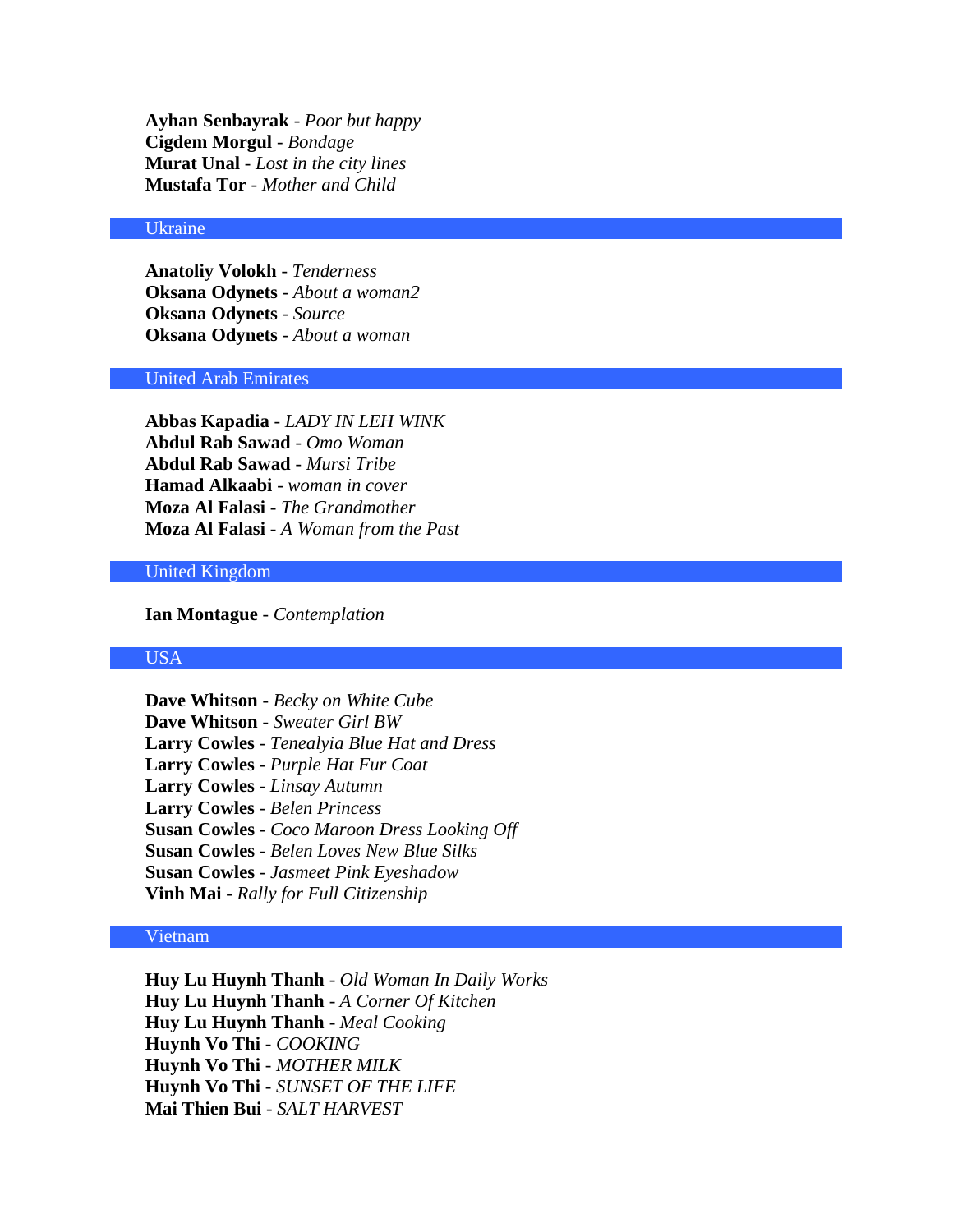**Ayhan Senbayrak** - *Poor but happy*
**Cigdem Morgul** - *Bondage*
**Murat Unal** - *Lost in the city lines*
**Mustafa Tor** - *Mother and Child*

## Ukraine

**Anatoliy Volokh** - *Tenderness*
**Oksana Odynets** - *About a woman2*
**Oksana Odynets** - *Source*
**Oksana Odynets** - *About a woman*

## United Arab Emirates

**Abbas Kapadia** - *LADY IN LEH WINK*
**Abdul Rab Sawad** - *Omo Woman*
**Abdul Rab Sawad** - *Mursi Tribe*
**Hamad Alkaabi** - *woman in cover*
**Moza Al Falasi** - *The Grandmother*
**Moza Al Falasi** - *A Woman from the Past*

## United Kingdom

**Ian Montague** - *Contemplation*

## USA

**Dave Whitson** - *Becky on White Cube*
**Dave Whitson** - *Sweater Girl BW*
**Larry Cowles** - *Tenealyia Blue Hat and Dress*
**Larry Cowles** - *Purple Hat Fur Coat*
**Larry Cowles** - *Linsay Autumn*
**Larry Cowles** - *Belen Princess*
**Susan Cowles** - *Coco Maroon Dress Looking Off*
**Susan Cowles** - *Belen Loves New Blue Silks*
**Susan Cowles** - *Jasmeet Pink Eyeshadow*
**Vinh Mai** - *Rally for Full Citizenship*

## Vietnam

**Huy Lu Huynh Thanh** - *Old Woman In Daily Works*
**Huy Lu Huynh Thanh** - *A Corner Of Kitchen*
**Huy Lu Huynh Thanh** - *Meal Cooking*
**Huynh Vo Thi** - *COOKING*
**Huynh Vo Thi** - *MOTHER MILK*
**Huynh Vo Thi** - *SUNSET OF THE LIFE*
**Mai Thien Bui** - *SALT HARVEST*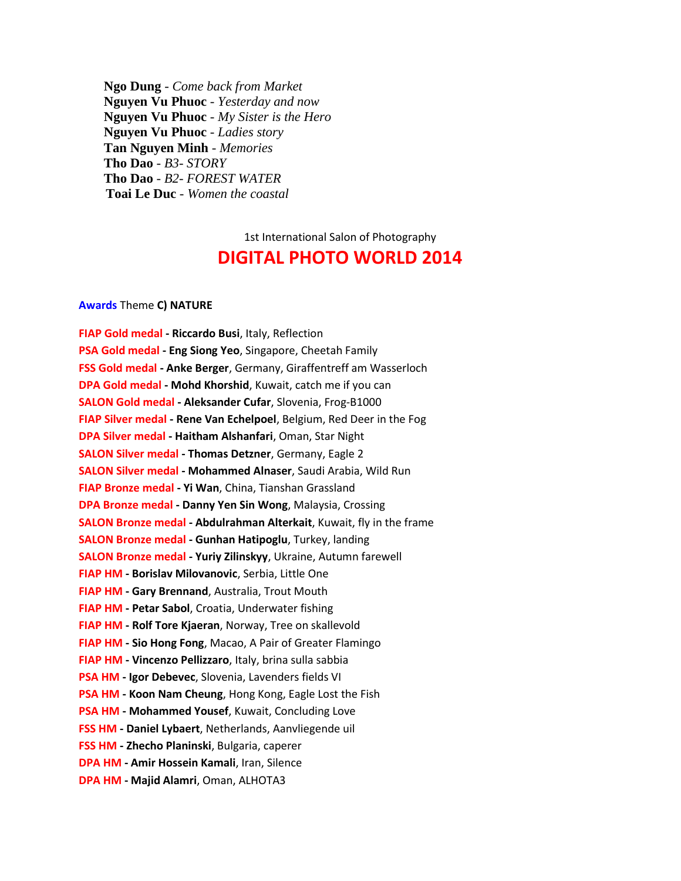**Ngo Dung** - *Come back from Market*
**Nguyen Vu Phuoc** - *Yesterday and now*
**Nguyen Vu Phuoc** - *My Sister is the Hero*
**Nguyen Vu Phuoc** - *Ladies story*
**Tan Nguyen Minh** - *Memories*
**Tho Dao** - *B3- STORY*
**Tho Dao** - *B2- FOREST WATER*
**Toai Le Duc** - *Women the coastal*

1st International Salon of Photography

# DIGITAL PHOTO WORLD 2014

**Awards** Theme **C) NATURE**

**FIAP Gold medal - Riccardo Busi**, Italy, Reflection
**PSA Gold medal - Eng Siong Yeo**, Singapore, Cheetah Family
**FSS Gold medal - Anke Berger**, Germany, Giraffentreff am Wasserloch
**DPA Gold medal - Mohd Khorshid**, Kuwait, catch me if you can
**SALON Gold medal - Aleksander Cufar**, Slovenia, Frog-B1000
**FIAP Silver medal - Rene Van Echelpoel**, Belgium, Red Deer in the Fog
**DPA Silver medal - Haitham Alshanfari**, Oman, Star Night
**SALON Silver medal - Thomas Detzner**, Germany, Eagle 2
**SALON Silver medal - Mohammed Alnaser**, Saudi Arabia, Wild Run
**FIAP Bronze medal - Yi Wan**, China, Tianshan Grassland
**DPA Bronze medal - Danny Yen Sin Wong**, Malaysia, Crossing
**SALON Bronze medal - Abdulrahman Alterkait**, Kuwait, fly in the frame
**SALON Bronze medal - Gunhan Hatipoglu**, Turkey, landing
**SALON Bronze medal - Yuriy Zilinskyy**, Ukraine, Autumn farewell
**FIAP HM - Borislav Milovanovic**, Serbia, Little One
**FIAP HM - Gary Brennand**, Australia, Trout Mouth
**FIAP HM - Petar Sabol**, Croatia, Underwater fishing
**FIAP HM - Rolf Tore Kjaeran**, Norway, Tree on skallevold
**FIAP HM - Sio Hong Fong**, Macao, A Pair of Greater Flamingo
**FIAP HM - Vincenzo Pellizzaro**, Italy, brina sulla sabbia
**PSA HM - Igor Debevec**, Slovenia, Lavenders fields VI
**PSA HM - Koon Nam Cheung**, Hong Kong, Eagle Lost the Fish
**PSA HM - Mohammed Yousef**, Kuwait, Concluding Love
**FSS HM - Daniel Lybaert**, Netherlands, Aanvliegende uil
**FSS HM - Zhecho Planinski**, Bulgaria, caperer
**DPA HM - Amir Hossein Kamali**, Iran, Silence
**DPA HM - Majid Alamri**, Oman, ALHOTA3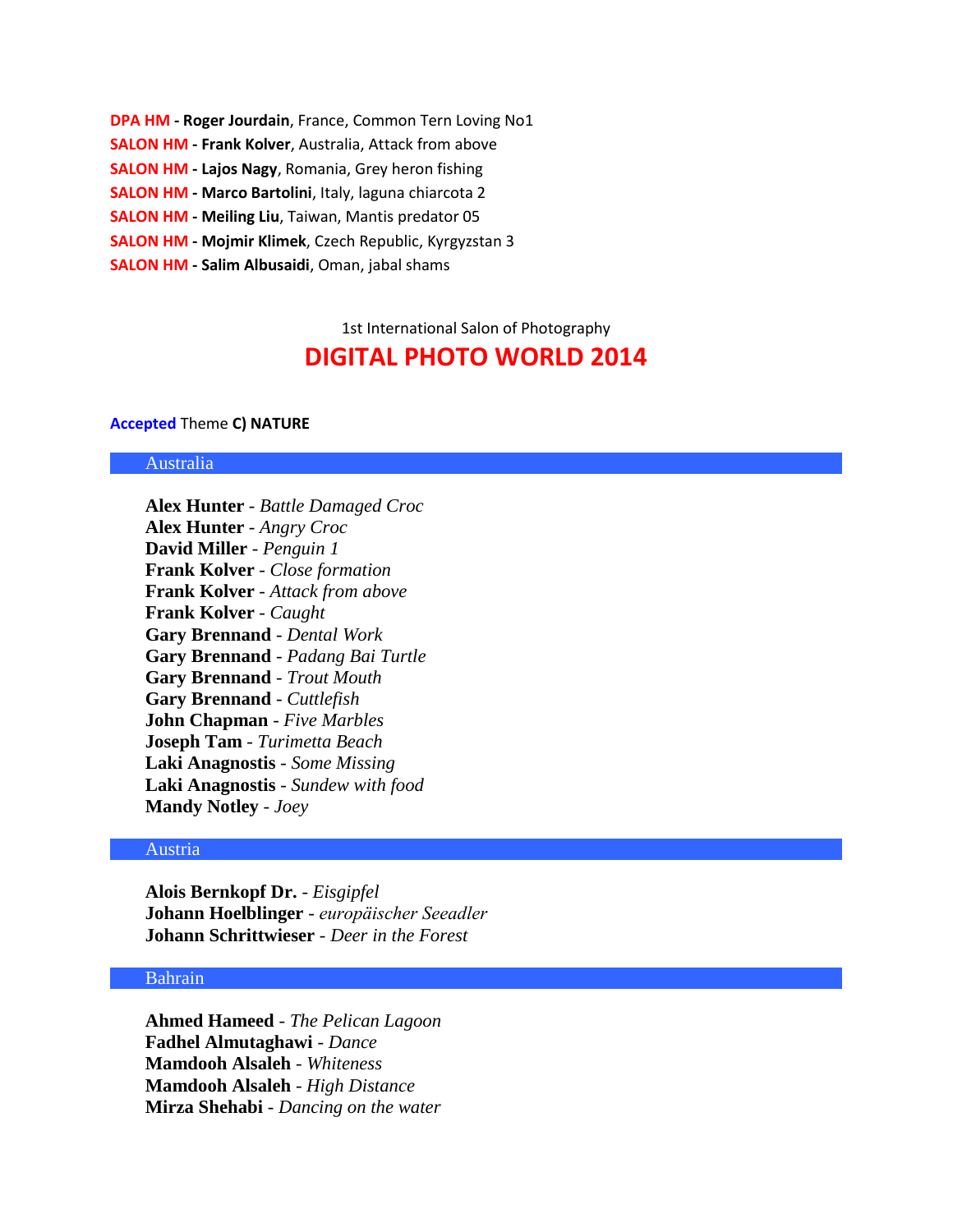**DPA HM - Roger Jourdain**, France, Common Tern Loving No1
**SALON HM - Frank Kolver**, Australia, Attack from above
**SALON HM - Lajos Nagy**, Romania, Grey heron fishing
**SALON HM - Marco Bartolini**, Italy, laguna chiarcota 2
**SALON HM - Meiling Liu**, Taiwan, Mantis predator 05
**SALON HM - Mojmir Klimek**, Czech Republic, Kyrgyzstan 3
**SALON HM - Salim Albusaidi**, Oman, jabal shams

1st International Salon of Photography

# DIGITAL PHOTO WORLD 2014

**Accepted** Theme **C) NATURE**

## Australia

**Alex Hunter** - *Battle Damaged Croc*
**Alex Hunter** - *Angry Croc*
**David Miller** - *Penguin 1*
**Frank Kolver** - *Close formation*
**Frank Kolver** - *Attack from above*
**Frank Kolver** - *Caught*
**Gary Brennand** - *Dental Work*
**Gary Brennand** - *Padang Bai Turtle*
**Gary Brennand** - *Trout Mouth*
**Gary Brennand** - *Cuttlefish*
**John Chapman** - *Five Marbles*
**Joseph Tam** - *Turimetta Beach*
**Laki Anagnostis** - *Some Missing*
**Laki Anagnostis** - *Sundew with food*
**Mandy Notley** - *Joey*

## Austria

**Alois Bernkopf Dr.** - *Eisgipfel*
**Johann Hoelblinger** - *europäischer Seeadler*
**Johann Schrittwieser** - *Deer in the Forest*

## Bahrain

**Ahmed Hameed** - *The Pelican Lagoon*
**Fadhel Almutaghawi** - *Dance*
**Mamdooh Alsaleh** - *Whiteness*
**Mamdooh Alsaleh** - *High Distance*
**Mirza Shehabi** - *Dancing on the water*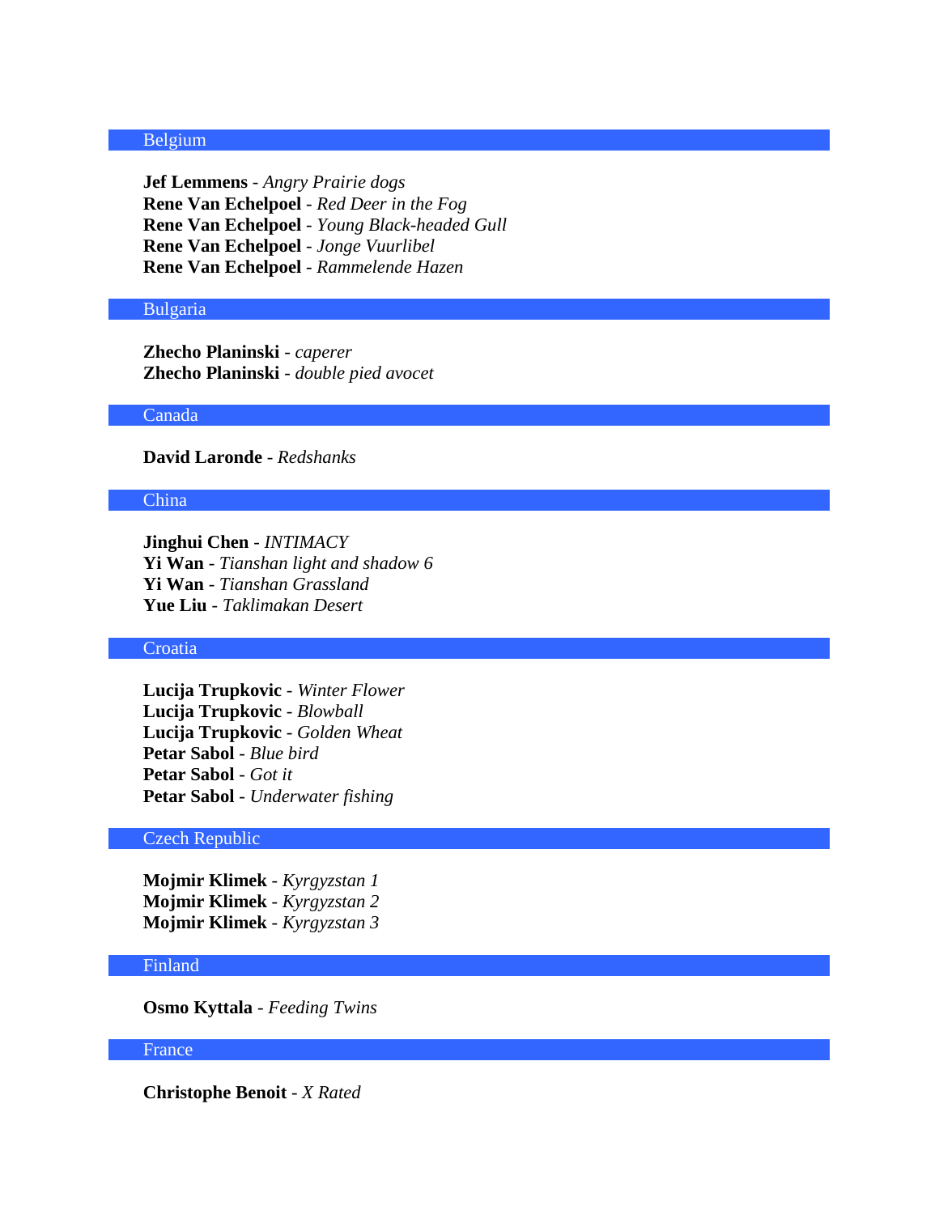## Belgium

**Jef Lemmens** - *Angry Prairie dogs*
**Rene Van Echelpoel** - *Red Deer in the Fog*
**Rene Van Echelpoel** - *Young Black-headed Gull*
**Rene Van Echelpoel** - *Jonge Vuurlibel*
**Rene Van Echelpoel** - *Rammelende Hazen*

## Bulgaria

**Zhecho Planinski** - *caperer*
**Zhecho Planinski** - *double pied avocet*

## Canada

**David Laronde** - *Redshanks*

## China

**Jinghui Chen** - *INTIMACY*
**Yi Wan** - *Tianshan light and shadow 6*
**Yi Wan** - *Tianshan Grassland*
**Yue Liu** - *Taklimakan Desert*

## Croatia

**Lucija Trupkovic** - *Winter Flower*
**Lucija Trupkovic** - *Blowball*
**Lucija Trupkovic** - *Golden Wheat*
**Petar Sabol** - *Blue bird*
**Petar Sabol** - *Got it*
**Petar Sabol** - *Underwater fishing*

## Czech Republic

**Mojmir Klimek** - *Kyrgyzstan 1*
**Mojmir Klimek** - *Kyrgyzstan 2*
**Mojmir Klimek** - *Kyrgyzstan 3*

## Finland

**Osmo Kyttala** - *Feeding Twins*

## France

**Christophe Benoit** - *X Rated*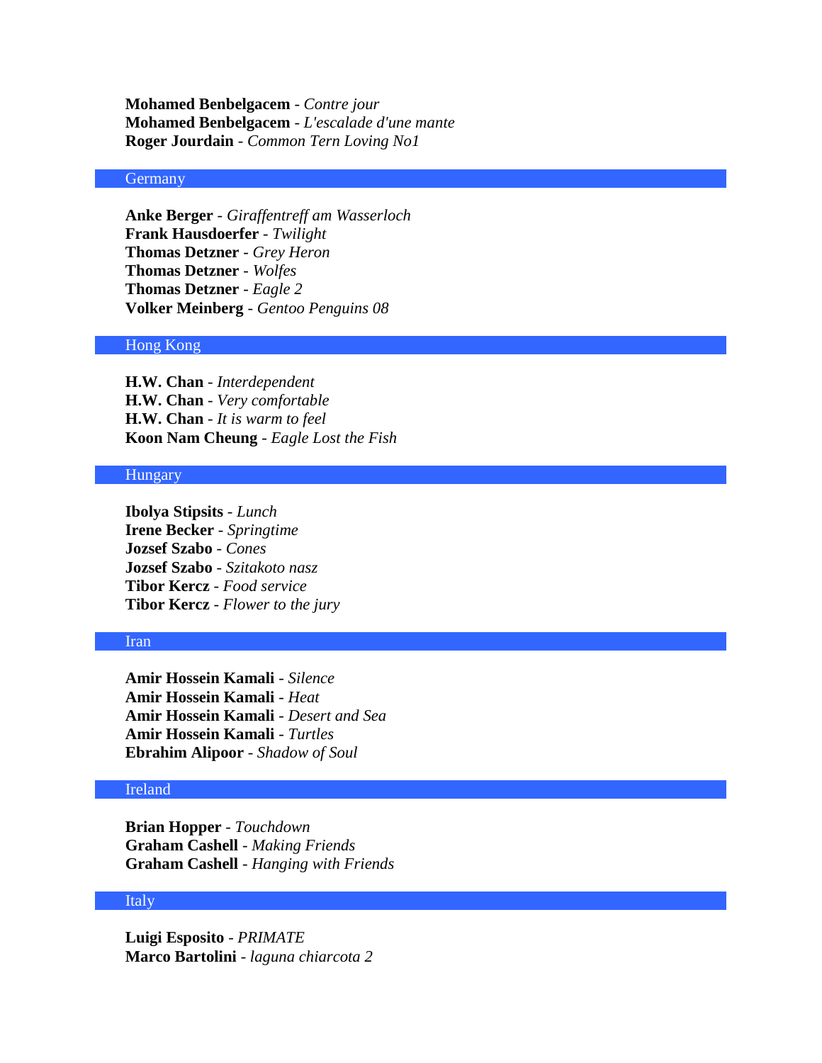**Mohamed Benbelgacem** - *Contre jour*
**Mohamed Benbelgacem** - *L'escalade d'une mante*
**Roger Jourdain** - *Common Tern Loving No1*

## Germany

**Anke Berger** - *Giraffentreff am Wasserloch*
**Frank Hausdoerfer** - *Twilight*
**Thomas Detzner** - *Grey Heron*
**Thomas Detzner** - *Wolfes*
**Thomas Detzner** - *Eagle 2*
**Volker Meinberg** - *Gentoo Penguins 08*

## Hong Kong

**H.W. Chan** - *Interdependent*
**H.W. Chan** - *Very comfortable*
**H.W. Chan** - *It is warm to feel*
**Koon Nam Cheung** - *Eagle Lost the Fish*

## Hungary

**Ibolya Stipsits** - *Lunch*
**Irene Becker** - *Springtime*
**Jozsef Szabo** - *Cones*
**Jozsef Szabo** - *Szitakoto nasz*
**Tibor Kercz** - *Food service*
**Tibor Kercz** - *Flower to the jury*

## Iran

**Amir Hossein Kamali** - *Silence*
**Amir Hossein Kamali** - *Heat*
**Amir Hossein Kamali** - *Desert and Sea*
**Amir Hossein Kamali** - *Turtles*
**Ebrahim Alipoor** - *Shadow of Soul*

## Ireland

**Brian Hopper** - *Touchdown*
**Graham Cashell** - *Making Friends*
**Graham Cashell** - *Hanging with Friends*

## Italy

**Luigi Esposito** - *PRIMATE*
**Marco Bartolini** - *laguna chiarcota 2*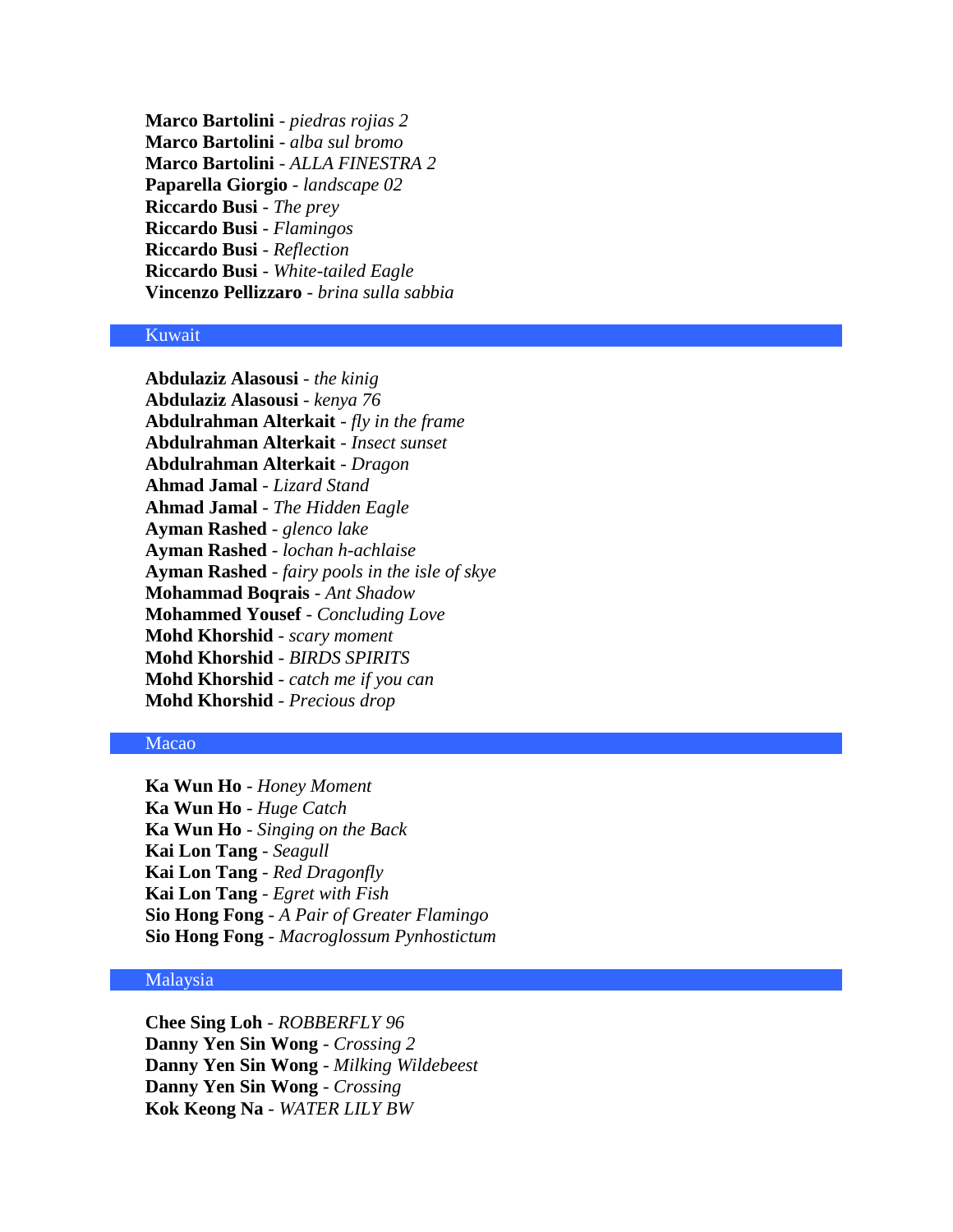**Marco Bartolini** - *piedras rojias 2*
**Marco Bartolini** - *alba sul bromo*
**Marco Bartolini** - *ALLA FINESTRA 2*
**Paparella Giorgio** - *landscape 02*
**Riccardo Busi** - *The prey*
**Riccardo Busi** - *Flamingos*
**Riccardo Busi** - *Reflection*
**Riccardo Busi** - *White-tailed Eagle*
**Vincenzo Pellizzaro** - *brina sulla sabbia*

## Kuwait

**Abdulaziz Alasousi** - *the kinig*
**Abdulaziz Alasousi** - *kenya 76*
**Abdulrahman Alterkait** - *fly in the frame*
**Abdulrahman Alterkait** - *Insect sunset*
**Abdulrahman Alterkait** - *Dragon*
**Ahmad Jamal** - *Lizard Stand*
**Ahmad Jamal** - *The Hidden Eagle*
**Ayman Rashed** - *glenco lake*
**Ayman Rashed** - *lochan h-achlaise*
**Ayman Rashed** - *fairy pools in the isle of skye*
**Mohammad Boqrais** - *Ant Shadow*
**Mohammed Yousef** - *Concluding Love*
**Mohd Khorshid** - *scary moment*
**Mohd Khorshid** - *BIRDS SPIRITS*
**Mohd Khorshid** - *catch me if you can*
**Mohd Khorshid** - *Precious drop*

## Macao

**Ka Wun Ho** - *Honey Moment*
**Ka Wun Ho** - *Huge Catch*
**Ka Wun Ho** - *Singing on the Back*
**Kai Lon Tang** - *Seagull*
**Kai Lon Tang** - *Red Dragonfly*
**Kai Lon Tang** - *Egret with Fish*
**Sio Hong Fong** - *A Pair of Greater Flamingo*
**Sio Hong Fong** - *Macroglossum Pynhostictum*

## Malaysia

**Chee Sing Loh** - *ROBBERFLY 96*
**Danny Yen Sin Wong** - *Crossing 2*
**Danny Yen Sin Wong** - *Milking Wildebeest*
**Danny Yen Sin Wong** - *Crossing*
**Kok Keong Na** - *WATER LILY BW*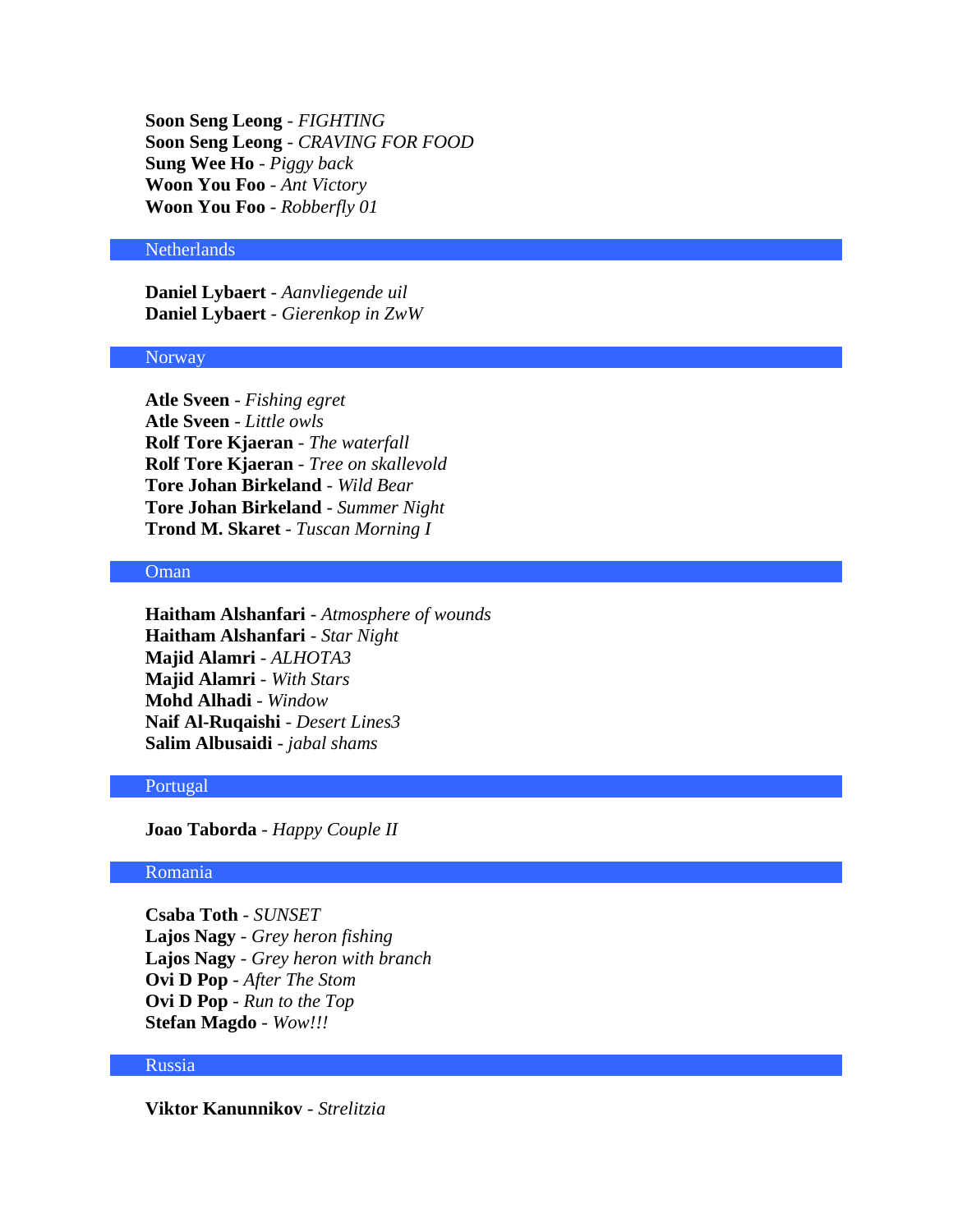**Soon Seng Leong** - *FIGHTING*
**Soon Seng Leong** - *CRAVING FOR FOOD*
**Sung Wee Ho** - *Piggy back*
**Woon You Foo** - *Ant Victory*
**Woon You Foo** - *Robberfly 01*

## Netherlands

**Daniel Lybaert** - *Aanvliegende uil*
**Daniel Lybaert** - *Gierenkop in ZwW*

## Norway

**Atle Sveen** - *Fishing egret*
**Atle Sveen** - *Little owls*
**Rolf Tore Kjaeran** - *The waterfall*
**Rolf Tore Kjaeran** - *Tree on skallevold*
**Tore Johan Birkeland** - *Wild Bear*
**Tore Johan Birkeland** - *Summer Night*
**Trond M. Skaret** - *Tuscan Morning I*

## Oman

**Haitham Alshanfari** - *Atmosphere of wounds*
**Haitham Alshanfari** - *Star Night*
**Majid Alamri** - *ALHOTA3*
**Majid Alamri** - *With Stars*
**Mohd Alhadi** - *Window*
**Naif Al-Ruqaishi** - *Desert Lines3*
**Salim Albusaidi** - *jabal shams*

## Portugal

**Joao Taborda** - *Happy Couple II*

## Romania

**Csaba Toth** - *SUNSET*
**Lajos Nagy** - *Grey heron fishing*
**Lajos Nagy** - *Grey heron with branch*
**Ovi D Pop** - *After The Stom*
**Ovi D Pop** - *Run to the Top*
**Stefan Magdo** - *Wow!!!*

## Russia

**Viktor Kanunnikov** - *Strelitzia*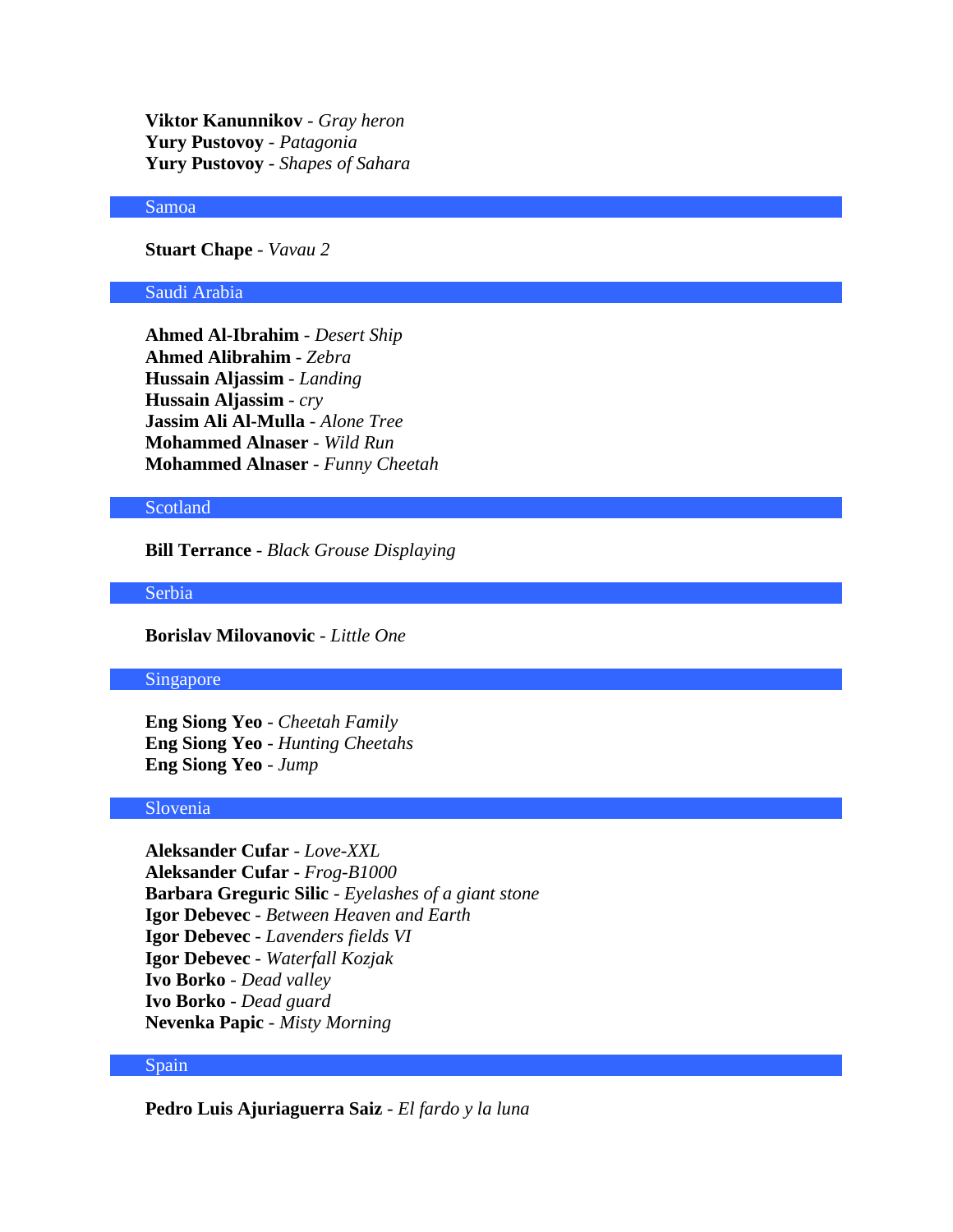**Viktor Kanunnikov** - *Gray heron*
**Yury Pustovoy** - *Patagonia*
**Yury Pustovoy** - *Shapes of Sahara*

## Samoa

**Stuart Chape** - *Vavau 2*

## Saudi Arabia

**Ahmed Al-Ibrahim** - *Desert Ship*
**Ahmed Alibrahim** - *Zebra*
**Hussain Aljassim** - *Landing*
**Hussain Aljassim** - *cry*
**Jassim Ali Al-Mulla** - *Alone Tree*
**Mohammed Alnaser** - *Wild Run*
**Mohammed Alnaser** - *Funny Cheetah*

## Scotland

**Bill Terrance** - *Black Grouse Displaying*

## Serbia

**Borislav Milovanovic** - *Little One*

## Singapore

**Eng Siong Yeo** - *Cheetah Family*
**Eng Siong Yeo** - *Hunting Cheetahs*
**Eng Siong Yeo** - *Jump*

## Slovenia

**Aleksander Cufar** - *Love-XXL*
**Aleksander Cufar** - *Frog-B1000*
**Barbara Greguric Silic** - *Eyelashes of a giant stone*
**Igor Debevec** - *Between Heaven and Earth*
**Igor Debevec** - *Lavenders fields VI*
**Igor Debevec** - *Waterfall Kozjak*
**Ivo Borko** - *Dead valley*
**Ivo Borko** - *Dead guard*
**Nevenka Papic** - *Misty Morning*

## Spain

**Pedro Luis Ajuriaguerra Saiz** - *El fardo y la luna*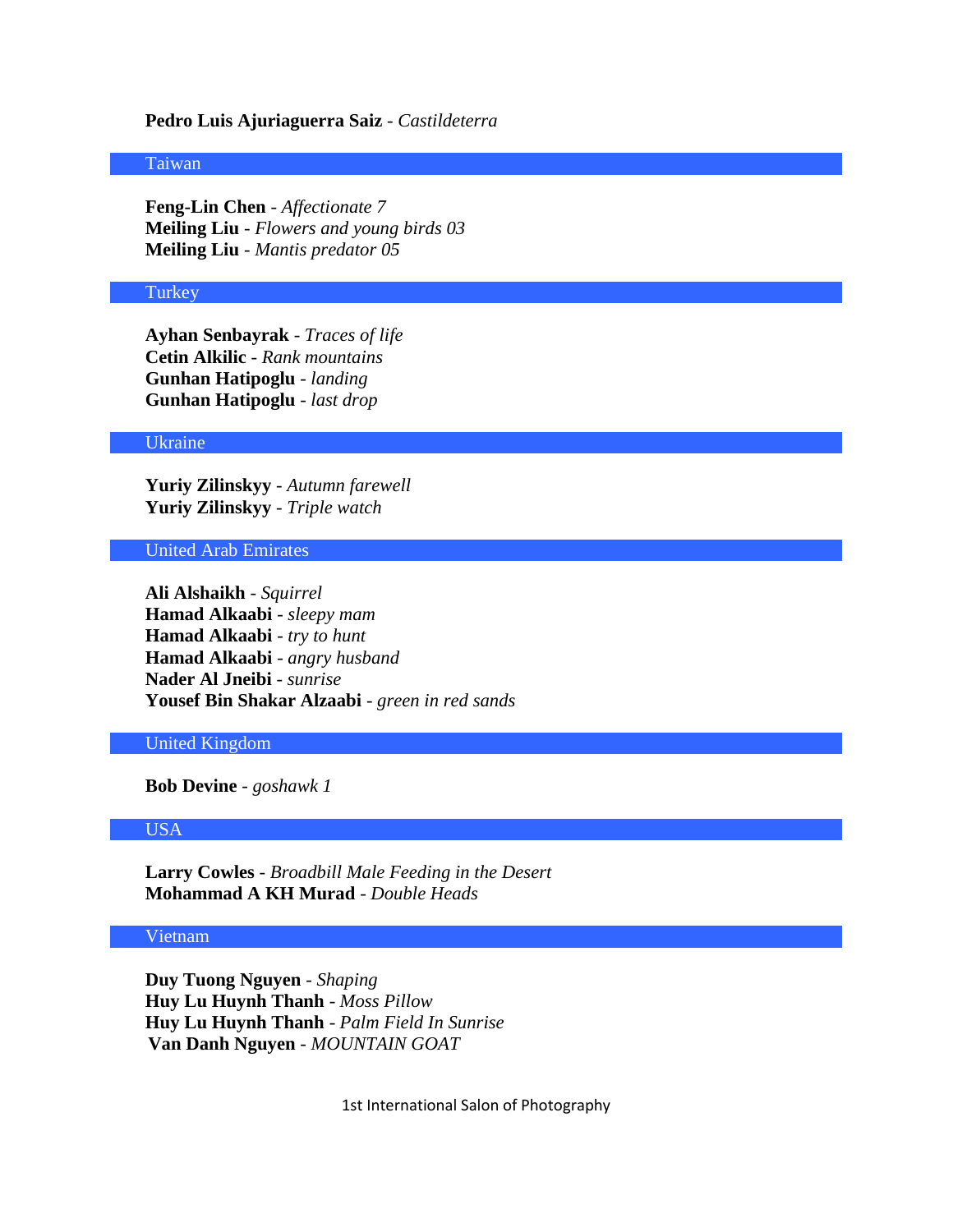**Pedro Luis Ajuriaguerra Saiz** - *Castildeterra*

## Taiwan

**Feng-Lin Chen** - *Affectionate 7*
**Meiling Liu** - *Flowers and young birds 03*
**Meiling Liu** - *Mantis predator 05*

## Turkey

**Ayhan Senbayrak** - *Traces of life*
**Cetin Alkilic** - *Rank mountains*
**Gunhan Hatipoglu** - *landing*
**Gunhan Hatipoglu** - *last drop*

## Ukraine

**Yuriy Zilinskyy** - *Autumn farewell*
**Yuriy Zilinskyy** - *Triple watch*

## United Arab Emirates

**Ali Alshaikh** - *Squirrel*
**Hamad Alkaabi** - *sleepy mam*
**Hamad Alkaabi** - *try to hunt*
**Hamad Alkaabi** - *angry husband*
**Nader Al Jneibi** - *sunrise*
**Yousef Bin Shakar Alzaabi** - *green in red sands*

## United Kingdom

**Bob Devine** - *goshawk 1*

## USA

**Larry Cowles** - *Broadbill Male Feeding in the Desert*
**Mohammad A KH Murad** - *Double Heads*

## Vietnam

**Duy Tuong Nguyen** - *Shaping*
**Huy Lu Huynh Thanh** - *Moss Pillow*
**Huy Lu Huynh Thanh** - *Palm Field In Sunrise*
**Van Danh Nguyen** - *MOUNTAIN GOAT*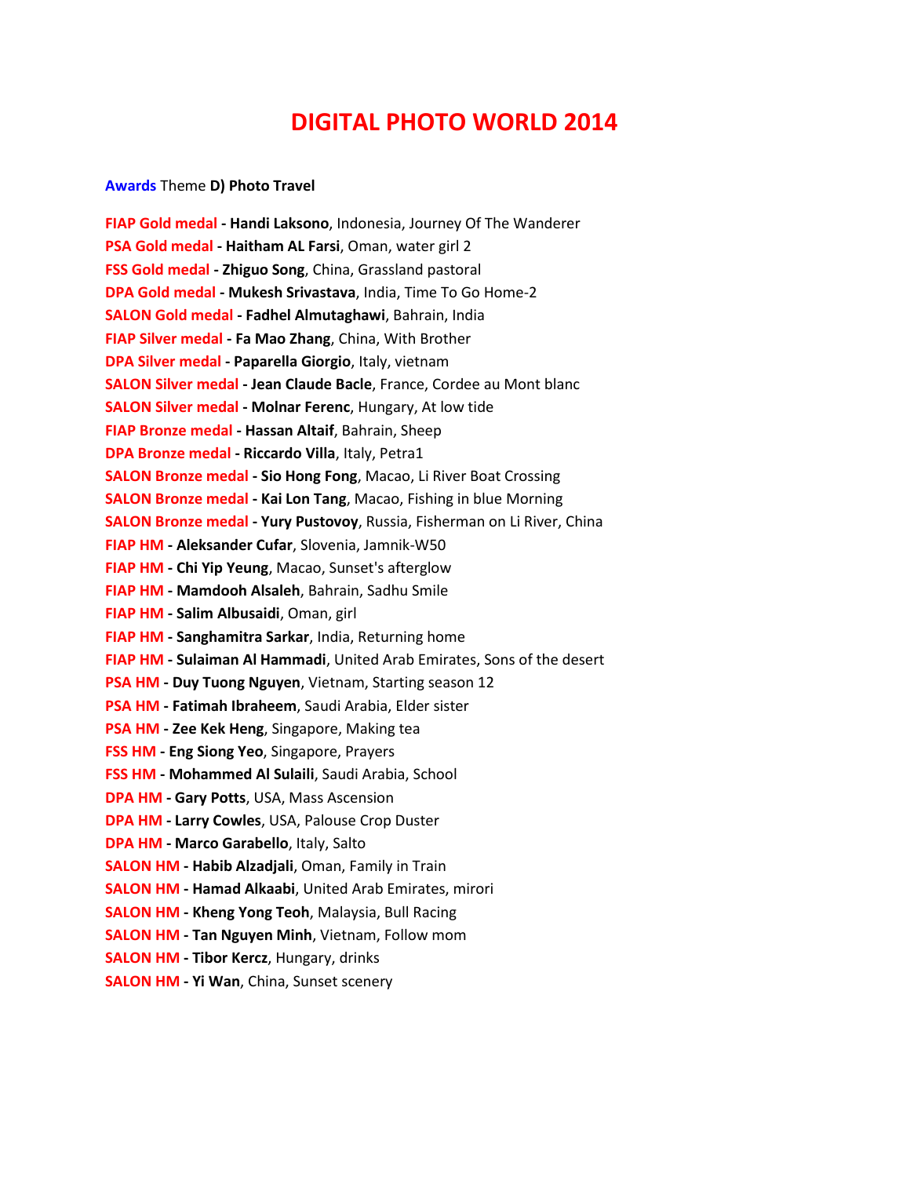# DIGITAL PHOTO WORLD 2014

**Awards** Theme **D) Photo Travel**

**FIAP Gold medal - Handi Laksono**, Indonesia, Journey Of The Wanderer
**PSA Gold medal - Haitham AL Farsi**, Oman, water girl 2
**FSS Gold medal - Zhiguo Song**, China, Grassland pastoral
**DPA Gold medal - Mukesh Srivastava**, India, Time To Go Home-2
**SALON Gold medal - Fadhel Almutaghawi**, Bahrain, India
**FIAP Silver medal - Fa Mao Zhang**, China, With Brother
**DPA Silver medal - Paparella Giorgio**, Italy, vietnam
**SALON Silver medal - Jean Claude Bacle**, France, Cordee au Mont blanc
**SALON Silver medal - Molnar Ferenc**, Hungary, At low tide
**FIAP Bronze medal - Hassan Altaif**, Bahrain, Sheep
**DPA Bronze medal - Riccardo Villa**, Italy, Petra1
**SALON Bronze medal - Sio Hong Fong**, Macao, Li River Boat Crossing
**SALON Bronze medal - Kai Lon Tang**, Macao, Fishing in blue Morning
**SALON Bronze medal - Yury Pustovoy**, Russia, Fisherman on Li River, China
**FIAP HM - Aleksander Cufar**, Slovenia, Jamnik-W50
**FIAP HM - Chi Yip Yeung**, Macao, Sunset's afterglow
**FIAP HM - Mamdooh Alsaleh**, Bahrain, Sadhu Smile
**FIAP HM - Salim Albusaidi**, Oman, girl
**FIAP HM - Sanghamitra Sarkar**, India, Returning home
**FIAP HM - Sulaiman Al Hammadi**, United Arab Emirates, Sons of the desert
**PSA HM - Duy Tuong Nguyen**, Vietnam, Starting season 12
**PSA HM - Fatimah Ibraheem**, Saudi Arabia, Elder sister
**PSA HM - Zee Kek Heng**, Singapore, Making tea
**FSS HM - Eng Siong Yeo**, Singapore, Prayers
**FSS HM - Mohammed Al Sulaili**, Saudi Arabia, School
**DPA HM - Gary Potts**, USA, Mass Ascension
**DPA HM - Larry Cowles**, USA, Palouse Crop Duster
**DPA HM - Marco Garabello**, Italy, Salto
**SALON HM - Habib Alzadjali**, Oman, Family in Train
**SALON HM - Hamad Alkaabi**, United Arab Emirates, mirori
**SALON HM - Kheng Yong Teoh**, Malaysia, Bull Racing
**SALON HM - Tan Nguyen Minh**, Vietnam, Follow mom
**SALON HM - Tibor Kercz**, Hungary, drinks
**SALON HM - Yi Wan**, China, Sunset scenery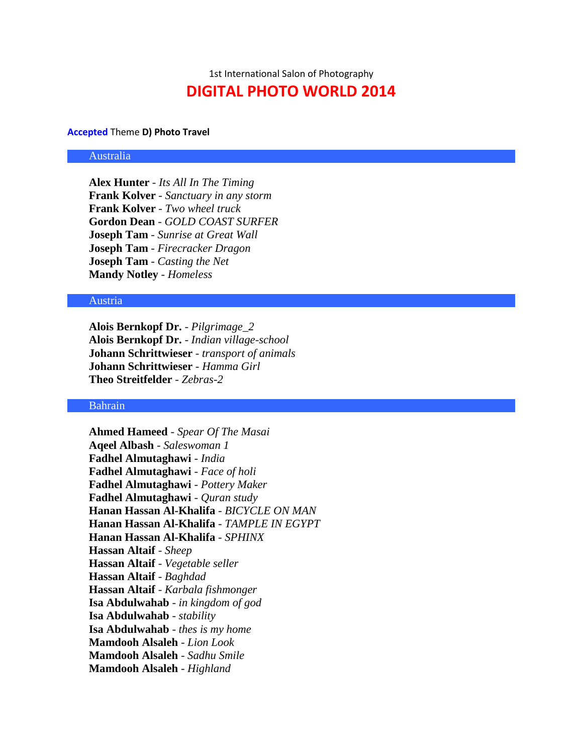1st International Salon of Photography

# DIGITAL PHOTO WORLD 2014

**Accepted** Theme **D) Photo Travel**

## Australia

**Alex Hunter** - *Its All In The Timing*
**Frank Kolver** - *Sanctuary in any storm*
**Frank Kolver** - *Two wheel truck*
**Gordon Dean** - *GOLD COAST SURFER*
**Joseph Tam** - *Sunrise at Great Wall*
**Joseph Tam** - *Firecracker Dragon*
**Joseph Tam** - *Casting the Net*
**Mandy Notley** - *Homeless*

## Austria

**Alois Bernkopf Dr.** - *Pilgrimage_2*
**Alois Bernkopf Dr.** - *Indian village-school*
**Johann Schrittwieser** - *transport of animals*
**Johann Schrittwieser** - *Hamma Girl*
**Theo Streitfelder** - *Zebras-2*

## Bahrain

**Ahmed Hameed** - *Spear Of The Masai*
**Aqeel Albash** - *Saleswoman 1*
**Fadhel Almutaghawi** - *India*
**Fadhel Almutaghawi** - *Face of holi*
**Fadhel Almutaghawi** - *Pottery Maker*
**Fadhel Almutaghawi** - *Quran study*
**Hanan Hassan Al-Khalifa** - *BICYCLE ON MAN*
**Hanan Hassan Al-Khalifa** - *TAMPLE IN EGYPT*
**Hanan Hassan Al-Khalifa** - *SPHINX*
**Hassan Altaif** - *Sheep*
**Hassan Altaif** - *Vegetable seller*
**Hassan Altaif** - *Baghdad*
**Hassan Altaif** - *Karbala fishmonger*
**Isa Abdulwahab** - *in kingdom of god*
**Isa Abdulwahab** - *stability*
**Isa Abdulwahab** - *thes is my home*
**Mamdooh Alsaleh** - *Lion Look*
**Mamdooh Alsaleh** - *Sadhu Smile*
**Mamdooh Alsaleh** - *Highland*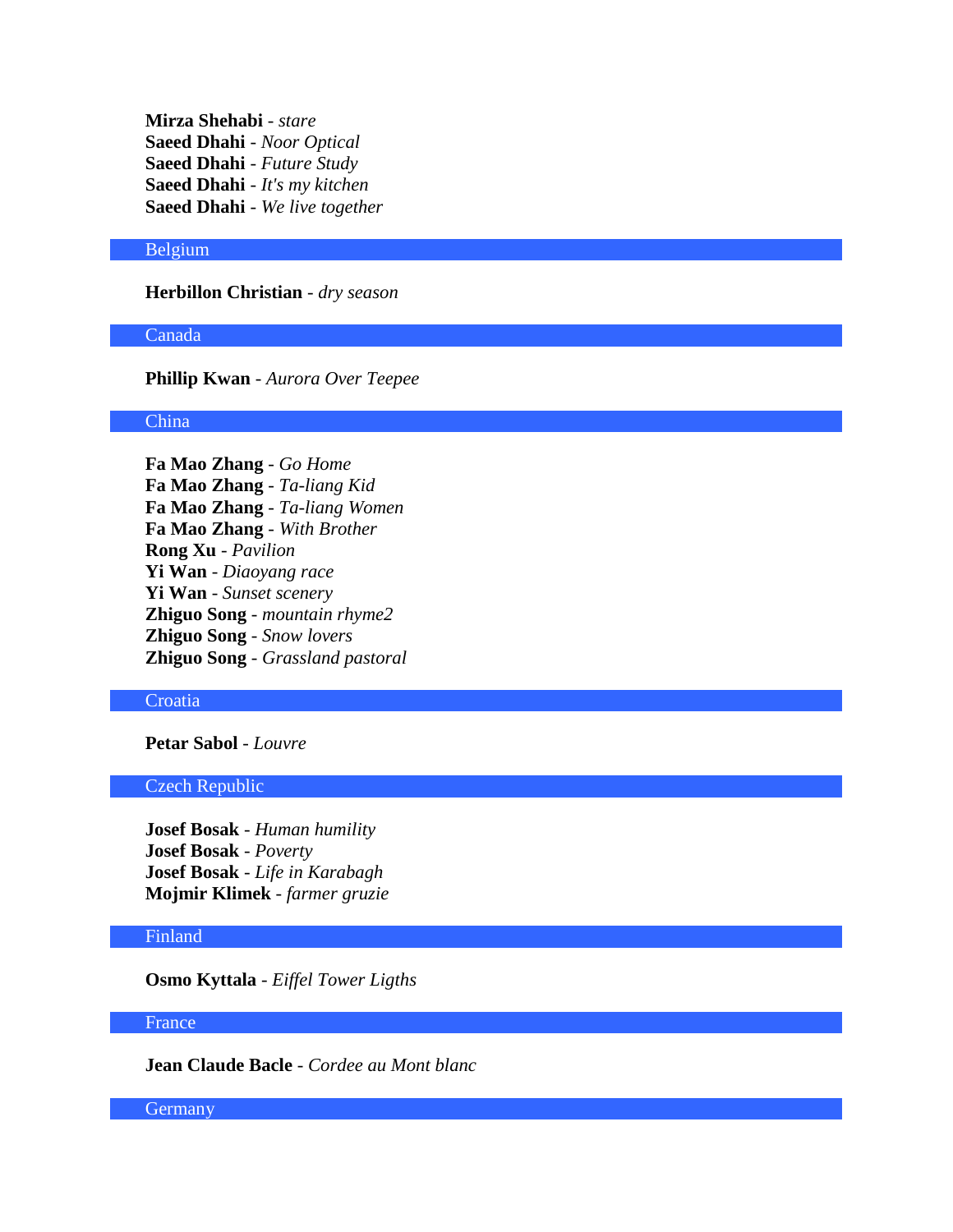**Mirza Shehabi** - *stare*
**Saeed Dhahi** - *Noor Optical*
**Saeed Dhahi** - *Future Study*
**Saeed Dhahi** - *It's my kitchen*
**Saeed Dhahi** - *We live together*

## Belgium

**Herbillon Christian** - *dry season*

## Canada

**Phillip Kwan** - *Aurora Over Teepee*

## China

**Fa Mao Zhang** - *Go Home*
**Fa Mao Zhang** - *Ta-liang Kid*
**Fa Mao Zhang** - *Ta-liang Women*
**Fa Mao Zhang** - *With Brother*
**Rong Xu** - *Pavilion*
**Yi Wan** - *Diaoyang race*
**Yi Wan** - *Sunset scenery*
**Zhiguo Song** - *mountain rhyme2*
**Zhiguo Song** - *Snow lovers*
**Zhiguo Song** - *Grassland pastoral*

## Croatia

**Petar Sabol** - *Louvre*

## Czech Republic

**Josef Bosak** - *Human humility*
**Josef Bosak** - *Poverty*
**Josef Bosak** - *Life in Karabagh*
**Mojmir Klimek** - *farmer gruzie*

## Finland

**Osmo Kyttala** - *Eiffel Tower Ligths*

## France

**Jean Claude Bacle** - *Cordee au Mont blanc*

## Germany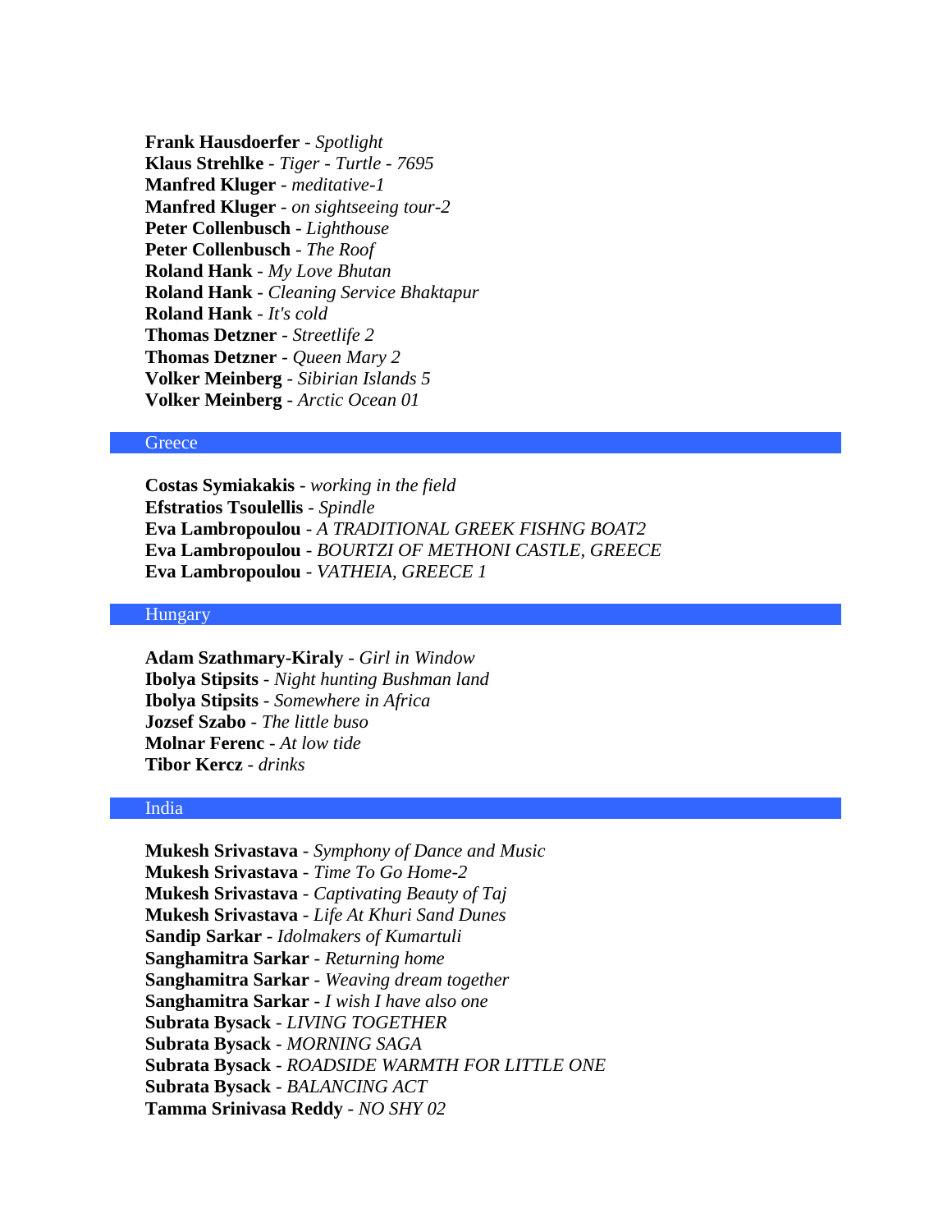**Frank Hausdoerfer** - *Spotlight*
**Klaus Strehlke** - *Tiger - Turtle - 7695*
**Manfred Kluger** - *meditative-1*
**Manfred Kluger** - *on sightseeing tour-2*
**Peter Collenbusch** - *Lighthouse*
**Peter Collenbusch** - *The Roof*
**Roland Hank** - *My Love Bhutan*
**Roland Hank** - *Cleaning Service Bhaktapur*
**Roland Hank** - *It's cold*
**Thomas Detzner** - *Streetlife 2*
**Thomas Detzner** - *Queen Mary 2*
**Volker Meinberg** - *Sibirian Islands 5*
**Volker Meinberg** - *Arctic Ocean 01*

## Greece

**Costas Symiakakis** - *working in the field*
**Efstratios Tsoulellis** - *Spindle*
**Eva Lambropoulou** - *A TRADITIONAL GREEK FISHNG BOAT2*
**Eva Lambropoulou** - *BOURTZI OF METHONI CASTLE, GREECE*
**Eva Lambropoulou** - *VATHEIA, GREECE 1*

## Hungary

**Adam Szathmary-Kiraly** - *Girl in Window*
**Ibolya Stipsits** - *Night hunting Bushman land*
**Ibolya Stipsits** - *Somewhere in Africa*
**Jozsef Szabo** - *The little buso*
**Molnar Ferenc** - *At low tide*
**Tibor Kercz** - *drinks*

## India

**Mukesh Srivastava** - *Symphony of Dance and Music*
**Mukesh Srivastava** - *Time To Go Home-2*
**Mukesh Srivastava** - *Captivating Beauty of Taj*
**Mukesh Srivastava** - *Life At Khuri Sand Dunes*
**Sandip Sarkar** - *Idolmakers of Kumartuli*
**Sanghamitra Sarkar** - *Returning home*
**Sanghamitra Sarkar** - *Weaving dream together*
**Sanghamitra Sarkar** - *I wish I have also one*
**Subrata Bysack** - *LIVING TOGETHER*
**Subrata Bysack** - *MORNING SAGA*
**Subrata Bysack** - *ROADSIDE WARMTH FOR LITTLE ONE*
**Subrata Bysack** - *BALANCING ACT*
**Tamma Srinivasa Reddy** - *NO SHY 02*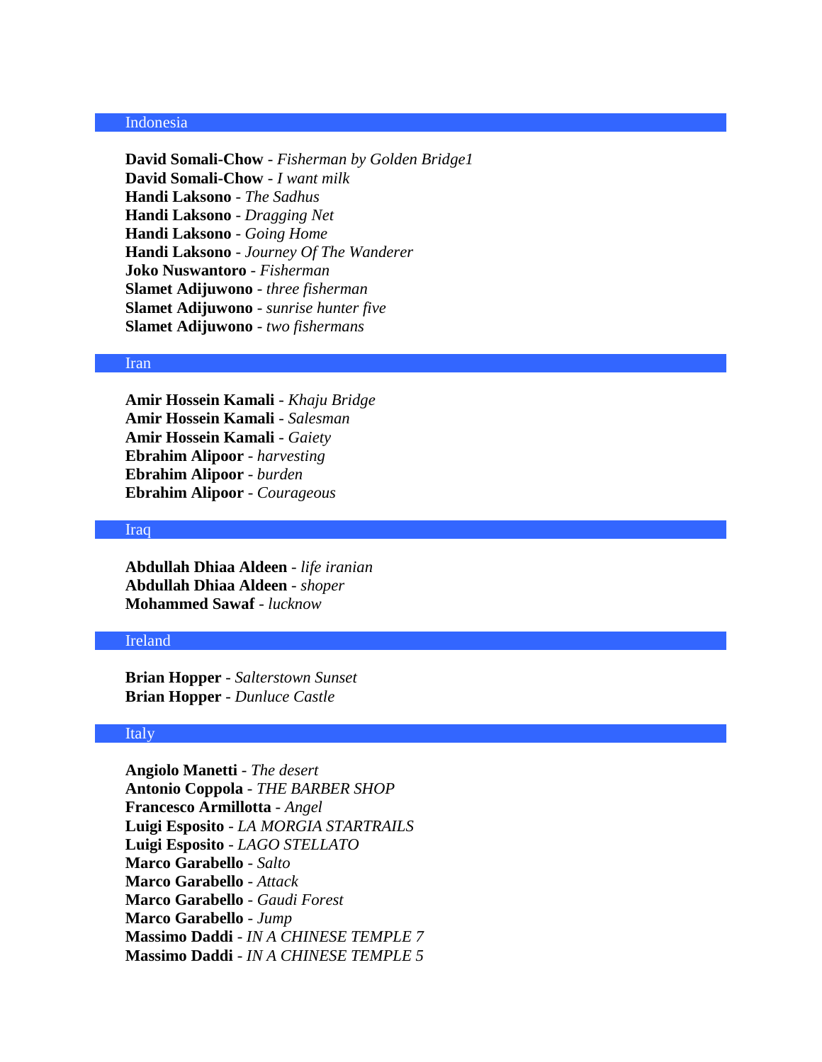## Indonesia

**David Somali-Chow** - *Fisherman by Golden Bridge1*
**David Somali-Chow** - *I want milk*
**Handi Laksono** - *The Sadhus*
**Handi Laksono** - *Dragging Net*
**Handi Laksono** - *Going Home*
**Handi Laksono** - *Journey Of The Wanderer*
**Joko Nuswantoro** - *Fisherman*
**Slamet Adijuwono** - *three fisherman*
**Slamet Adijuwono** - *sunrise hunter five*
**Slamet Adijuwono** - *two fishermans*

## Iran

**Amir Hossein Kamali** - *Khaju Bridge*
**Amir Hossein Kamali** - *Salesman*
**Amir Hossein Kamali** - *Gaiety*
**Ebrahim Alipoor** - *harvesting*
**Ebrahim Alipoor** - *burden*
**Ebrahim Alipoor** - *Courageous*

## Iraq

**Abdullah Dhiaa Aldeen** - *life iranian*
**Abdullah Dhiaa Aldeen** - *shoper*
**Mohammed Sawaf** - *lucknow*

## Ireland

**Brian Hopper** - *Salterstown Sunset*
**Brian Hopper** - *Dunluce Castle*

## Italy

**Angiolo Manetti** - *The desert*
**Antonio Coppola** - *THE BARBER SHOP*
**Francesco Armillotta** - *Angel*
**Luigi Esposito** - *LA MORGIA STARTRAILS*
**Luigi Esposito** - *LAGO STELLATO*
**Marco Garabello** - *Salto*
**Marco Garabello** - *Attack*
**Marco Garabello** - *Gaudi Forest*
**Marco Garabello** - *Jump*
**Massimo Daddi** - *IN A CHINESE TEMPLE 7*
**Massimo Daddi** - *IN A CHINESE TEMPLE 5*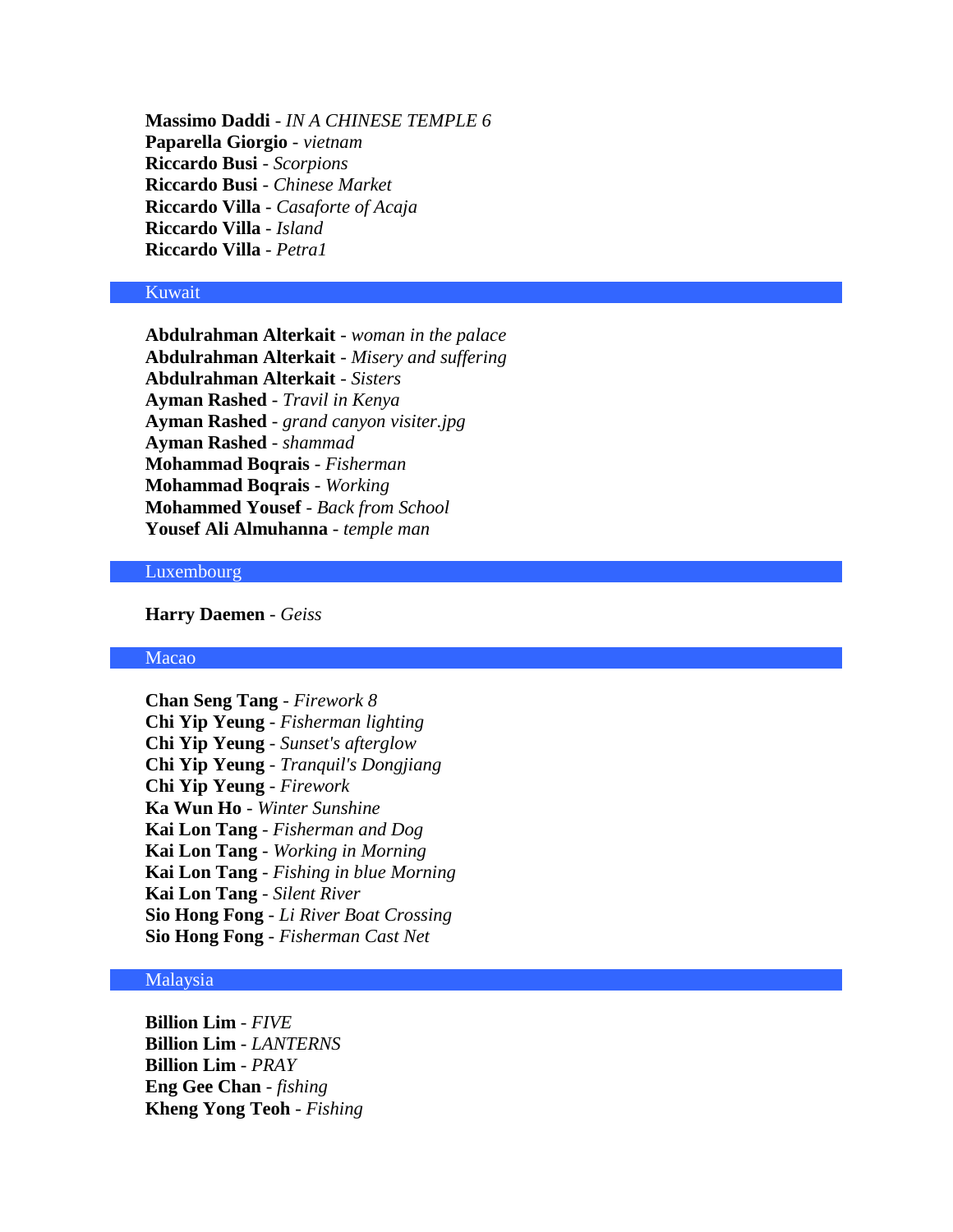**Massimo Daddi** - *IN A CHINESE TEMPLE 6*
**Paparella Giorgio** - *vietnam*
**Riccardo Busi** - *Scorpions*
**Riccardo Busi** - *Chinese Market*
**Riccardo Villa** - *Casaforte of Acaja*
**Riccardo Villa** - *Island*
**Riccardo Villa** - *Petra1*

## Kuwait

**Abdulrahman Alterkait** - *woman in the palace*
**Abdulrahman Alterkait** - *Misery and suffering*
**Abdulrahman Alterkait** - *Sisters*
**Ayman Rashed** - *Travil in Kenya*
**Ayman Rashed** - *grand canyon visiter.jpg*
**Ayman Rashed** - *shammad*
**Mohammad Boqrais** - *Fisherman*
**Mohammad Boqrais** - *Working*
**Mohammed Yousef** - *Back from School*
**Yousef Ali Almuhanna** - *temple man*

## Luxembourg

**Harry Daemen** - *Geiss*

## Macao

**Chan Seng Tang** - *Firework 8*
**Chi Yip Yeung** - *Fisherman lighting*
**Chi Yip Yeung** - *Sunset's afterglow*
**Chi Yip Yeung** - *Tranquil's Dongjiang*
**Chi Yip Yeung** - *Firework*
**Ka Wun Ho** - *Winter Sunshine*
**Kai Lon Tang** - *Fisherman and Dog*
**Kai Lon Tang** - *Working in Morning*
**Kai Lon Tang** - *Fishing in blue Morning*
**Kai Lon Tang** - *Silent River*
**Sio Hong Fong** - *Li River Boat Crossing*
**Sio Hong Fong** - *Fisherman Cast Net*

## Malaysia

**Billion Lim** - *FIVE*
**Billion Lim** - *LANTERNS*
**Billion Lim** - *PRAY*
**Eng Gee Chan** - *fishing*
**Kheng Yong Teoh** - *Fishing*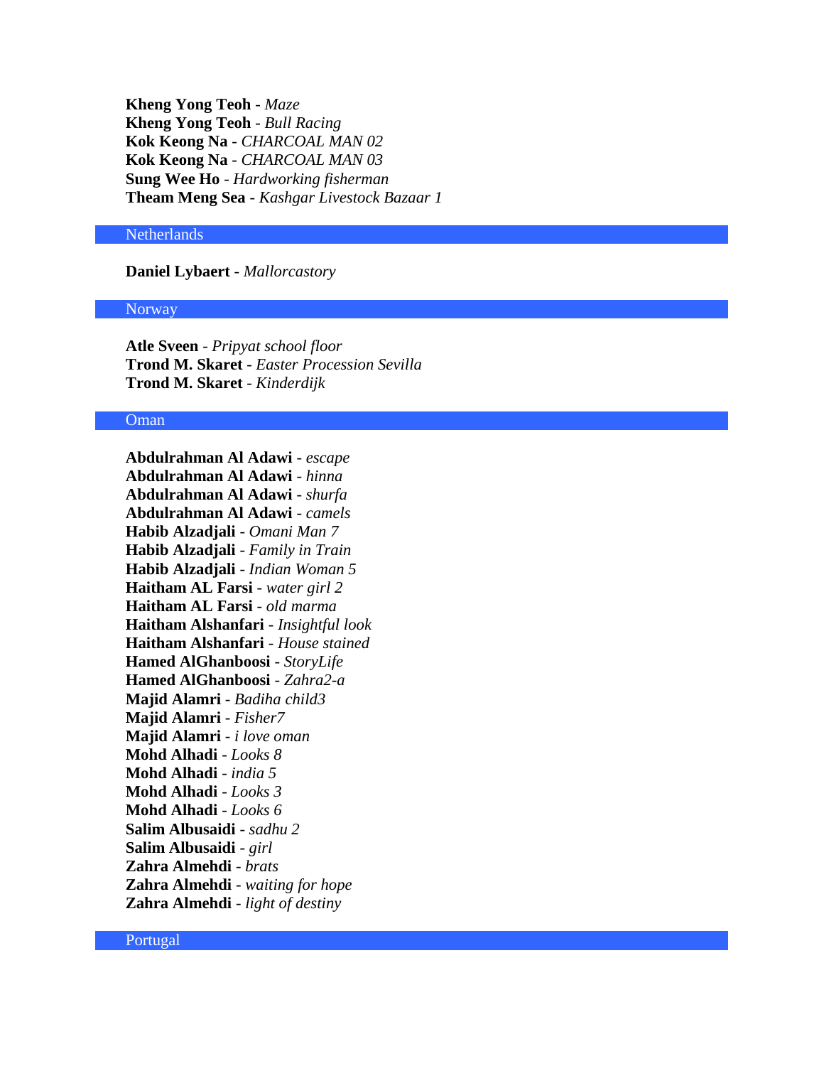**Kheng Yong Teoh** - *Maze*
**Kheng Yong Teoh** - *Bull Racing*
**Kok Keong Na** - *CHARCOAL MAN 02*
**Kok Keong Na** - *CHARCOAL MAN 03*
**Sung Wee Ho** - *Hardworking fisherman*
**Theam Meng Sea** - *Kashgar Livestock Bazaar 1*

## Netherlands

**Daniel Lybaert** - *Mallorcastory*

## Norway

**Atle Sveen** - *Pripyat school floor*
**Trond M. Skaret** - *Easter Procession Sevilla*
**Trond M. Skaret** - *Kinderdijk*

## Oman

**Abdulrahman Al Adawi** - *escape*
**Abdulrahman Al Adawi** - *hinna*
**Abdulrahman Al Adawi** - *shurfa*
**Abdulrahman Al Adawi** - *camels*
**Habib Alzadjali** - *Omani Man 7*
**Habib Alzadjali** - *Family in Train*
**Habib Alzadjali** - *Indian Woman 5*
**Haitham AL Farsi** - *water girl 2*
**Haitham AL Farsi** - *old marma*
**Haitham Alshanfari** - *Insightful look*
**Haitham Alshanfari** - *House stained*
**Hamed AlGhanboosi** - *StoryLife*
**Hamed AlGhanboosi** - *Zahra2-a*
**Majid Alamri** - *Badiha child3*
**Majid Alamri** - *Fisher7*
**Majid Alamri** - *i love oman*
**Mohd Alhadi** - *Looks 8*
**Mohd Alhadi** - *india 5*
**Mohd Alhadi** - *Looks 3*
**Mohd Alhadi** - *Looks 6*
**Salim Albusaidi** - *sadhu 2*
**Salim Albusaidi** - *girl*
**Zahra Almehdi** - *brats*
**Zahra Almehdi** - *waiting for hope*
**Zahra Almehdi** - *light of destiny*

## Portugal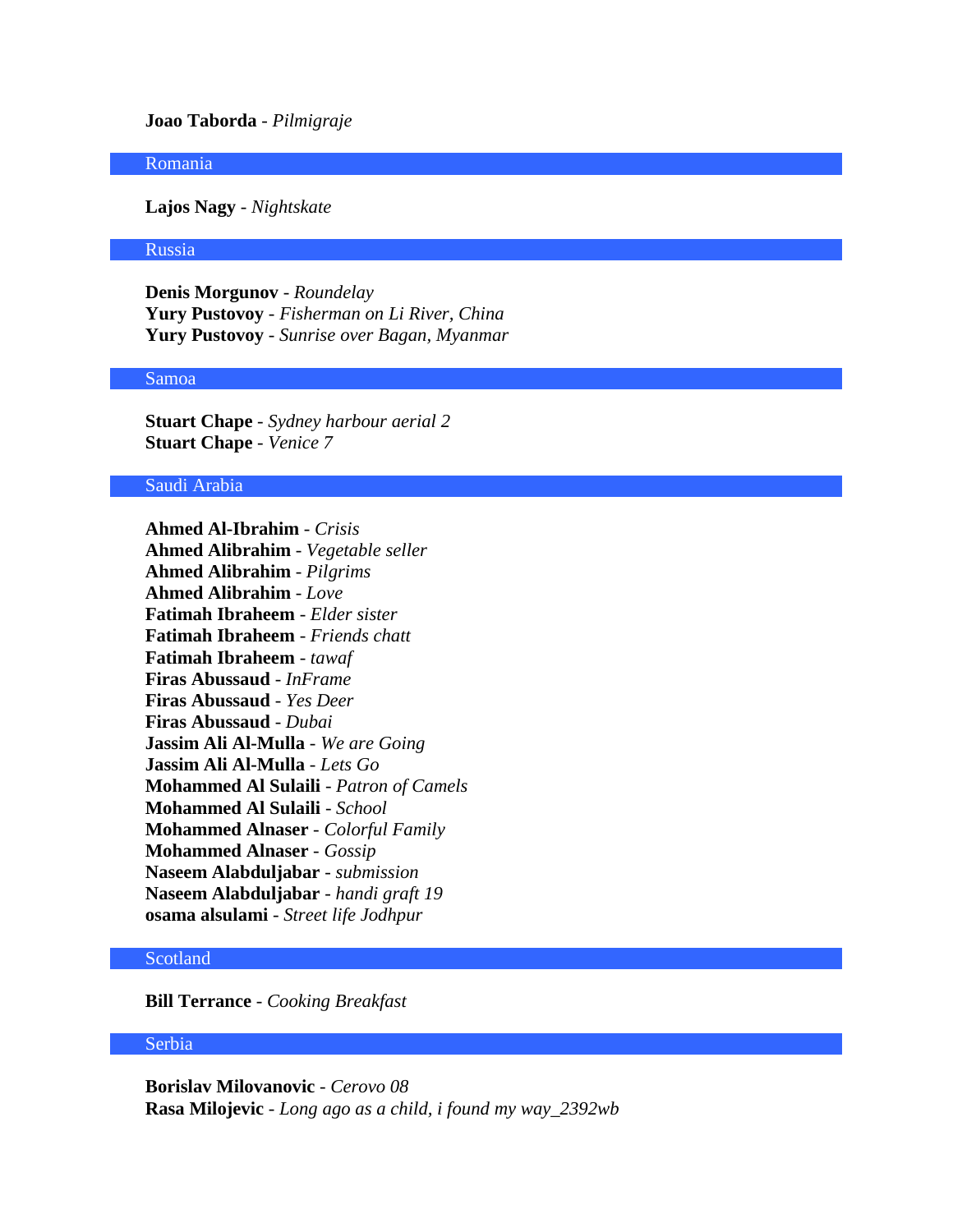**Joao Taborda** - *Pilmigraje*

## Romania

**Lajos Nagy** - *Nightskate*

## Russia

**Denis Morgunov** - *Roundelay*
**Yury Pustovoy** - *Fisherman on Li River, China*
**Yury Pustovoy** - *Sunrise over Bagan, Myanmar*

## Samoa

**Stuart Chape** - *Sydney harbour aerial 2*
**Stuart Chape** - *Venice 7*

## Saudi Arabia

**Ahmed Al-Ibrahim** - *Crisis*
**Ahmed Alibrahim** - *Vegetable seller*
**Ahmed Alibrahim** - *Pilgrims*
**Ahmed Alibrahim** - *Love*
**Fatimah Ibraheem** - *Elder sister*
**Fatimah Ibraheem** - *Friends chatt*
**Fatimah Ibraheem** - *tawaf*
**Firas Abussaud** - *InFrame*
**Firas Abussaud** - *Yes Deer*
**Firas Abussaud** - *Dubai*
**Jassim Ali Al-Mulla** - *We are Going*
**Jassim Ali Al-Mulla** - *Lets Go*
**Mohammed Al Sulaili** - *Patron of Camels*
**Mohammed Al Sulaili** - *School*
**Mohammed Alnaser** - *Colorful Family*
**Mohammed Alnaser** - *Gossip*
**Naseem Alabduljabar** - *submission*
**Naseem Alabduljabar** - *handi graft 19*
**osama alsulami** - *Street life Jodhpur*

## Scotland

**Bill Terrance** - *Cooking Breakfast*

## Serbia

**Borislav Milovanovic** - *Cerovo 08*
**Rasa Milojevic** - *Long ago as a child, i found my way_2392wb*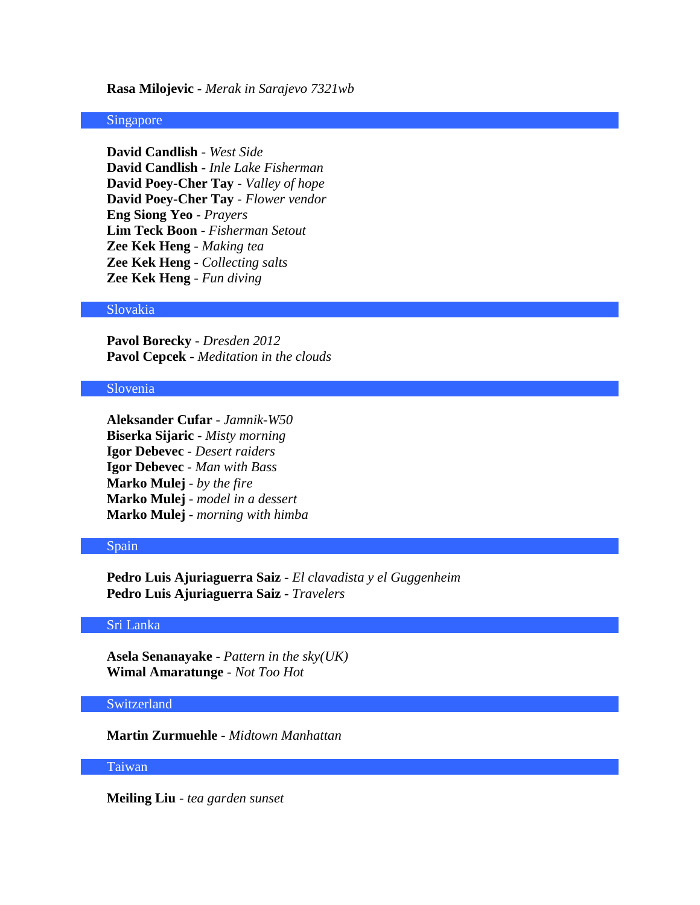**Rasa Milojevic** - *Merak in Sarajevo 7321wb*

## Singapore

**David Candlish** - *West Side*
**David Candlish** - *Inle Lake Fisherman*
**David Poey-Cher Tay** - *Valley of hope*
**David Poey-Cher Tay** - *Flower vendor*
**Eng Siong Yeo** - *Prayers*
**Lim Teck Boon** - *Fisherman Setout*
**Zee Kek Heng** - *Making tea*
**Zee Kek Heng** - *Collecting salts*
**Zee Kek Heng** - *Fun diving*

## Slovakia

**Pavol Borecky** - *Dresden 2012*
**Pavol Cepcek** - *Meditation in the clouds*

## Slovenia

**Aleksander Cufar** - *Jamnik-W50*
**Biserka Sijaric** - *Misty morning*
**Igor Debevec** - *Desert raiders*
**Igor Debevec** - *Man with Bass*
**Marko Mulej** - *by the fire*
**Marko Mulej** - *model in a dessert*
**Marko Mulej** - *morning with himba*

## Spain

**Pedro Luis Ajuriaguerra Saiz** - *El clavadista y el Guggenheim*
**Pedro Luis Ajuriaguerra Saiz** - *Travelers*

## Sri Lanka

**Asela Senanayake** - *Pattern in the sky(UK)*
**Wimal Amaratunge** - *Not Too Hot*

## Switzerland

**Martin Zurmuehle** - *Midtown Manhattan*

## Taiwan

**Meiling Liu** - *tea garden sunset*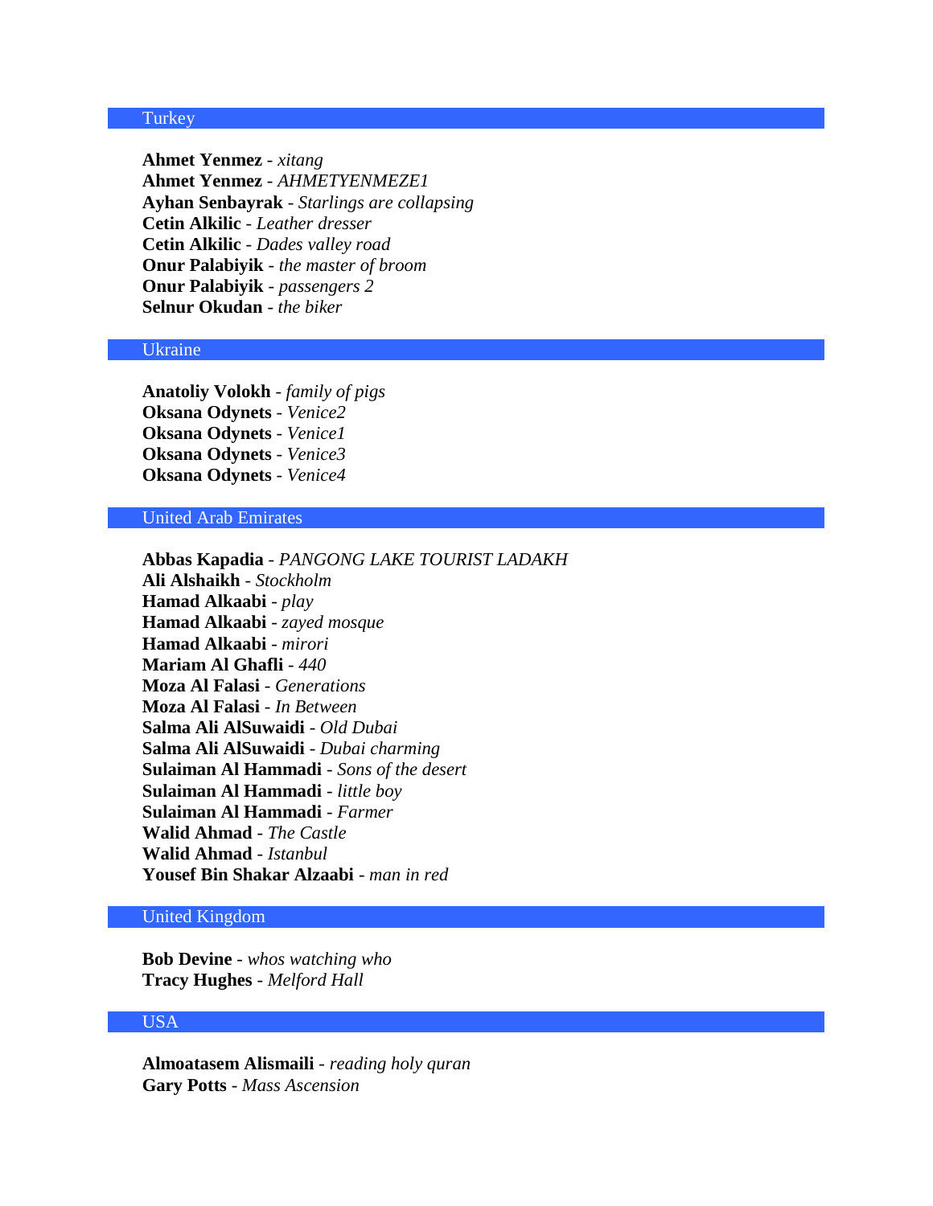## Turkey

**Ahmet Yenmez** - *xitang*
**Ahmet Yenmez** - *AHMETYENMEZE1*
**Ayhan Senbayrak** - *Starlings are collapsing*
**Cetin Alkilic** - *Leather dresser*
**Cetin Alkilic** - *Dades valley road*
**Onur Palabiyik** - *the master of broom*
**Onur Palabiyik** - *passengers 2*
**Selnur Okudan** - *the biker*

## Ukraine

**Anatoliy Volokh** - *family of pigs*
**Oksana Odynets** - *Venice2*
**Oksana Odynets** - *Venice1*
**Oksana Odynets** - *Venice3*
**Oksana Odynets** - *Venice4*

## United Arab Emirates

**Abbas Kapadia** - *PANGONG LAKE TOURIST LADAKH*
**Ali Alshaikh** - *Stockholm*
**Hamad Alkaabi** - *play*
**Hamad Alkaabi** - *zayed mosque*
**Hamad Alkaabi** - *mirori*
**Mariam Al Ghafli** - *440*
**Moza Al Falasi** - *Generations*
**Moza Al Falasi** - *In Between*
**Salma Ali AlSuwaidi** - *Old Dubai*
**Salma Ali AlSuwaidi** - *Dubai charming*
**Sulaiman Al Hammadi** - *Sons of the desert*
**Sulaiman Al Hammadi** - *little boy*
**Sulaiman Al Hammadi** - *Farmer*
**Walid Ahmad** - *The Castle*
**Walid Ahmad** - *Istanbul*
**Yousef Bin Shakar Alzaabi** - *man in red*

## United Kingdom

**Bob Devine** - *whos watching who*
**Tracy Hughes** - *Melford Hall*

## USA

**Almoatasem Alismaili** - *reading holy quran*
**Gary Potts** - *Mass Ascension*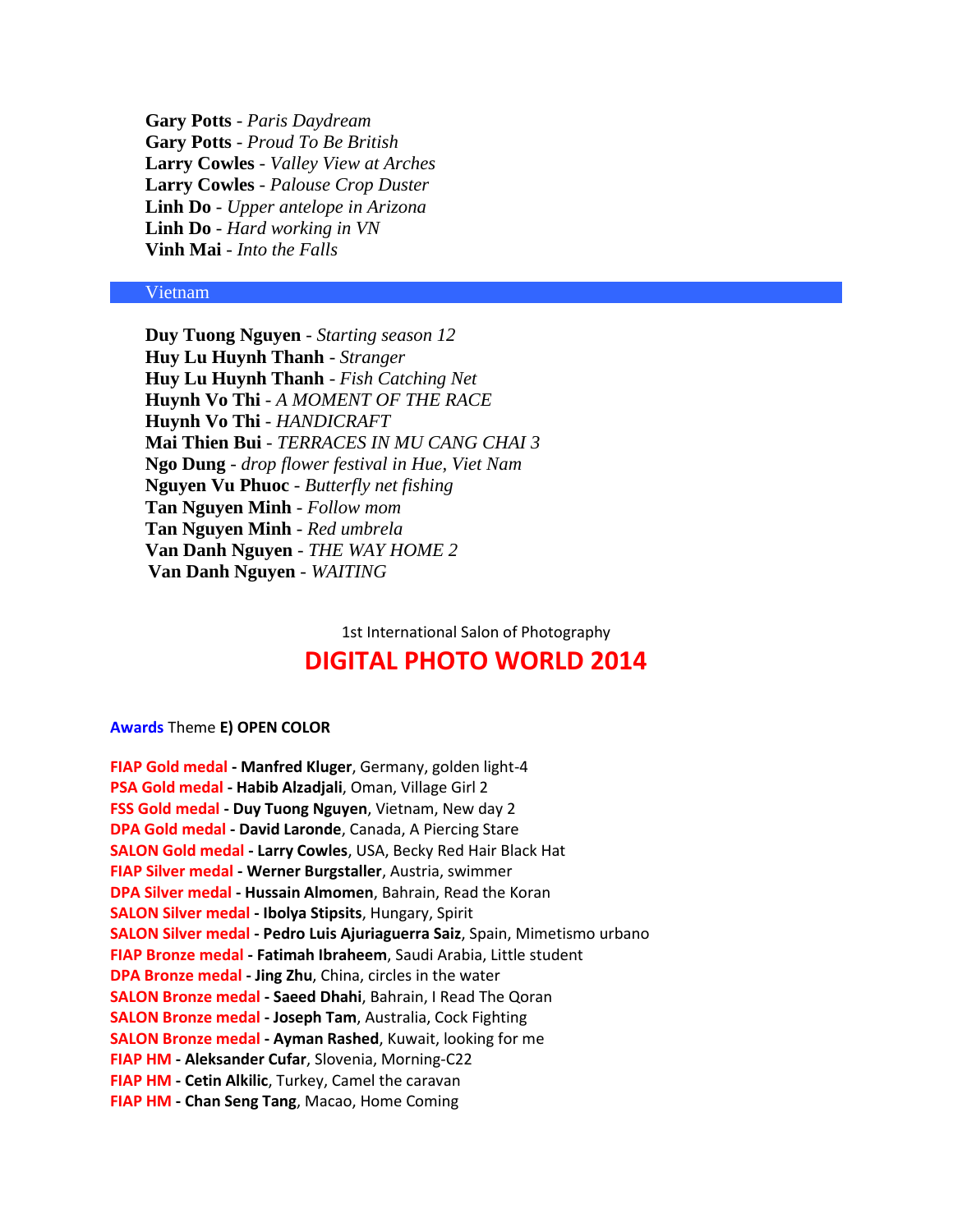**Gary Potts** - *Paris Daydream*
**Gary Potts** - *Proud To Be British*
**Larry Cowles** - *Valley View at Arches*
**Larry Cowles** - *Palouse Crop Duster*
**Linh Do** - *Upper antelope in Arizona*
**Linh Do** - *Hard working in VN*
**Vinh Mai** - *Into the Falls*

## Vietnam

**Duy Tuong Nguyen** - *Starting season 12*
**Huy Lu Huynh Thanh** - *Stranger*
**Huy Lu Huynh Thanh** - *Fish Catching Net*
**Huynh Vo Thi** - *A MOMENT OF THE RACE*
**Huynh Vo Thi** - *HANDICRAFT*
**Mai Thien Bui** - *TERRACES IN MU CANG CHAI 3*
**Ngo Dung** - *drop flower festival in Hue, Viet Nam*
**Nguyen Vu Phuoc** - *Butterfly net fishing*
**Tan Nguyen Minh** - *Follow mom*
**Tan Nguyen Minh** - *Red umbrela*
**Van Danh Nguyen** - *THE WAY HOME 2*
**Van Danh Nguyen** - *WAITING*

1st International Salon of Photography

# DIGITAL PHOTO WORLD 2014

**Awards** Theme **E) OPEN COLOR**

**FIAP Gold medal - Manfred Kluger**, Germany, golden light-4
**PSA Gold medal - Habib Alzadjali**, Oman, Village Girl 2
**FSS Gold medal - Duy Tuong Nguyen**, Vietnam, New day 2
**DPA Gold medal - David Laronde**, Canada, A Piercing Stare
**SALON Gold medal - Larry Cowles**, USA, Becky Red Hair Black Hat
**FIAP Silver medal - Werner Burgstaller**, Austria, swimmer
**DPA Silver medal - Hussain Almomen**, Bahrain, Read the Koran
**SALON Silver medal - Ibolya Stipsits**, Hungary, Spirit
**SALON Silver medal - Pedro Luis Ajuriaguerra Saiz**, Spain, Mimetismo urbano
**FIAP Bronze medal - Fatimah Ibraheem**, Saudi Arabia, Little student
**DPA Bronze medal - Jing Zhu**, China, circles in the water
**SALON Bronze medal - Saeed Dhahi**, Bahrain, I Read The Qoran
**SALON Bronze medal - Joseph Tam**, Australia, Cock Fighting
**SALON Bronze medal - Ayman Rashed**, Kuwait, looking for me
**FIAP HM - Aleksander Cufar**, Slovenia, Morning-C22
**FIAP HM - Cetin Alkilic**, Turkey, Camel the caravan
**FIAP HM - Chan Seng Tang**, Macao, Home Coming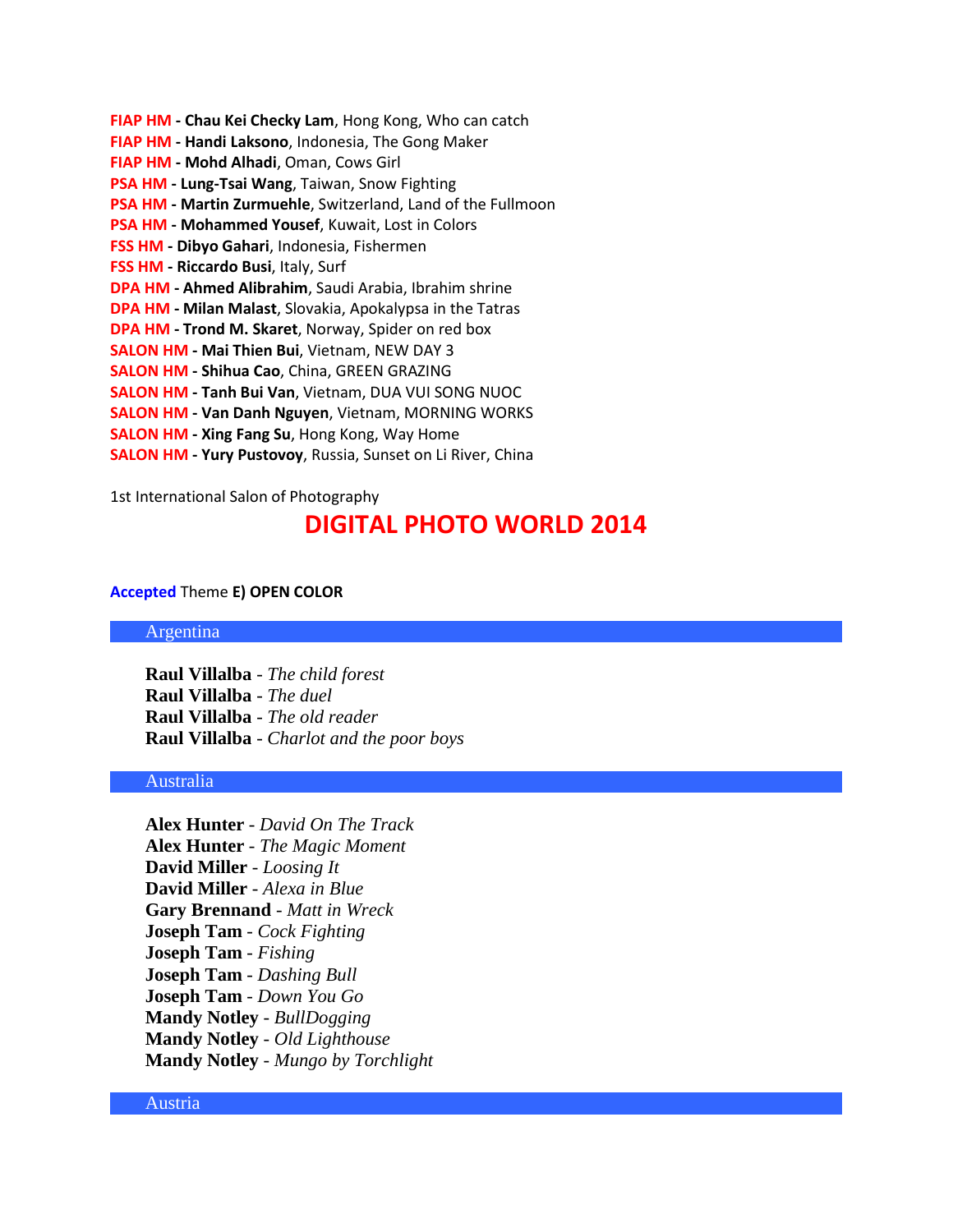**FIAP HM - Chau Kei Checky Lam**, Hong Kong, Who can catch
**FIAP HM - Handi Laksono**, Indonesia, The Gong Maker
**FIAP HM - Mohd Alhadi**, Oman, Cows Girl
**PSA HM - Lung-Tsai Wang**, Taiwan, Snow Fighting
**PSA HM - Martin Zurmuehle**, Switzerland, Land of the Fullmoon
**PSA HM - Mohammed Yousef**, Kuwait, Lost in Colors
**FSS HM - Dibyo Gahari**, Indonesia, Fishermen
**FSS HM - Riccardo Busi**, Italy, Surf
**DPA HM - Ahmed Alibrahim**, Saudi Arabia, Ibrahim shrine
**DPA HM - Milan Malast**, Slovakia, Apokalypsa in the Tatras
**DPA HM - Trond M. Skaret**, Norway, Spider on red box
**SALON HM - Mai Thien Bui**, Vietnam, NEW DAY 3
**SALON HM - Shihua Cao**, China, GREEN GRAZING
**SALON HM - Tanh Bui Van**, Vietnam, DUA VUI SONG NUOC
**SALON HM - Van Danh Nguyen**, Vietnam, MORNING WORKS
**SALON HM - Xing Fang Su**, Hong Kong, Way Home
**SALON HM - Yury Pustovoy**, Russia, Sunset on Li River, China

1st International Salon of Photography

# DIGITAL PHOTO WORLD 2014

**Accepted** Theme **E) OPEN COLOR**

## Argentina

**Raul Villalba** - *The child forest*
**Raul Villalba** - *The duel*
**Raul Villalba** - *The old reader*
**Raul Villalba** - *Charlot and the poor boys*

## Australia

**Alex Hunter** - *David On The Track*
**Alex Hunter** - *The Magic Moment*
**David Miller** - *Loosing It*
**David Miller** - *Alexa in Blue*
**Gary Brennand** - *Matt in Wreck*
**Joseph Tam** - *Cock Fighting*
**Joseph Tam** - *Fishing*
**Joseph Tam** - *Dashing Bull*
**Joseph Tam** - *Down You Go*
**Mandy Notley** - *BullDogging*
**Mandy Notley** - *Old Lighthouse*
**Mandy Notley** - *Mungo by Torchlight*

## Austria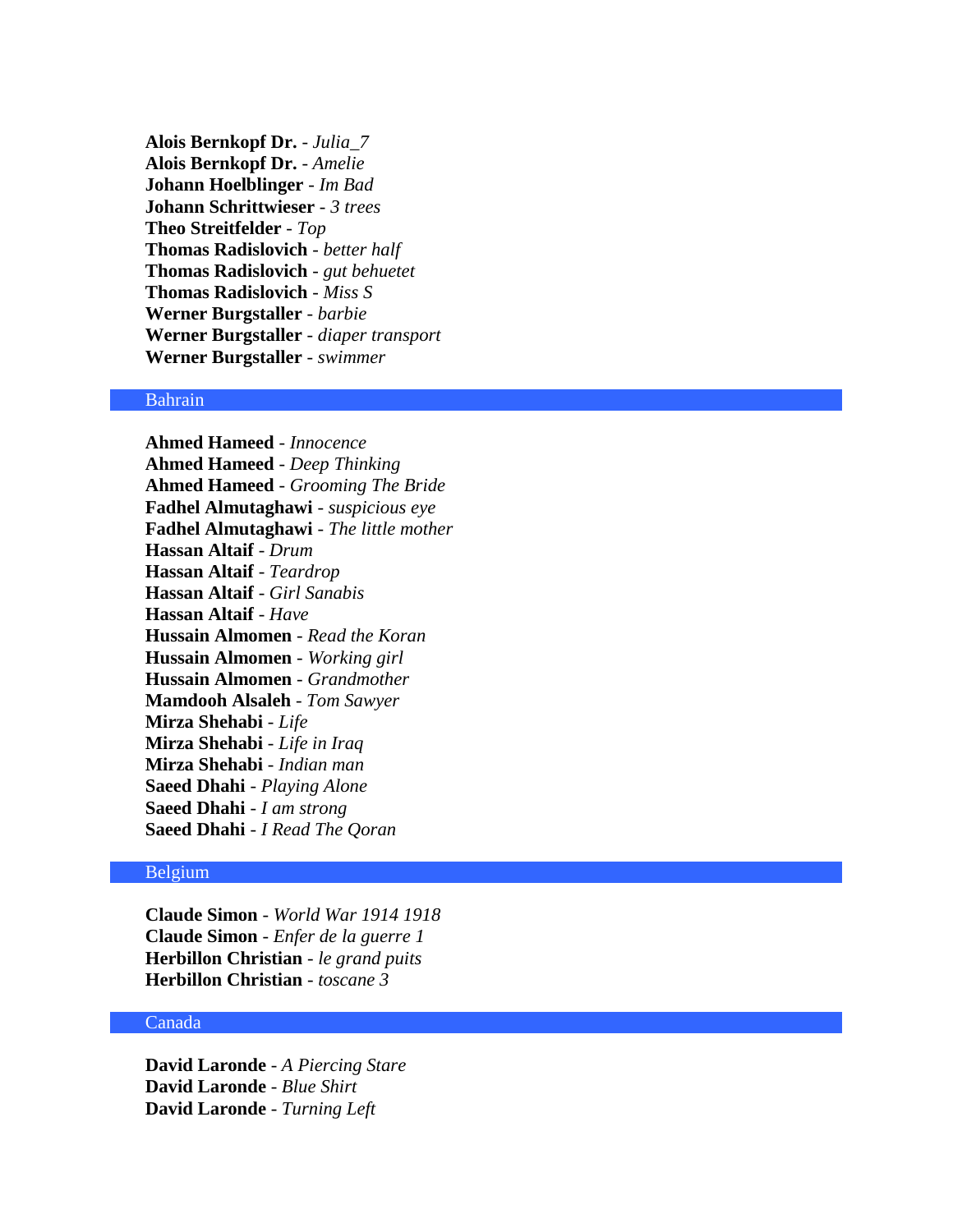**Alois Bernkopf Dr.** - *Julia_7*
**Alois Bernkopf Dr.** - *Amelie*
**Johann Hoelblinger** - *Im Bad*
**Johann Schrittwieser** - *3 trees*
**Theo Streitfelder** - *Top*
**Thomas Radislovich** - *better half*
**Thomas Radislovich** - *gut behuetet*
**Thomas Radislovich** - *Miss S*
**Werner Burgstaller** - *barbie*
**Werner Burgstaller** - *diaper transport*
**Werner Burgstaller** - *swimmer*

## Bahrain

**Ahmed Hameed** - *Innocence*
**Ahmed Hameed** - *Deep Thinking*
**Ahmed Hameed** - *Grooming The Bride*
**Fadhel Almutaghawi** - *suspicious eye*
**Fadhel Almutaghawi** - *The little mother*
**Hassan Altaif** - *Drum*
**Hassan Altaif** - *Teardrop*
**Hassan Altaif** - *Girl Sanabis*
**Hassan Altaif** - *Have*
**Hussain Almomen** - *Read the Koran*
**Hussain Almomen** - *Working girl*
**Hussain Almomen** - *Grandmother*
**Mamdooh Alsaleh** - *Tom Sawyer*
**Mirza Shehabi** - *Life*
**Mirza Shehabi** - *Life in Iraq*
**Mirza Shehabi** - *Indian man*
**Saeed Dhahi** - *Playing Alone*
**Saeed Dhahi** - *I am strong*
**Saeed Dhahi** - *I Read The Qoran*

## Belgium

**Claude Simon** - *World War 1914 1918*
**Claude Simon** - *Enfer de la guerre 1*
**Herbillon Christian** - *le grand puits*
**Herbillon Christian** - *toscane 3*

## Canada

**David Laronde** - *A Piercing Stare*
**David Laronde** - *Blue Shirt*
**David Laronde** - *Turning Left*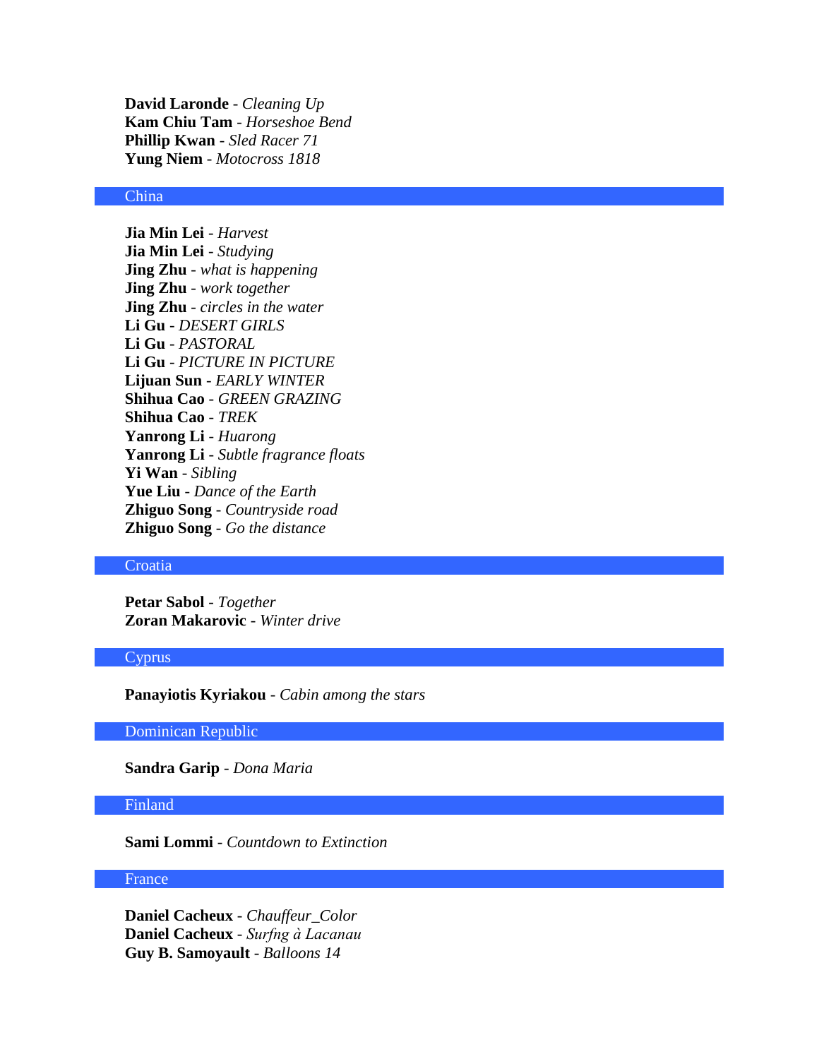**David Laronde** - *Cleaning Up*
**Kam Chiu Tam** - *Horseshoe Bend*
**Phillip Kwan** - *Sled Racer 71*
**Yung Niem** - *Motocross 1818*

## China

**Jia Min Lei** - *Harvest*
**Jia Min Lei** - *Studying*
**Jing Zhu** - *what is happening*
**Jing Zhu** - *work together*
**Jing Zhu** - *circles in the water*
**Li Gu** - *DESERT GIRLS*
**Li Gu** - *PASTORAL*
**Li Gu** - *PICTURE IN PICTURE*
**Lijuan Sun** - *EARLY WINTER*
**Shihua Cao** - *GREEN GRAZING*
**Shihua Cao** - *TREK*
**Yanrong Li** - *Huarong*
**Yanrong Li** - *Subtle fragrance floats*
**Yi Wan** - *Sibling*
**Yue Liu** - *Dance of the Earth*
**Zhiguo Song** - *Countryside road*
**Zhiguo Song** - *Go the distance*

## Croatia

**Petar Sabol** - *Together*
**Zoran Makarovic** - *Winter drive*

## Cyprus

**Panayiotis Kyriakou** - *Cabin among the stars*

## Dominican Republic

**Sandra Garip** - *Dona Maria*

## Finland

**Sami Lommi** - *Countdown to Extinction*

## France

**Daniel Cacheux** - *Chauffeur_Color*
**Daniel Cacheux** - *Surfng à Lacanau*
**Guy B. Samoyault** - *Balloons 14*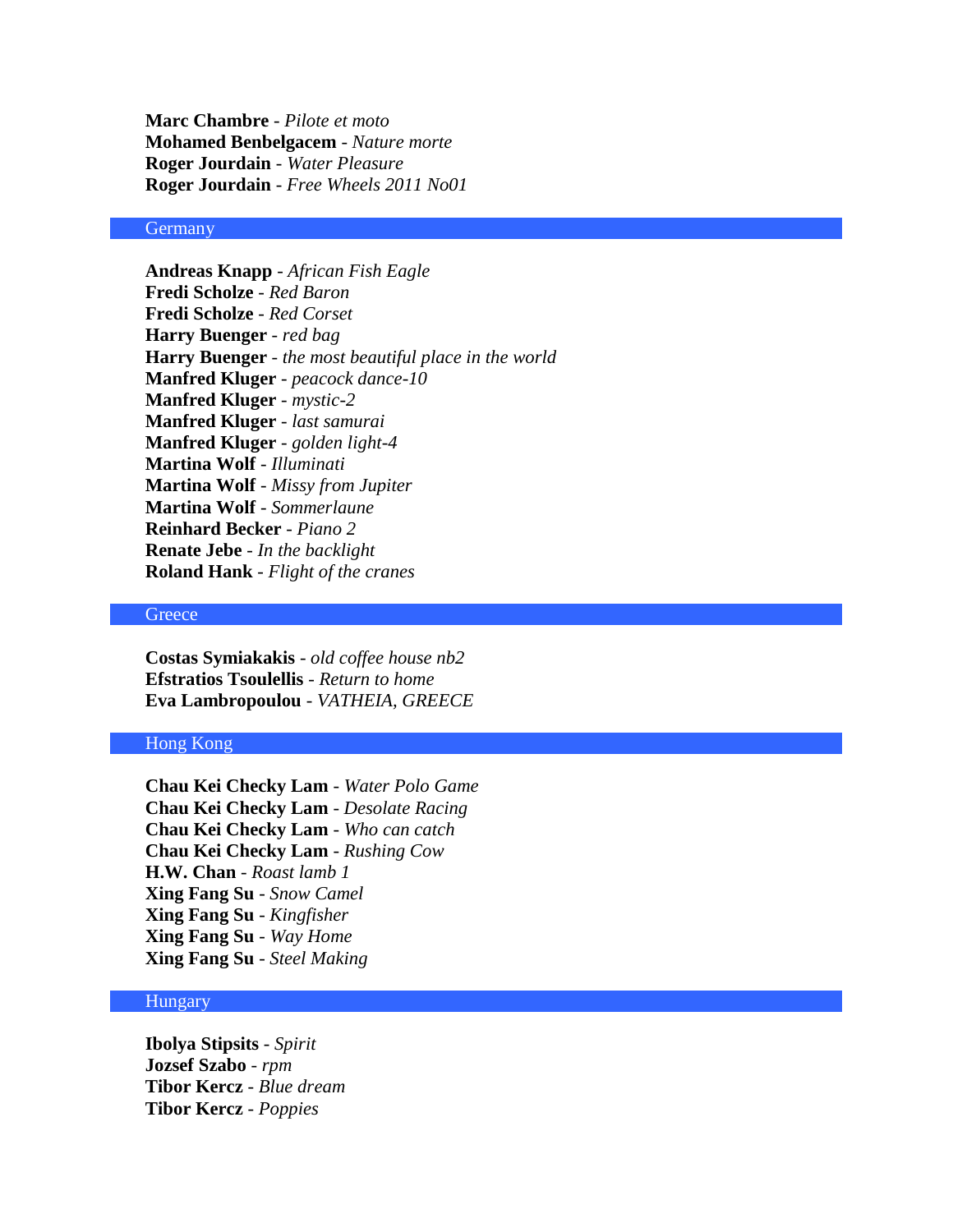**Marc Chambre** - *Pilote et moto*
**Mohamed Benbelgacem** - *Nature morte*
**Roger Jourdain** - *Water Pleasure*
**Roger Jourdain** - *Free Wheels 2011 No01*

## Germany

**Andreas Knapp** - *African Fish Eagle*
**Fredi Scholze** - *Red Baron*
**Fredi Scholze** - *Red Corset*
**Harry Buenger** - *red bag*
**Harry Buenger** - *the most beautiful place in the world*
**Manfred Kluger** - *peacock dance-10*
**Manfred Kluger** - *mystic-2*
**Manfred Kluger** - *last samurai*
**Manfred Kluger** - *golden light-4*
**Martina Wolf** - *Illuminati*
**Martina Wolf** - *Missy from Jupiter*
**Martina Wolf** - *Sommerlaune*
**Reinhard Becker** - *Piano 2*
**Renate Jebe** - *In the backlight*
**Roland Hank** - *Flight of the cranes*

## Greece

**Costas Symiakakis** - *old coffee house nb2*
**Efstratios Tsoulellis** - *Return to home*
**Eva Lambropoulou** - *VATHEIA, GREECE*

## Hong Kong

**Chau Kei Checky Lam** - *Water Polo Game*
**Chau Kei Checky Lam** - *Desolate Racing*
**Chau Kei Checky Lam** - *Who can catch*
**Chau Kei Checky Lam** - *Rushing Cow*
**H.W. Chan** - *Roast lamb 1*
**Xing Fang Su** - *Snow Camel*
**Xing Fang Su** - *Kingfisher*
**Xing Fang Su** - *Way Home*
**Xing Fang Su** - *Steel Making*

## Hungary

**Ibolya Stipsits** - *Spirit*
**Jozsef Szabo** - *rpm*
**Tibor Kercz** - *Blue dream*
**Tibor Kercz** - *Poppies*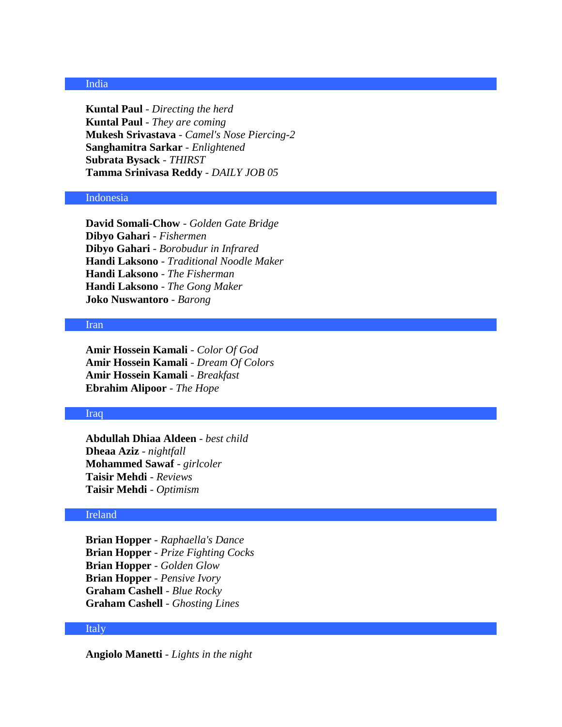## India

**Kuntal Paul** - *Directing the herd*
**Kuntal Paul** - *They are coming*
**Mukesh Srivastava** - *Camel's Nose Piercing-2*
**Sanghamitra Sarkar** - *Enlightened*
**Subrata Bysack** - *THIRST*
**Tamma Srinivasa Reddy** - *DAILY JOB 05*

## Indonesia

**David Somali-Chow** - *Golden Gate Bridge*
**Dibyo Gahari** - *Fishermen*
**Dibyo Gahari** - *Borobudur in Infrared*
**Handi Laksono** - *Traditional Noodle Maker*
**Handi Laksono** - *The Fisherman*
**Handi Laksono** - *The Gong Maker*
**Joko Nuswantoro** - *Barong*

## Iran

**Amir Hossein Kamali** - *Color Of God*
**Amir Hossein Kamali** - *Dream Of Colors*
**Amir Hossein Kamali** - *Breakfast*
**Ebrahim Alipoor** - *The Hope*

## Iraq

**Abdullah Dhiaa Aldeen** - *best child*
**Dheaa Aziz** - *nightfall*
**Mohammed Sawaf** - *girlcoler*
**Taisir Mehdi** - *Reviews*
**Taisir Mehdi** - *Optimism*

## Ireland

**Brian Hopper** - *Raphaella's Dance*
**Brian Hopper** - *Prize Fighting Cocks*
**Brian Hopper** - *Golden Glow*
**Brian Hopper** - *Pensive Ivory*
**Graham Cashell** - *Blue Rocky*
**Graham Cashell** - *Ghosting Lines*

## Italy

**Angiolo Manetti** - *Lights in the night*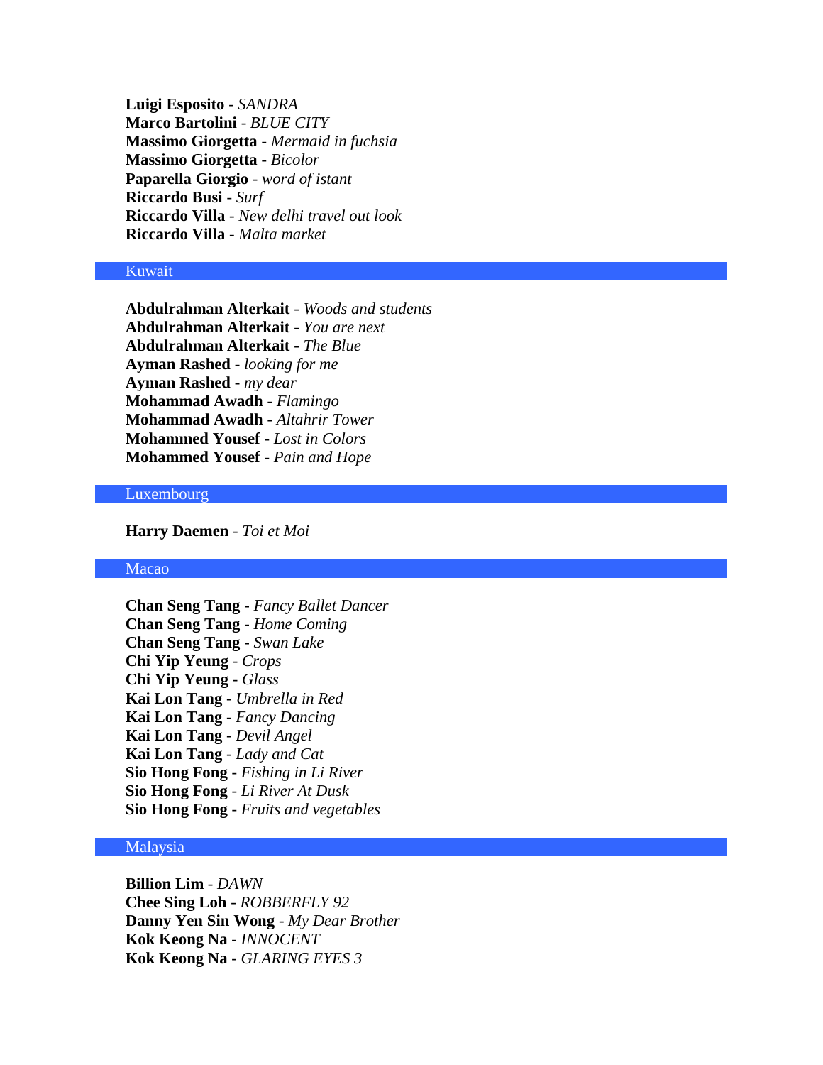**Luigi Esposito** - *SANDRA*
**Marco Bartolini** - *BLUE CITY*
**Massimo Giorgetta** - *Mermaid in fuchsia*
**Massimo Giorgetta** - *Bicolor*
**Paparella Giorgio** - *word of istant*
**Riccardo Busi** - *Surf*
**Riccardo Villa** - *New delhi travel out look*
**Riccardo Villa** - *Malta market*

## Kuwait

**Abdulrahman Alterkait** - *Woods and students*
**Abdulrahman Alterkait** - *You are next*
**Abdulrahman Alterkait** - *The Blue*
**Ayman Rashed** - *looking for me*
**Ayman Rashed** - *my dear*
**Mohammad Awadh** - *Flamingo*
**Mohammad Awadh** - *Altahrir Tower*
**Mohammed Yousef** - *Lost in Colors*
**Mohammed Yousef** - *Pain and Hope*

## Luxembourg

**Harry Daemen** - *Toi et Moi*

## Macao

**Chan Seng Tang** - *Fancy Ballet Dancer*
**Chan Seng Tang** - *Home Coming*
**Chan Seng Tang** - *Swan Lake*
**Chi Yip Yeung** - *Crops*
**Chi Yip Yeung** - *Glass*
**Kai Lon Tang** - *Umbrella in Red*
**Kai Lon Tang** - *Fancy Dancing*
**Kai Lon Tang** - *Devil Angel*
**Kai Lon Tang** - *Lady and Cat*
**Sio Hong Fong** - *Fishing in Li River*
**Sio Hong Fong** - *Li River At Dusk*
**Sio Hong Fong** - *Fruits and vegetables*

## Malaysia

**Billion Lim** - *DAWN*
**Chee Sing Loh** - *ROBBERFLY 92*
**Danny Yen Sin Wong** - *My Dear Brother*
**Kok Keong Na** - *INNOCENT*
**Kok Keong Na** - *GLARING EYES 3*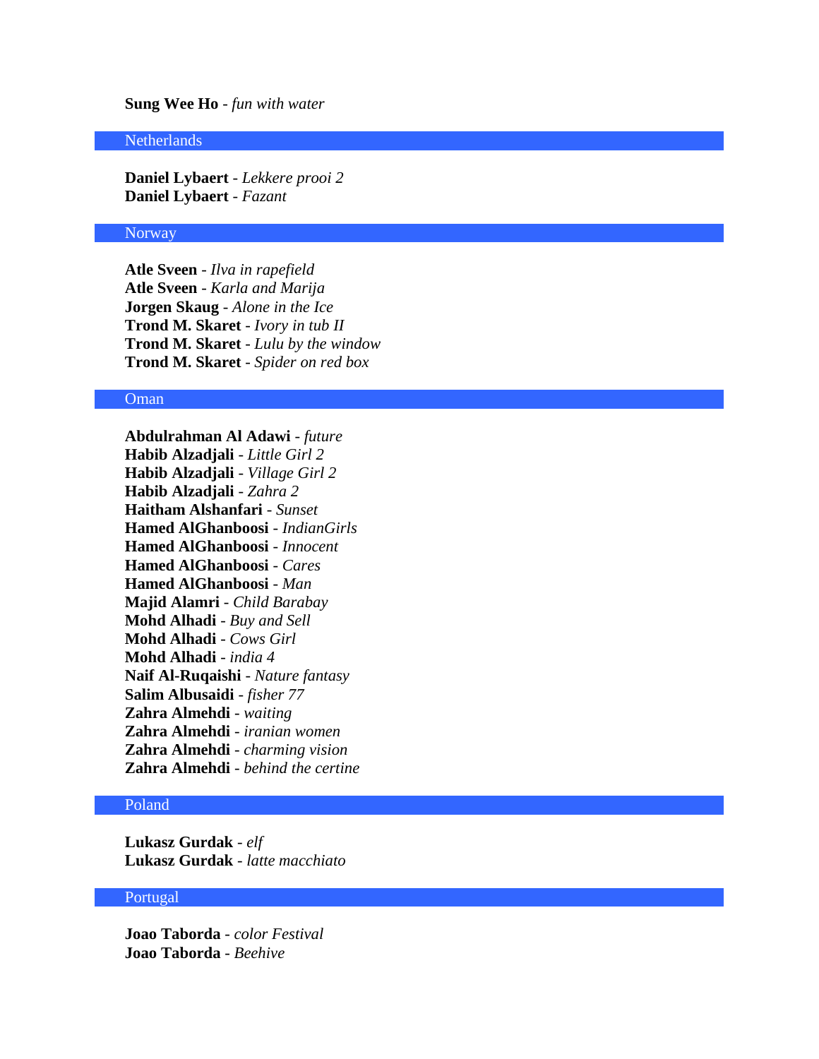**Sung Wee Ho** - *fun with water*

## Netherlands

**Daniel Lybaert** - *Lekkere prooi 2*
**Daniel Lybaert** - *Fazant*

## Norway

**Atle Sveen** - *Ilva in rapefield*
**Atle Sveen** - *Karla and Marija*
**Jorgen Skaug** - *Alone in the Ice*
**Trond M. Skaret** - *Ivory in tub II*
**Trond M. Skaret** - *Lulu by the window*
**Trond M. Skaret** - *Spider on red box*

## Oman

**Abdulrahman Al Adawi** - *future*
**Habib Alzadjali** - *Little Girl 2*
**Habib Alzadjali** - *Village Girl 2*
**Habib Alzadjali** - *Zahra 2*
**Haitham Alshanfari** - *Sunset*
**Hamed AlGhanboosi** - *IndianGirls*
**Hamed AlGhanboosi** - *Innocent*
**Hamed AlGhanboosi** - *Cares*
**Hamed AlGhanboosi** - *Man*
**Majid Alamri** - *Child Barabay*
**Mohd Alhadi** - *Buy and Sell*
**Mohd Alhadi** - *Cows Girl*
**Mohd Alhadi** - *india 4*
**Naif Al-Ruqaishi** - *Nature fantasy*
**Salim Albusaidi** - *fisher 77*
**Zahra Almehdi** - *waiting*
**Zahra Almehdi** - *iranian women*
**Zahra Almehdi** - *charming vision*
**Zahra Almehdi** - *behind the certine*

## Poland

**Lukasz Gurdak** - *elf*
**Lukasz Gurdak** - *latte macchiato*

## Portugal

**Joao Taborda** - *color Festival*
**Joao Taborda** - *Beehive*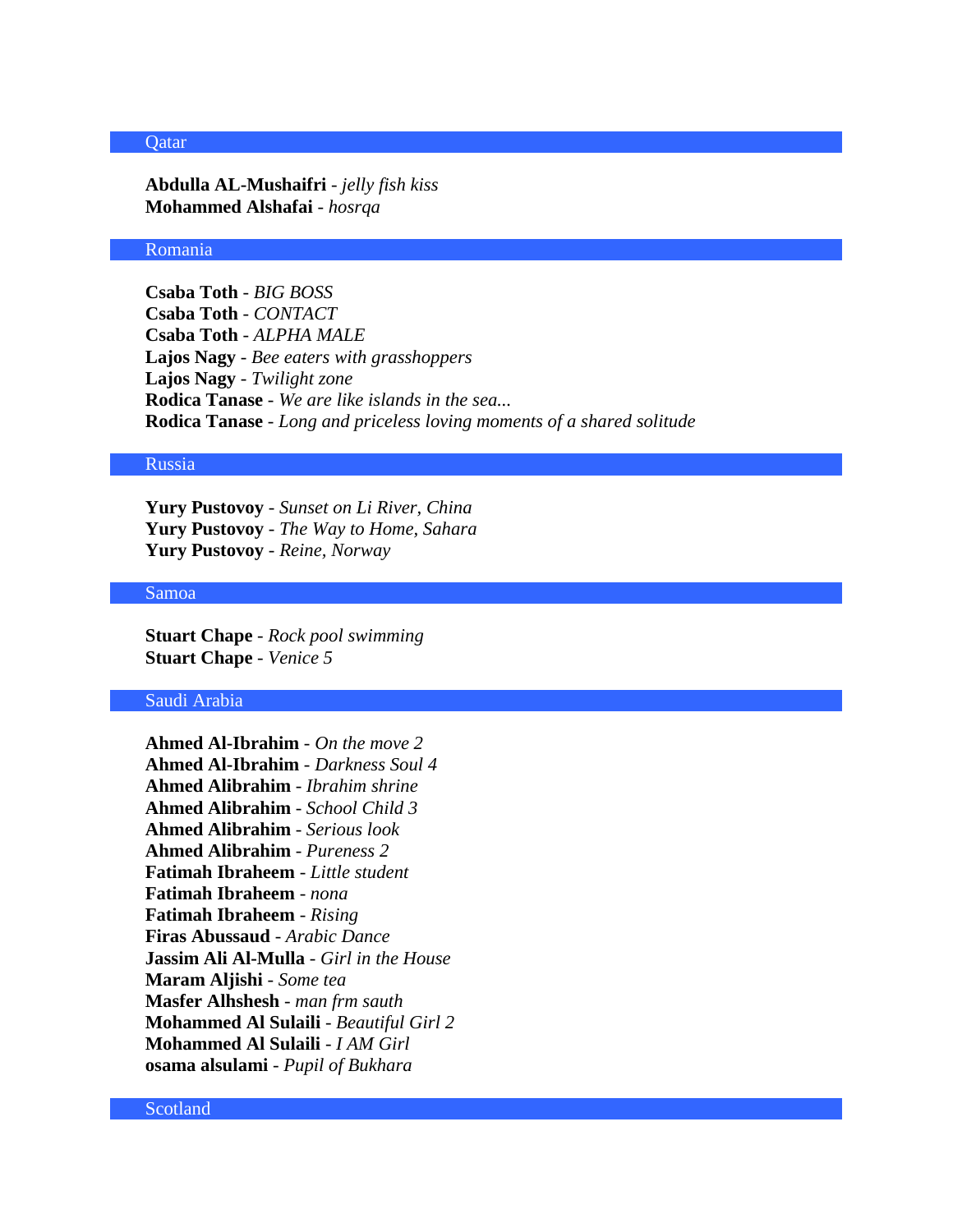## Qatar

**Abdulla AL-Mushaifri** - *jelly fish kiss*
**Mohammed Alshafai** - *hosrqa*

## Romania

**Csaba Toth** - *BIG BOSS*
**Csaba Toth** - *CONTACT*
**Csaba Toth** - *ALPHA MALE*
**Lajos Nagy** - *Bee eaters with grasshoppers*
**Lajos Nagy** - *Twilight zone*
**Rodica Tanase** - *We are like islands in the sea...*
**Rodica Tanase** - *Long and priceless loving moments of a shared solitude*

## Russia

**Yury Pustovoy** - *Sunset on Li River, China*
**Yury Pustovoy** - *The Way to Home, Sahara*
**Yury Pustovoy** - *Reine, Norway*

## Samoa

**Stuart Chape** - *Rock pool swimming*
**Stuart Chape** - *Venice 5*

## Saudi Arabia

**Ahmed Al-Ibrahim** - *On the move 2*
**Ahmed Al-Ibrahim** - *Darkness Soul 4*
**Ahmed Alibrahim** - *Ibrahim shrine*
**Ahmed Alibrahim** - *School Child 3*
**Ahmed Alibrahim** - *Serious look*
**Ahmed Alibrahim** - *Pureness 2*
**Fatimah Ibraheem** - *Little student*
**Fatimah Ibraheem** - *nona*
**Fatimah Ibraheem** - *Rising*
**Firas Abussaud** - *Arabic Dance*
**Jassim Ali Al-Mulla** - *Girl in the House*
**Maram Aljishi** - *Some tea*
**Masfer Alhshesh** - *man frm sauth*
**Mohammed Al Sulaili** - *Beautiful Girl 2*
**Mohammed Al Sulaili** - *I AM Girl*
**osama alsulami** - *Pupil of Bukhara*

## Scotland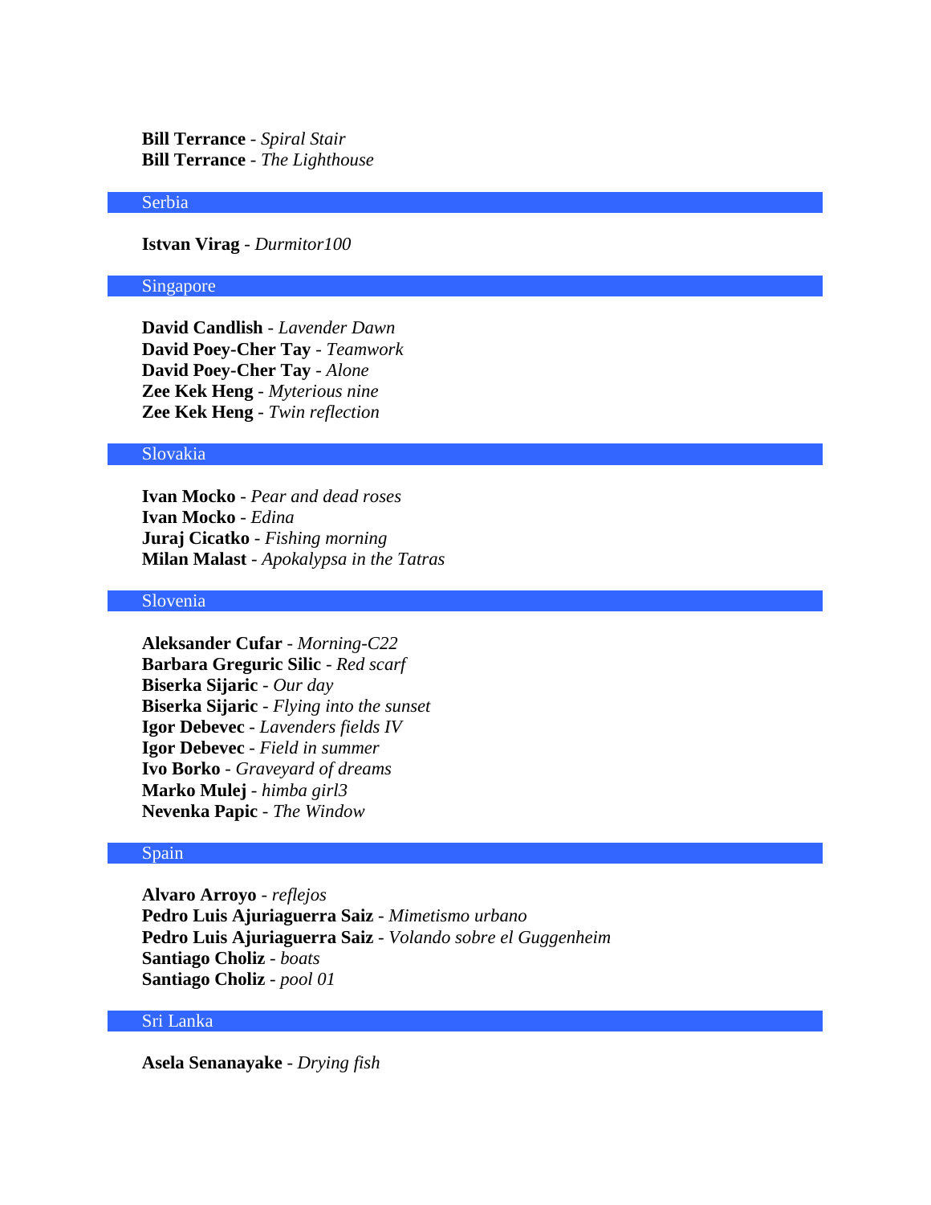**Bill Terrance** - *Spiral Stair*
**Bill Terrance** - *The Lighthouse*

## Serbia

**Istvan Virag** - *Durmitor100*

## Singapore

**David Candlish** - *Lavender Dawn*
**David Poey-Cher Tay** - *Teamwork*
**David Poey-Cher Tay** - *Alone*
**Zee Kek Heng** - *Myterious nine*
**Zee Kek Heng** - *Twin reflection*

## Slovakia

**Ivan Mocko** - *Pear and dead roses*
**Ivan Mocko** - *Edina*
**Juraj Cicatko** - *Fishing morning*
**Milan Malast** - *Apokalypsa in the Tatras*

## Slovenia

**Aleksander Cufar** - *Morning-C22*
**Barbara Greguric Silic** - *Red scarf*
**Biserka Sijaric** - *Our day*
**Biserka Sijaric** - *Flying into the sunset*
**Igor Debevec** - *Lavenders fields IV*
**Igor Debevec** - *Field in summer*
**Ivo Borko** - *Graveyard of dreams*
**Marko Mulej** - *himba girl3*
**Nevenka Papic** - *The Window*

## Spain

**Alvaro Arroyo** - *reflejos*
**Pedro Luis Ajuriaguerra Saiz** - *Mimetismo urbano*
**Pedro Luis Ajuriaguerra Saiz** - *Volando sobre el Guggenheim*
**Santiago Choliz** - *boats*
**Santiago Choliz** - *pool 01*

## Sri Lanka

**Asela Senanayake** - *Drying fish*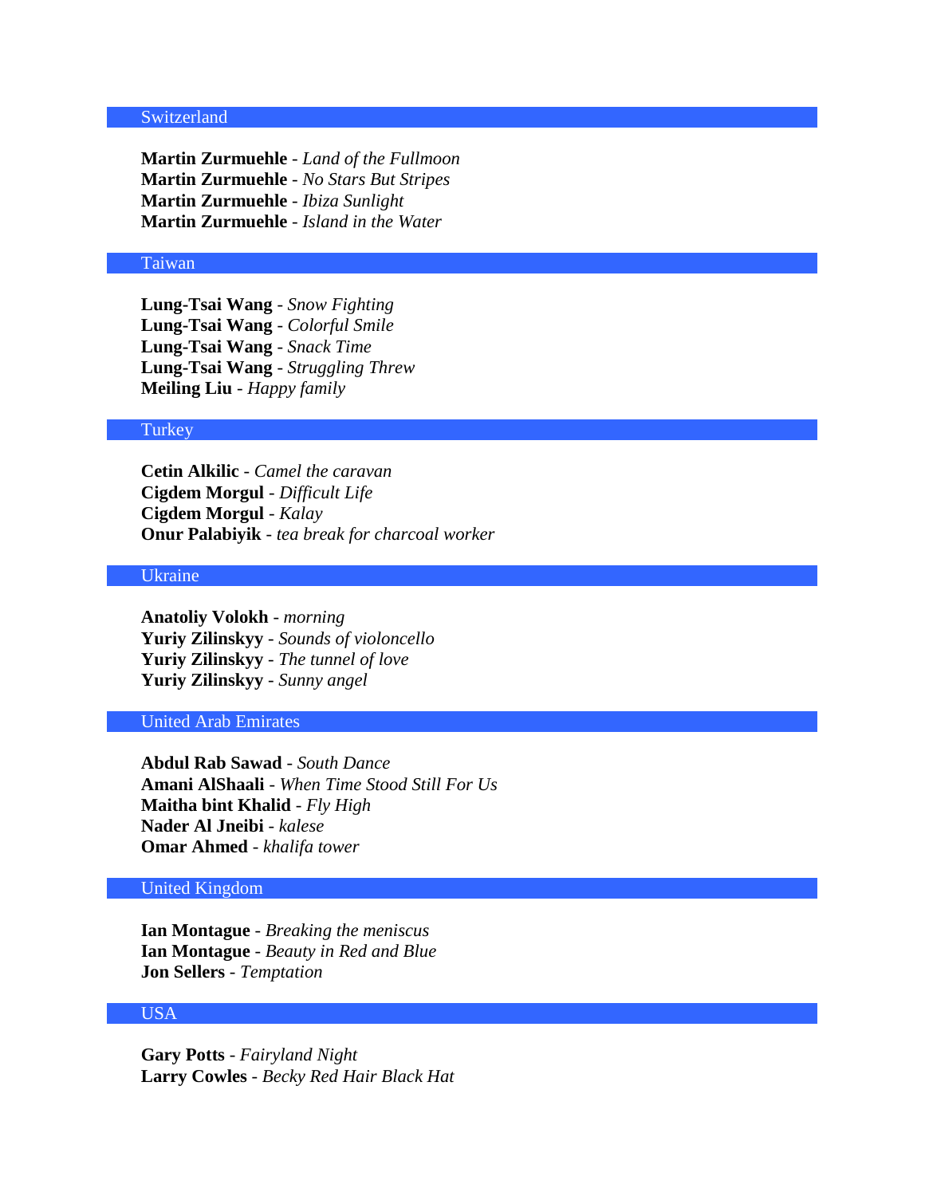## Switzerland

**Martin Zurmuehle** - *Land of the Fullmoon*
**Martin Zurmuehle** - *No Stars But Stripes*
**Martin Zurmuehle** - *Ibiza Sunlight*
**Martin Zurmuehle** - *Island in the Water*

## Taiwan

**Lung-Tsai Wang** - *Snow Fighting*
**Lung-Tsai Wang** - *Colorful Smile*
**Lung-Tsai Wang** - *Snack Time*
**Lung-Tsai Wang** - *Struggling Threw*
**Meiling Liu** - *Happy family*

## Turkey

**Cetin Alkilic** - *Camel the caravan*
**Cigdem Morgul** - *Difficult Life*
**Cigdem Morgul** - *Kalay*
**Onur Palabiyik** - *tea break for charcoal worker*

## Ukraine

**Anatoliy Volokh** - *morning*
**Yuriy Zilinskyy** - *Sounds of violoncello*
**Yuriy Zilinskyy** - *The tunnel of love*
**Yuriy Zilinskyy** - *Sunny angel*

## United Arab Emirates

**Abdul Rab Sawad** - *South Dance*
**Amani AlShaali** - *When Time Stood Still For Us*
**Maitha bint Khalid** - *Fly High*
**Nader Al Jneibi** - *kalese*
**Omar Ahmed** - *khalifa tower*

## United Kingdom

**Ian Montague** - *Breaking the meniscus*
**Ian Montague** - *Beauty in Red and Blue*
**Jon Sellers** - *Temptation*

## USA

**Gary Potts** - *Fairyland Night*
**Larry Cowles** - *Becky Red Hair Black Hat*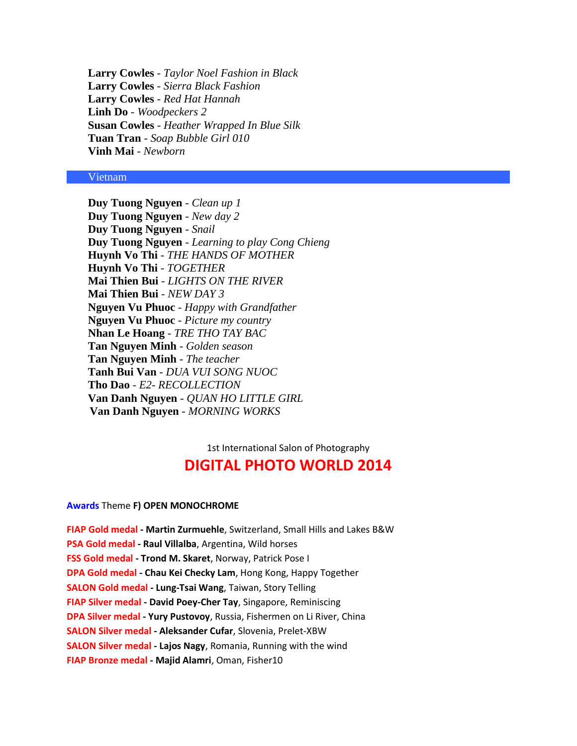**Larry Cowles** - *Taylor Noel Fashion in Black*
**Larry Cowles** - *Sierra Black Fashion*
**Larry Cowles** - *Red Hat Hannah*
**Linh Do** - *Woodpeckers 2*
**Susan Cowles** - *Heather Wrapped In Blue Silk*
**Tuan Tran** - *Soap Bubble Girl 010*
**Vinh Mai** - *Newborn*

## Vietnam

**Duy Tuong Nguyen** - *Clean up 1*
**Duy Tuong Nguyen** - *New day 2*
**Duy Tuong Nguyen** - *Snail*
**Duy Tuong Nguyen** - *Learning to play Cong Chieng*
**Huynh Vo Thi** - *THE HANDS OF MOTHER*
**Huynh Vo Thi** - *TOGETHER*
**Mai Thien Bui** - *LIGHTS ON THE RIVER*
**Mai Thien Bui** - *NEW DAY 3*
**Nguyen Vu Phuoc** - *Happy with Grandfather*
**Nguyen Vu Phuoc** - *Picture my country*
**Nhan Le Hoang** - *TRE THO TAY BAC*
**Tan Nguyen Minh** - *Golden season*
**Tan Nguyen Minh** - *The teacher*
**Tanh Bui Van** - *DUA VUI SONG NUOC*
**Tho Dao** - *E2- RECOLLECTION*
**Van Danh Nguyen** - *QUAN HO LITTLE GIRL*
**Van Danh Nguyen** - *MORNING WORKS*

1st International Salon of Photography

# DIGITAL PHOTO WORLD 2014

**Awards** Theme **F) OPEN MONOCHROME**

**FIAP Gold medal - Martin Zurmuehle**, Switzerland, Small Hills and Lakes B&W
**PSA Gold medal - Raul Villalba**, Argentina, Wild horses
**FSS Gold medal - Trond M. Skaret**, Norway, Patrick Pose I
**DPA Gold medal - Chau Kei Checky Lam**, Hong Kong, Happy Together
**SALON Gold medal - Lung-Tsai Wang**, Taiwan, Story Telling
**FIAP Silver medal - David Poey-Cher Tay**, Singapore, Reminiscing
**DPA Silver medal - Yury Pustovoy**, Russia, Fishermen on Li River, China
**SALON Silver medal - Aleksander Cufar**, Slovenia, Prelet-XBW
**SALON Silver medal - Lajos Nagy**, Romania, Running with the wind
**FIAP Bronze medal - Majid Alamri**, Oman, Fisher10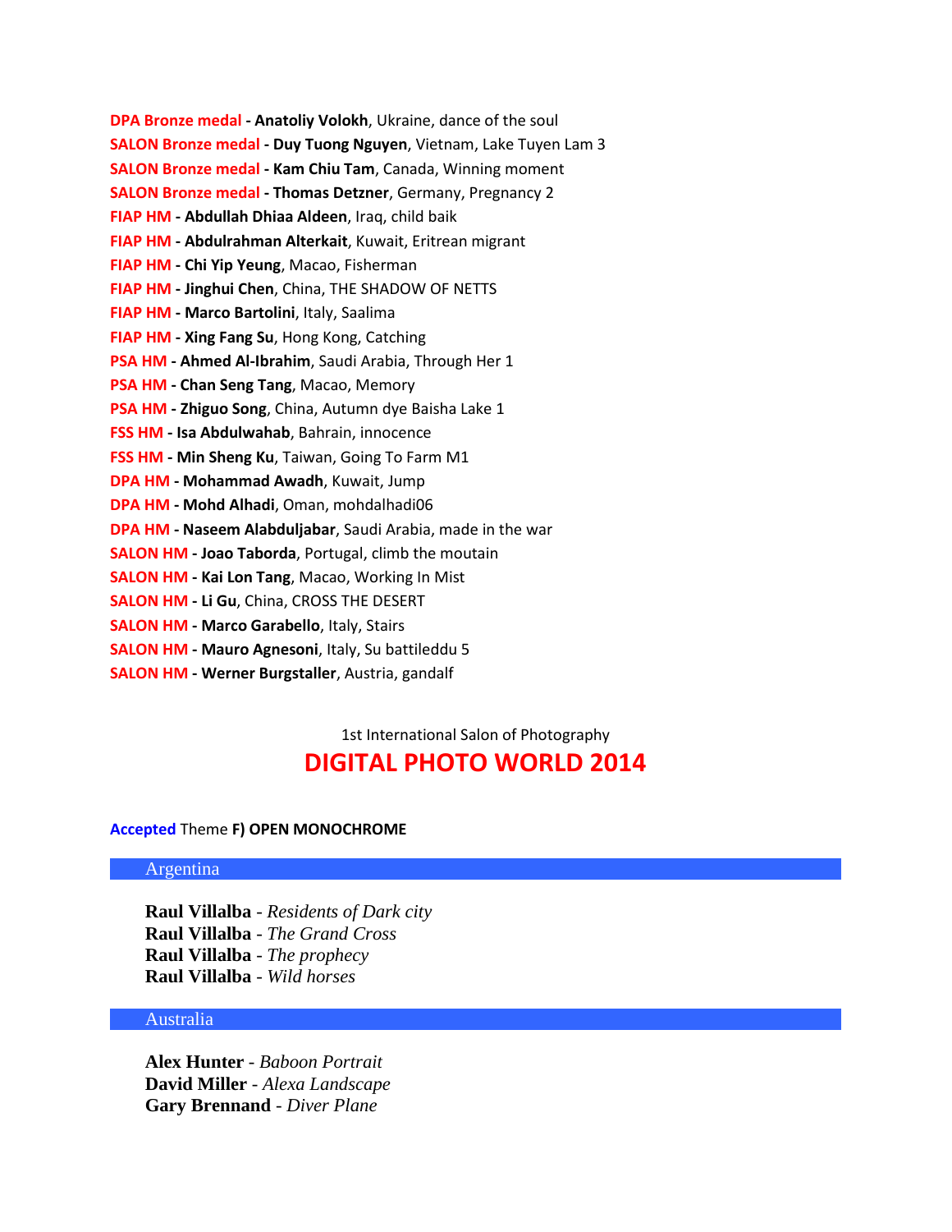**DPA Bronze medal - Anatoliy Volokh**, Ukraine, dance of the soul
**SALON Bronze medal - Duy Tuong Nguyen**, Vietnam, Lake Tuyen Lam 3
**SALON Bronze medal - Kam Chiu Tam**, Canada, Winning moment
**SALON Bronze medal - Thomas Detzner**, Germany, Pregnancy 2
**FIAP HM - Abdullah Dhiaa Aldeen**, Iraq, child baik
**FIAP HM - Abdulrahman Alterkait**, Kuwait, Eritrean migrant
**FIAP HM - Chi Yip Yeung**, Macao, Fisherman
**FIAP HM - Jinghui Chen**, China, THE SHADOW OF NETTS
**FIAP HM - Marco Bartolini**, Italy, Saalima
**FIAP HM - Xing Fang Su**, Hong Kong, Catching
**PSA HM - Ahmed Al-Ibrahim**, Saudi Arabia, Through Her 1
**PSA HM - Chan Seng Tang**, Macao, Memory
**PSA HM - Zhiguo Song**, China, Autumn dye Baisha Lake 1
**FSS HM - Isa Abdulwahab**, Bahrain, innocence
**FSS HM - Min Sheng Ku**, Taiwan, Going To Farm M1
**DPA HM - Mohammad Awadh**, Kuwait, Jump
**DPA HM - Mohd Alhadi**, Oman, mohdalhadi06
**DPA HM - Naseem Alabduljabar**, Saudi Arabia, made in the war
**SALON HM - Joao Taborda**, Portugal, climb the moutain
**SALON HM - Kai Lon Tang**, Macao, Working In Mist
**SALON HM - Li Gu**, China, CROSS THE DESERT
**SALON HM - Marco Garabello**, Italy, Stairs
**SALON HM - Mauro Agnesoni**, Italy, Su battileddu 5
**SALON HM - Werner Burgstaller**, Austria, gandalf

1st International Salon of Photography

# DIGITAL PHOTO WORLD 2014

**Accepted** Theme **F) OPEN MONOCHROME**

## Argentina

**Raul Villalba** - *Residents of Dark city*
**Raul Villalba** - *The Grand Cross*
**Raul Villalba** - *The prophecy*
**Raul Villalba** - *Wild horses*

## Australia

**Alex Hunter** - *Baboon Portrait*
**David Miller** - *Alexa Landscape*
**Gary Brennand** - *Diver Plane*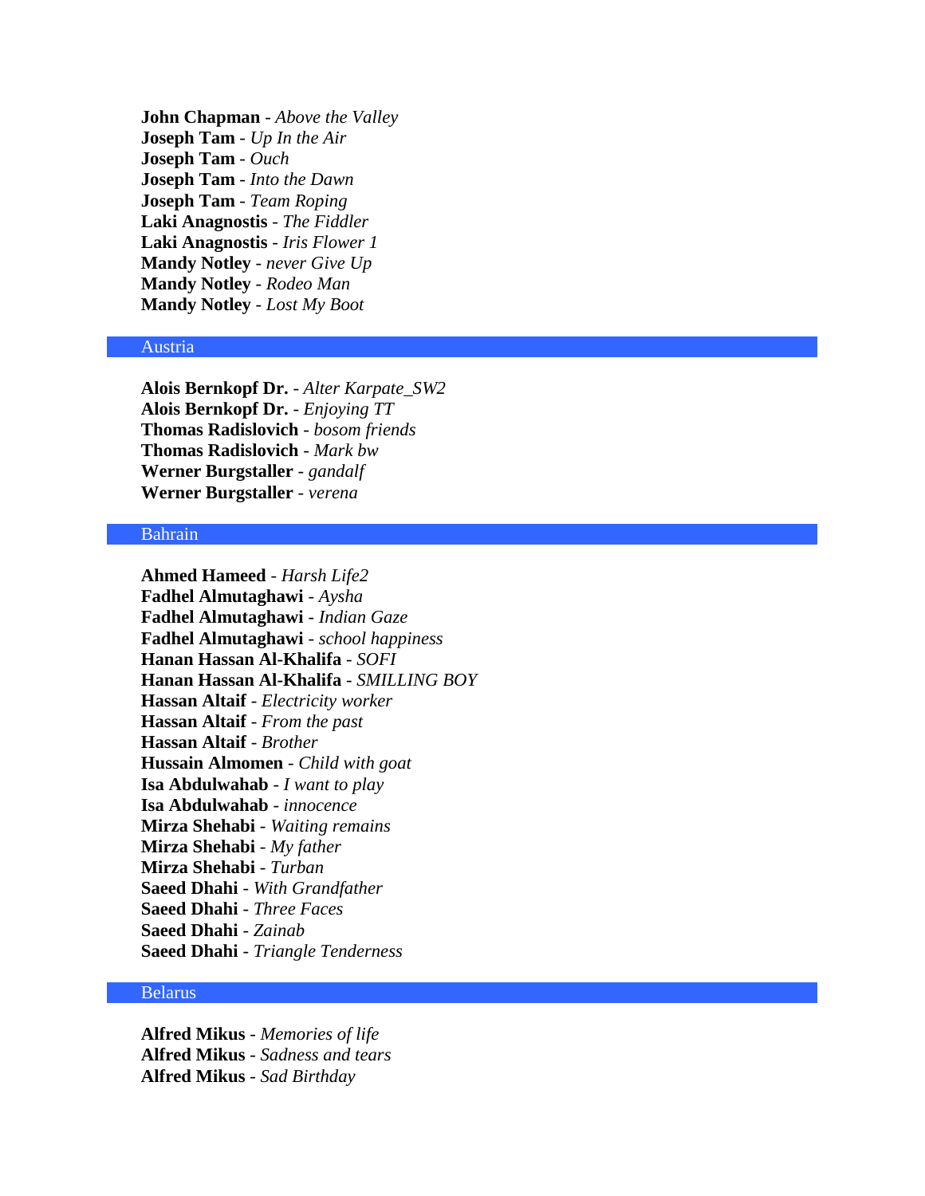**John Chapman** - *Above the Valley*
**Joseph Tam** - *Up In the Air*
**Joseph Tam** - *Ouch*
**Joseph Tam** - *Into the Dawn*
**Joseph Tam** - *Team Roping*
**Laki Anagnostis** - *The Fiddler*
**Laki Anagnostis** - *Iris Flower 1*
**Mandy Notley** - *never Give Up*
**Mandy Notley** - *Rodeo Man*
**Mandy Notley** - *Lost My Boot*

## Austria

**Alois Bernkopf Dr.** - *Alter Karpate_SW2*
**Alois Bernkopf Dr.** - *Enjoying TT*
**Thomas Radislovich** - *bosom friends*
**Thomas Radislovich** - *Mark bw*
**Werner Burgstaller** - *gandalf*
**Werner Burgstaller** - *verena*

## Bahrain

**Ahmed Hameed** - *Harsh Life2*
**Fadhel Almutaghawi** - *Aysha*
**Fadhel Almutaghawi** - *Indian Gaze*
**Fadhel Almutaghawi** - *school happiness*
**Hanan Hassan Al-Khalifa** - *SOFI*
**Hanan Hassan Al-Khalifa** - *SMILLING BOY*
**Hassan Altaif** - *Electricity worker*
**Hassan Altaif** - *From the past*
**Hassan Altaif** - *Brother*
**Hussain Almomen** - *Child with goat*
**Isa Abdulwahab** - *I want to play*
**Isa Abdulwahab** - *innocence*
**Mirza Shehabi** - *Waiting remains*
**Mirza Shehabi** - *My father*
**Mirza Shehabi** - *Turban*
**Saeed Dhahi** - *With Grandfather*
**Saeed Dhahi** - *Three Faces*
**Saeed Dhahi** - *Zainab*
**Saeed Dhahi** - *Triangle Tenderness*

## Belarus

**Alfred Mikus** - *Memories of life*
**Alfred Mikus** - *Sadness and tears*
**Alfred Mikus** - *Sad Birthday*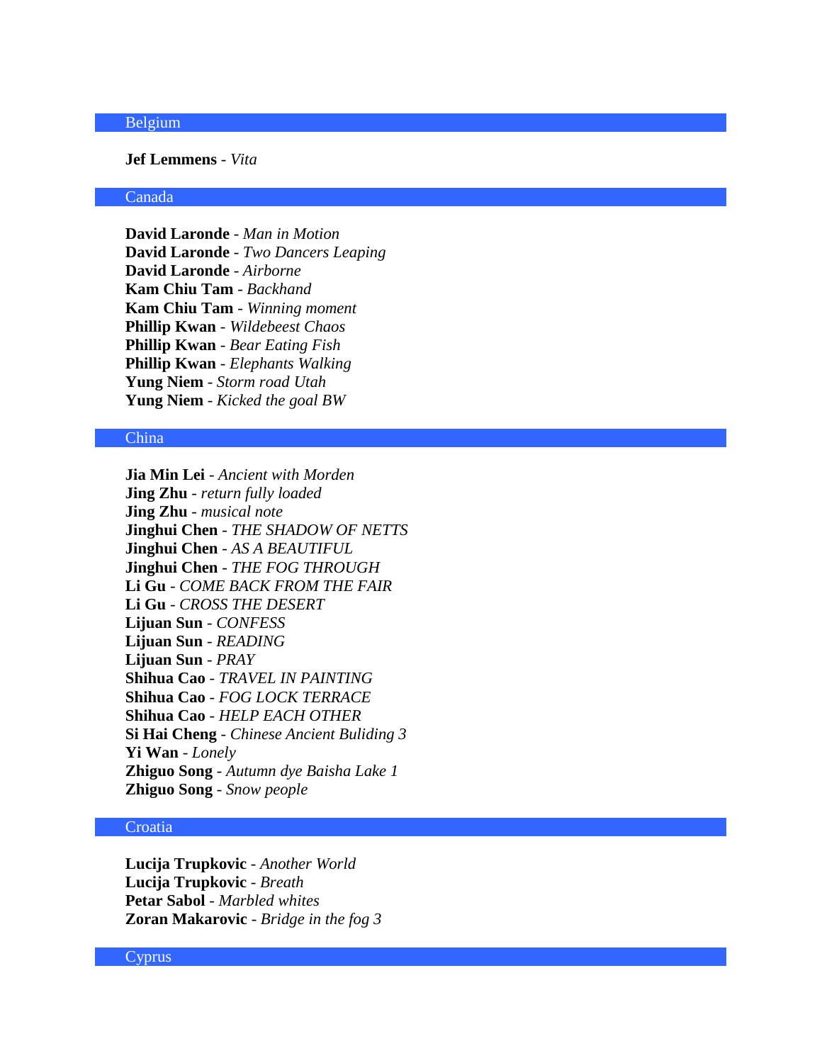## Belgium

**Jef Lemmens** - *Vita*

## Canada

**David Laronde** - *Man in Motion*
**David Laronde** - *Two Dancers Leaping*
**David Laronde** - *Airborne*
**Kam Chiu Tam** - *Backhand*
**Kam Chiu Tam** - *Winning moment*
**Phillip Kwan** - *Wildebeest Chaos*
**Phillip Kwan** - *Bear Eating Fish*
**Phillip Kwan** - *Elephants Walking*
**Yung Niem** - *Storm road Utah*
**Yung Niem** - *Kicked the goal BW*

## China

**Jia Min Lei** - *Ancient with Morden*
**Jing Zhu** - *return fully loaded*
**Jing Zhu** - *musical note*
**Jinghui Chen** - *THE SHADOW OF NETTS*
**Jinghui Chen** - *AS A BEAUTIFUL*
**Jinghui Chen** - *THE FOG THROUGH*
**Li Gu** - *COME BACK FROM THE FAIR*
**Li Gu** - *CROSS THE DESERT*
**Lijuan Sun** - *CONFESS*
**Lijuan Sun** - *READING*
**Lijuan Sun** - *PRAY*
**Shihua Cao** - *TRAVEL IN PAINTING*
**Shihua Cao** - *FOG LOCK TERRACE*
**Shihua Cao** - *HELP EACH OTHER*
**Si Hai Cheng** - *Chinese Ancient Buliding 3*
**Yi Wan** - *Lonely*
**Zhiguo Song** - *Autumn dye Baisha Lake 1*
**Zhiguo Song** - *Snow people*

## Croatia

**Lucija Trupkovic** - *Another World*
**Lucija Trupkovic** - *Breath*
**Petar Sabol** - *Marbled whites*
**Zoran Makarovic** - *Bridge in the fog 3*

## Cyprus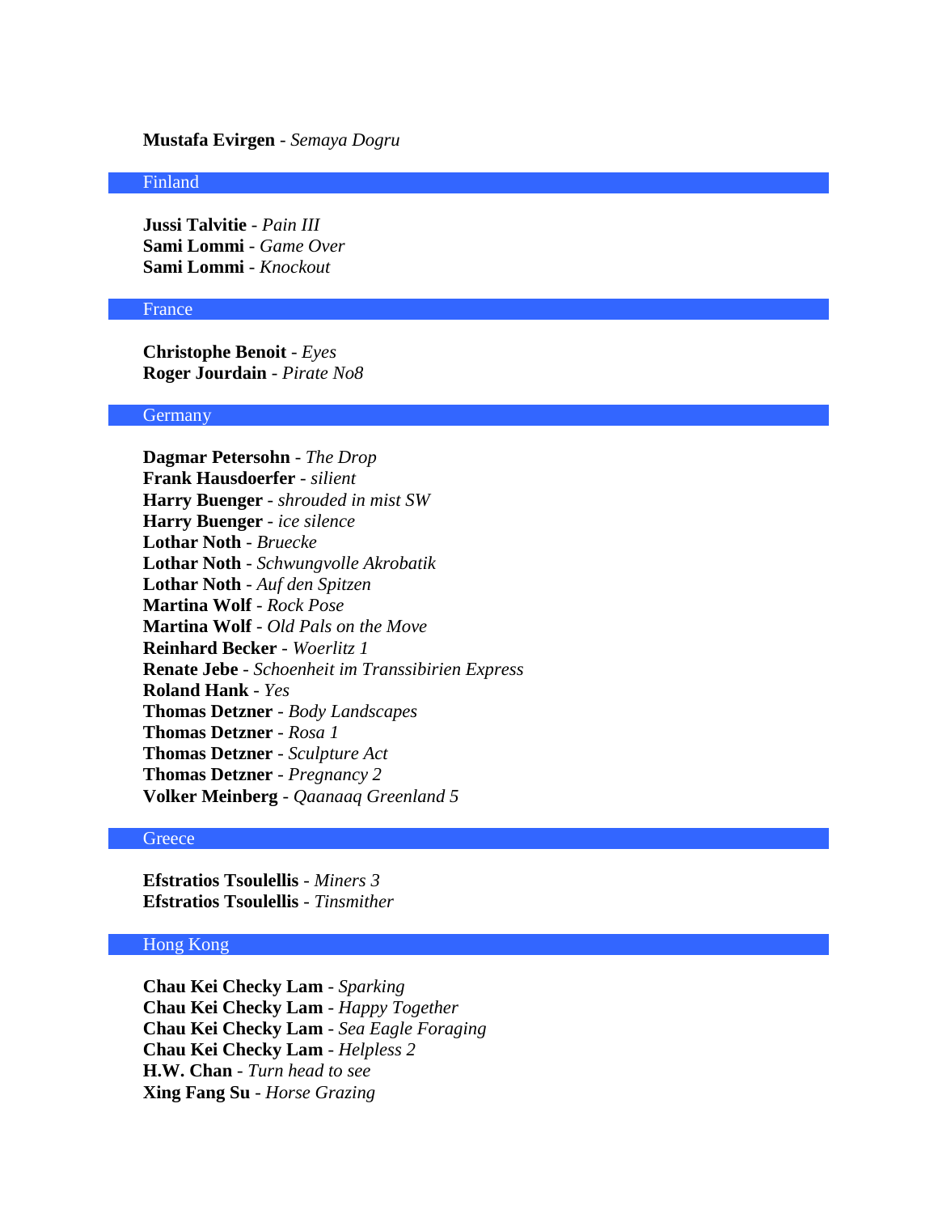**Mustafa Evirgen** - *Semaya Dogru*

## Finland

**Jussi Talvitie** - *Pain III*
**Sami Lommi** - *Game Over*
**Sami Lommi** - *Knockout*

## France

**Christophe Benoit** - *Eyes*
**Roger Jourdain** - *Pirate No8*

## Germany

**Dagmar Petersohn** - *The Drop*
**Frank Hausdoerfer** - *silient*
**Harry Buenger** - *shrouded in mist SW*
**Harry Buenger** - *ice silence*
**Lothar Noth** - *Bruecke*
**Lothar Noth** - *Schwungvolle Akrobatik*
**Lothar Noth** - *Auf den Spitzen*
**Martina Wolf** - *Rock Pose*
**Martina Wolf** - *Old Pals on the Move*
**Reinhard Becker** - *Woerlitz 1*
**Renate Jebe** - *Schoenheit im Transsibirien Express*
**Roland Hank** - *Yes*
**Thomas Detzner** - *Body Landscapes*
**Thomas Detzner** - *Rosa 1*
**Thomas Detzner** - *Sculpture Act*
**Thomas Detzner** - *Pregnancy 2*
**Volker Meinberg** - *Qaanaaq Greenland 5*

## Greece

**Efstratios Tsoulellis** - *Miners 3*
**Efstratios Tsoulellis** - *Tinsmither*

## Hong Kong

**Chau Kei Checky Lam** - *Sparking*
**Chau Kei Checky Lam** - *Happy Together*
**Chau Kei Checky Lam** - *Sea Eagle Foraging*
**Chau Kei Checky Lam** - *Helpless 2*
**H.W. Chan** - *Turn head to see*
**Xing Fang Su** - *Horse Grazing*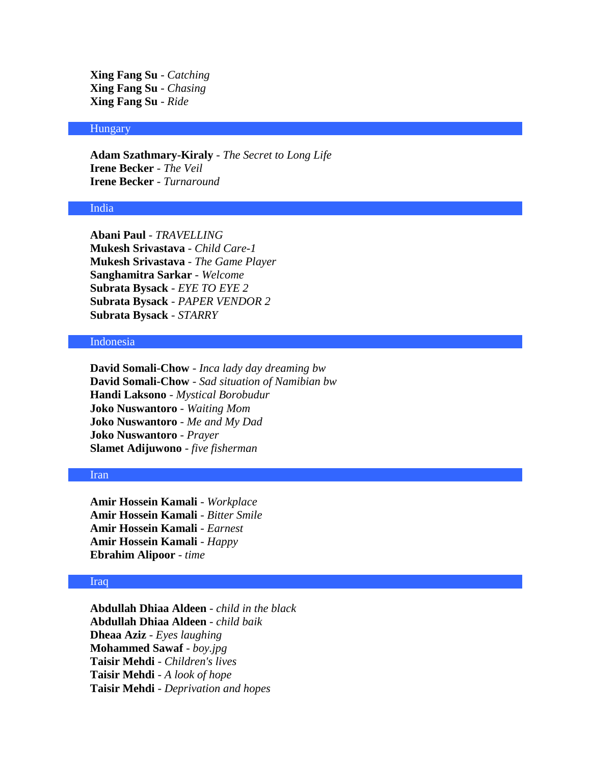**Xing Fang Su** - *Catching*
**Xing Fang Su** - *Chasing*
**Xing Fang Su** - *Ride*

## Hungary

**Adam Szathmary-Kiraly** - *The Secret to Long Life*
**Irene Becker** - *The Veil*
**Irene Becker** - *Turnaround*

## India

**Abani Paul** - *TRAVELLING*
**Mukesh Srivastava** - *Child Care-1*
**Mukesh Srivastava** - *The Game Player*
**Sanghamitra Sarkar** - *Welcome*
**Subrata Bysack** - *EYE TO EYE 2*
**Subrata Bysack** - *PAPER VENDOR 2*
**Subrata Bysack** - *STARRY*

## Indonesia

**David Somali-Chow** - *Inca lady day dreaming bw*
**David Somali-Chow** - *Sad situation of Namibian bw*
**Handi Laksono** - *Mystical Borobudur*
**Joko Nuswantoro** - *Waiting Mom*
**Joko Nuswantoro** - *Me and My Dad*
**Joko Nuswantoro** - *Prayer*
**Slamet Adijuwono** - *five fisherman*

## Iran

**Amir Hossein Kamali** - *Workplace*
**Amir Hossein Kamali** - *Bitter Smile*
**Amir Hossein Kamali** - *Earnest*
**Amir Hossein Kamali** - *Happy*
**Ebrahim Alipoor** - *time*

## Iraq

**Abdullah Dhiaa Aldeen** - *child in the black*
**Abdullah Dhiaa Aldeen** - *child baik*
**Dheaa Aziz** - *Eyes laughing*
**Mohammed Sawaf** - *boy.jpg*
**Taisir Mehdi** - *Children's lives*
**Taisir Mehdi** - *A look of hope*
**Taisir Mehdi** - *Deprivation and hopes*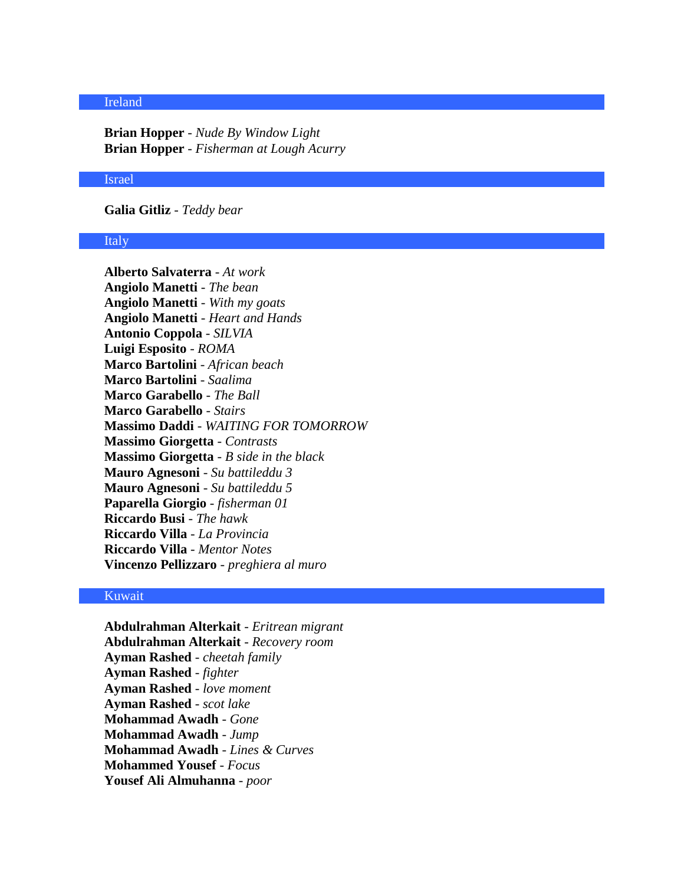## Ireland

**Brian Hopper** - *Nude By Window Light*
**Brian Hopper** - *Fisherman at Lough Acurry*

## Israel

**Galia Gitliz** - *Teddy bear*

## Italy

**Alberto Salvaterra** - *At work*
**Angiolo Manetti** - *The bean*
**Angiolo Manetti** - *With my goats*
**Angiolo Manetti** - *Heart and Hands*
**Antonio Coppola** - *SILVIA*
**Luigi Esposito** - *ROMA*
**Marco Bartolini** - *African beach*
**Marco Bartolini** - *Saalima*
**Marco Garabello** - *The Ball*
**Marco Garabello** - *Stairs*
**Massimo Daddi** - *WAITING FOR TOMORROW*
**Massimo Giorgetta** - *Contrasts*
**Massimo Giorgetta** - *B side in the black*
**Mauro Agnesoni** - *Su battileddu 3*
**Mauro Agnesoni** - *Su battileddu 5*
**Paparella Giorgio** - *fisherman 01*
**Riccardo Busi** - *The hawk*
**Riccardo Villa** - *La Provincia*
**Riccardo Villa** - *Mentor Notes*
**Vincenzo Pellizzaro** - *preghiera al muro*

## Kuwait

**Abdulrahman Alterkait** - *Eritrean migrant*
**Abdulrahman Alterkait** - *Recovery room*
**Ayman Rashed** - *cheetah family*
**Ayman Rashed** - *fighter*
**Ayman Rashed** - *love moment*
**Ayman Rashed** - *scot lake*
**Mohammad Awadh** - *Gone*
**Mohammad Awadh** - *Jump*
**Mohammad Awadh** - *Lines & Curves*
**Mohammed Yousef** - *Focus*
**Yousef Ali Almuhanna** - *poor*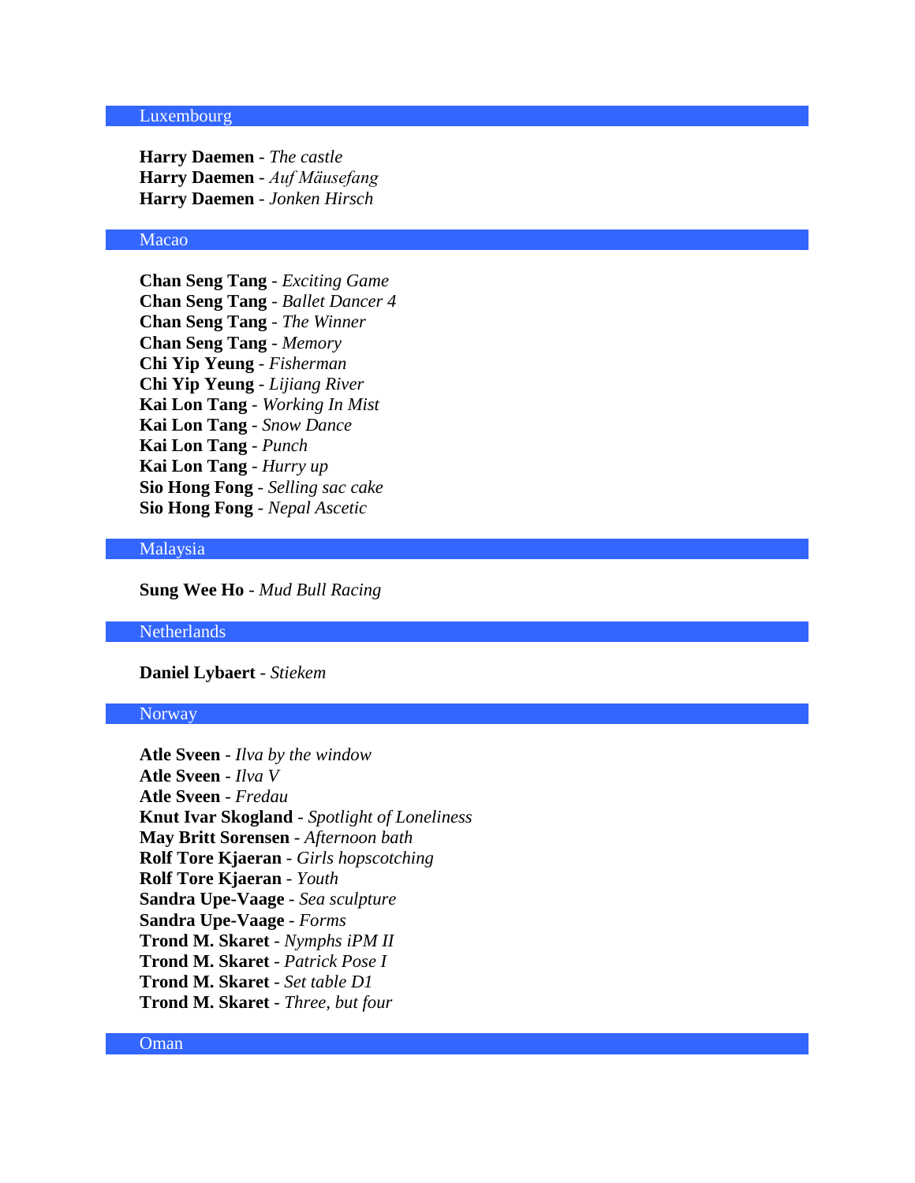## Luxembourg

**Harry Daemen** - *The castle*
**Harry Daemen** - *Auf Mäusefang*
**Harry Daemen** - *Jonken Hirsch*

## Macao

**Chan Seng Tang** - *Exciting Game*
**Chan Seng Tang** - *Ballet Dancer 4*
**Chan Seng Tang** - *The Winner*
**Chan Seng Tang** - *Memory*
**Chi Yip Yeung** - *Fisherman*
**Chi Yip Yeung** - *Lijiang River*
**Kai Lon Tang** - *Working In Mist*
**Kai Lon Tang** - *Snow Dance*
**Kai Lon Tang** - *Punch*
**Kai Lon Tang** - *Hurry up*
**Sio Hong Fong** - *Selling sac cake*
**Sio Hong Fong** - *Nepal Ascetic*

## Malaysia

**Sung Wee Ho** - *Mud Bull Racing*

## Netherlands

**Daniel Lybaert** - *Stiekem*

## Norway

**Atle Sveen** - *Ilva by the window*
**Atle Sveen** - *Ilva V*
**Atle Sveen** - *Fredau*
**Knut Ivar Skogland** - *Spotlight of Loneliness*
**May Britt Sorensen** - *Afternoon bath*
**Rolf Tore Kjaeran** - *Girls hopscotching*
**Rolf Tore Kjaeran** - *Youth*
**Sandra Upe-Vaage** - *Sea sculpture*
**Sandra Upe-Vaage** - *Forms*
**Trond M. Skaret** - *Nymphs iPM II*
**Trond M. Skaret** - *Patrick Pose I*
**Trond M. Skaret** - *Set table D1*
**Trond M. Skaret** - *Three, but four*

## Oman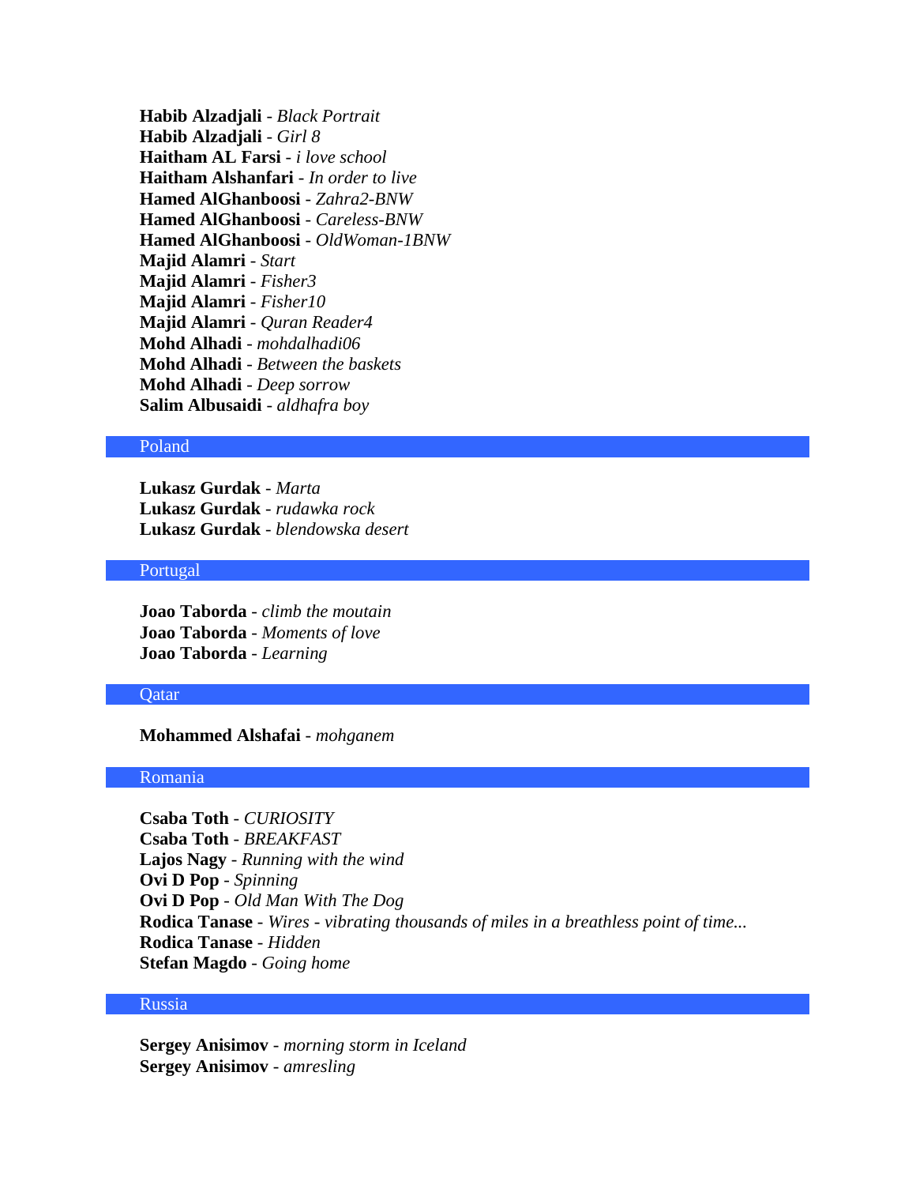**Habib Alzadjali** - *Black Portrait*
**Habib Alzadjali** - *Girl 8*
**Haitham AL Farsi** - *i love school*
**Haitham Alshanfari** - *In order to live*
**Hamed AlGhanboosi** - *Zahra2-BNW*
**Hamed AlGhanboosi** - *Careless-BNW*
**Hamed AlGhanboosi** - *OldWoman-1BNW*
**Majid Alamri** - *Start*
**Majid Alamri** - *Fisher3*
**Majid Alamri** - *Fisher10*
**Majid Alamri** - *Quran Reader4*
**Mohd Alhadi** - *mohdalhadi06*
**Mohd Alhadi** - *Between the baskets*
**Mohd Alhadi** - *Deep sorrow*
**Salim Albusaidi** - *aldhafra boy*

## Poland

**Lukasz Gurdak** - *Marta*
**Lukasz Gurdak** - *rudawka rock*
**Lukasz Gurdak** - *blendowska desert*

## Portugal

**Joao Taborda** - *climb the moutain*
**Joao Taborda** - *Moments of love*
**Joao Taborda** - *Learning*

## Qatar

**Mohammed Alshafai** - *mohganem*

## Romania

**Csaba Toth** - *CURIOSITY*
**Csaba Toth** - *BREAKFAST*
**Lajos Nagy** - *Running with the wind*
**Ovi D Pop** - *Spinning*
**Ovi D Pop** - *Old Man With The Dog*
**Rodica Tanase** - *Wires - vibrating thousands of miles in a breathless point of time...*
**Rodica Tanase** - *Hidden*
**Stefan Magdo** - *Going home*

## Russia

**Sergey Anisimov** - *morning storm in Iceland*
**Sergey Anisimov** - *amresling*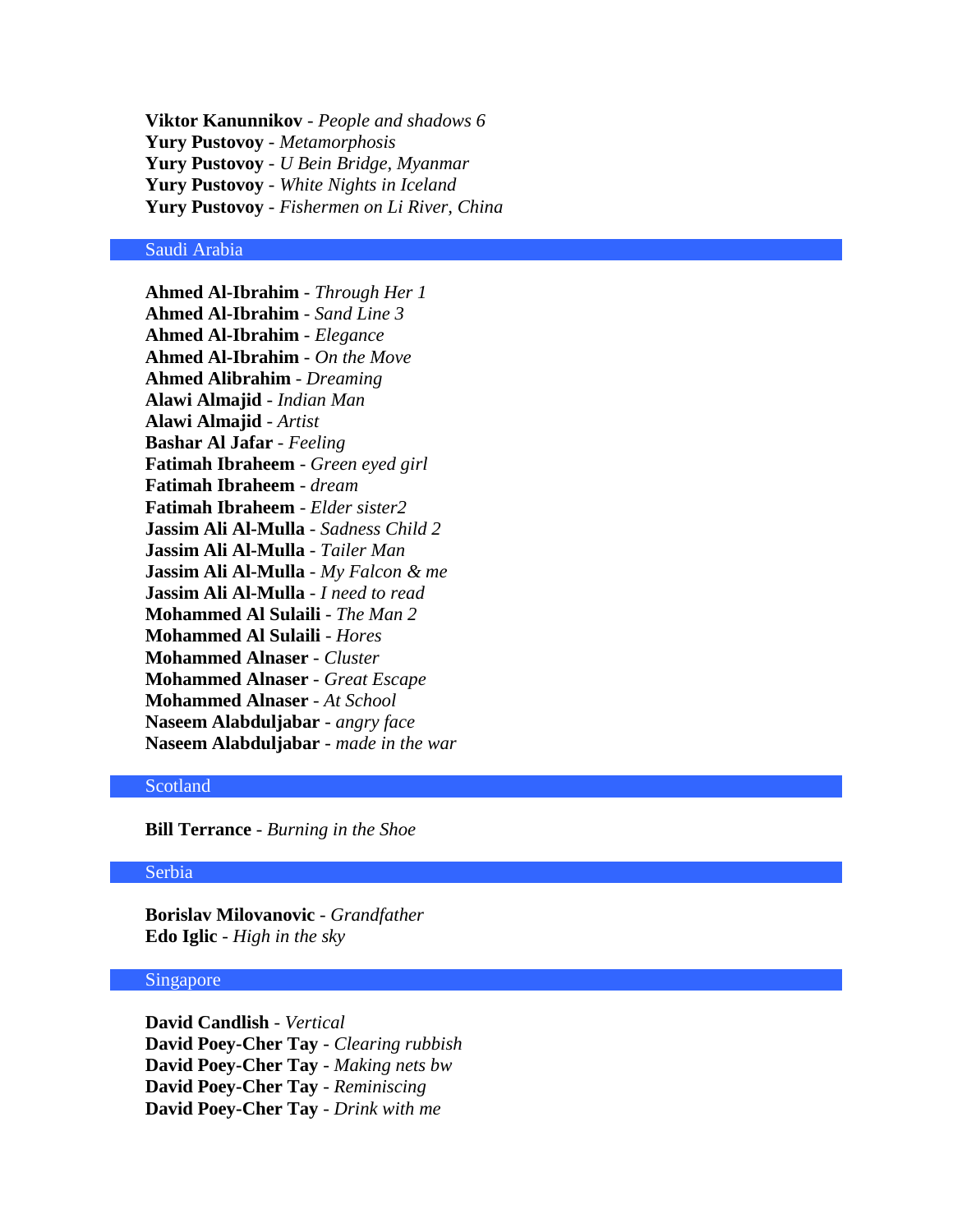**Viktor Kanunnikov** - *People and shadows 6*
**Yury Pustovoy** - *Metamorphosis*
**Yury Pustovoy** - *U Bein Bridge, Myanmar*
**Yury Pustovoy** - *White Nights in Iceland*
**Yury Pustovoy** - *Fishermen on Li River, China*

## Saudi Arabia

**Ahmed Al-Ibrahim** - *Through Her 1*
**Ahmed Al-Ibrahim** - *Sand Line 3*
**Ahmed Al-Ibrahim** - *Elegance*
**Ahmed Al-Ibrahim** - *On the Move*
**Ahmed Alibrahim** - *Dreaming*
**Alawi Almajid** - *Indian Man*
**Alawi Almajid** - *Artist*
**Bashar Al Jafar** - *Feeling*
**Fatimah Ibraheem** - *Green eyed girl*
**Fatimah Ibraheem** - *dream*
**Fatimah Ibraheem** - *Elder sister2*
**Jassim Ali Al-Mulla** - *Sadness Child 2*
**Jassim Ali Al-Mulla** - *Tailer Man*
**Jassim Ali Al-Mulla** - *My Falcon & me*
**Jassim Ali Al-Mulla** - *I need to read*
**Mohammed Al Sulaili** - *The Man 2*
**Mohammed Al Sulaili** - *Hores*
**Mohammed Alnaser** - *Cluster*
**Mohammed Alnaser** - *Great Escape*
**Mohammed Alnaser** - *At School*
**Naseem Alabduljabar** - *angry face*
**Naseem Alabduljabar** - *made in the war*

## Scotland

**Bill Terrance** - *Burning in the Shoe*

## Serbia

**Borislav Milovanovic** - *Grandfather*
**Edo Iglic** - *High in the sky*

## Singapore

**David Candlish** - *Vertical*
**David Poey-Cher Tay** - *Clearing rubbish*
**David Poey-Cher Tay** - *Making nets bw*
**David Poey-Cher Tay** - *Reminiscing*
**David Poey-Cher Tay** - *Drink with me*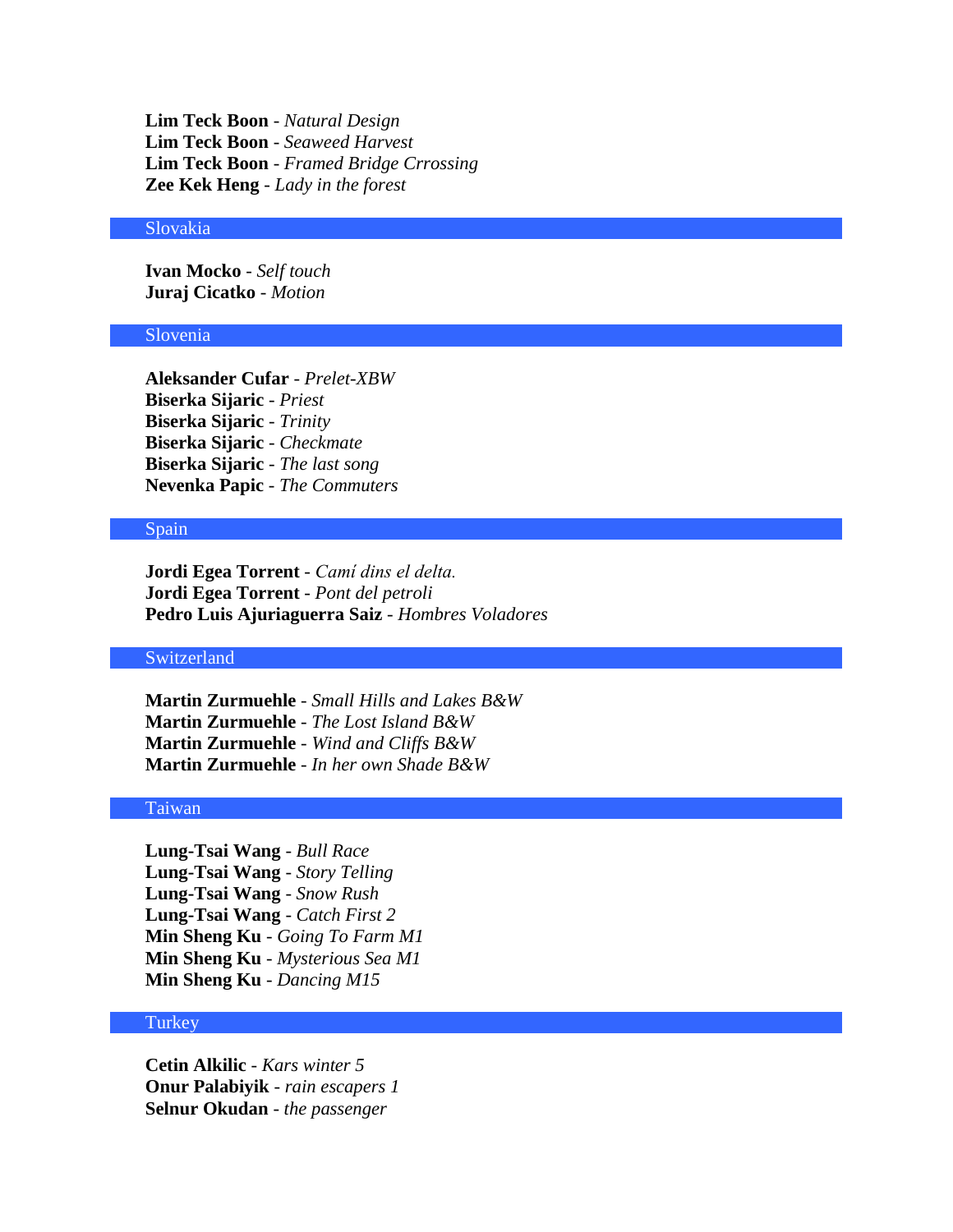**Lim Teck Boon** - *Natural Design*
**Lim Teck Boon** - *Seaweed Harvest*
**Lim Teck Boon** - *Framed Bridge Crrossing*
**Zee Kek Heng** - *Lady in the forest*

## Slovakia

**Ivan Mocko** - *Self touch*
**Juraj Cicatko** - *Motion*

## Slovenia

**Aleksander Cufar** - *Prelet-XBW*
**Biserka Sijaric** - *Priest*
**Biserka Sijaric** - *Trinity*
**Biserka Sijaric** - *Checkmate*
**Biserka Sijaric** - *The last song*
**Nevenka Papic** - *The Commuters*

## Spain

**Jordi Egea Torrent** - *Camí dins el delta.*
**Jordi Egea Torrent** - *Pont del petroli*
**Pedro Luis Ajuriaguerra Saiz** - *Hombres Voladores*

## Switzerland

**Martin Zurmuehle** - *Small Hills and Lakes B&W*
**Martin Zurmuehle** - *The Lost Island B&W*
**Martin Zurmuehle** - *Wind and Cliffs B&W*
**Martin Zurmuehle** - *In her own Shade B&W*

## Taiwan

**Lung-Tsai Wang** - *Bull Race*
**Lung-Tsai Wang** - *Story Telling*
**Lung-Tsai Wang** - *Snow Rush*
**Lung-Tsai Wang** - *Catch First 2*
**Min Sheng Ku** - *Going To Farm M1*
**Min Sheng Ku** - *Mysterious Sea M1*
**Min Sheng Ku** - *Dancing M15*

## Turkey

**Cetin Alkilic** - *Kars winter 5*
**Onur Palabiyik** - *rain escapers 1*
**Selnur Okudan** - *the passenger*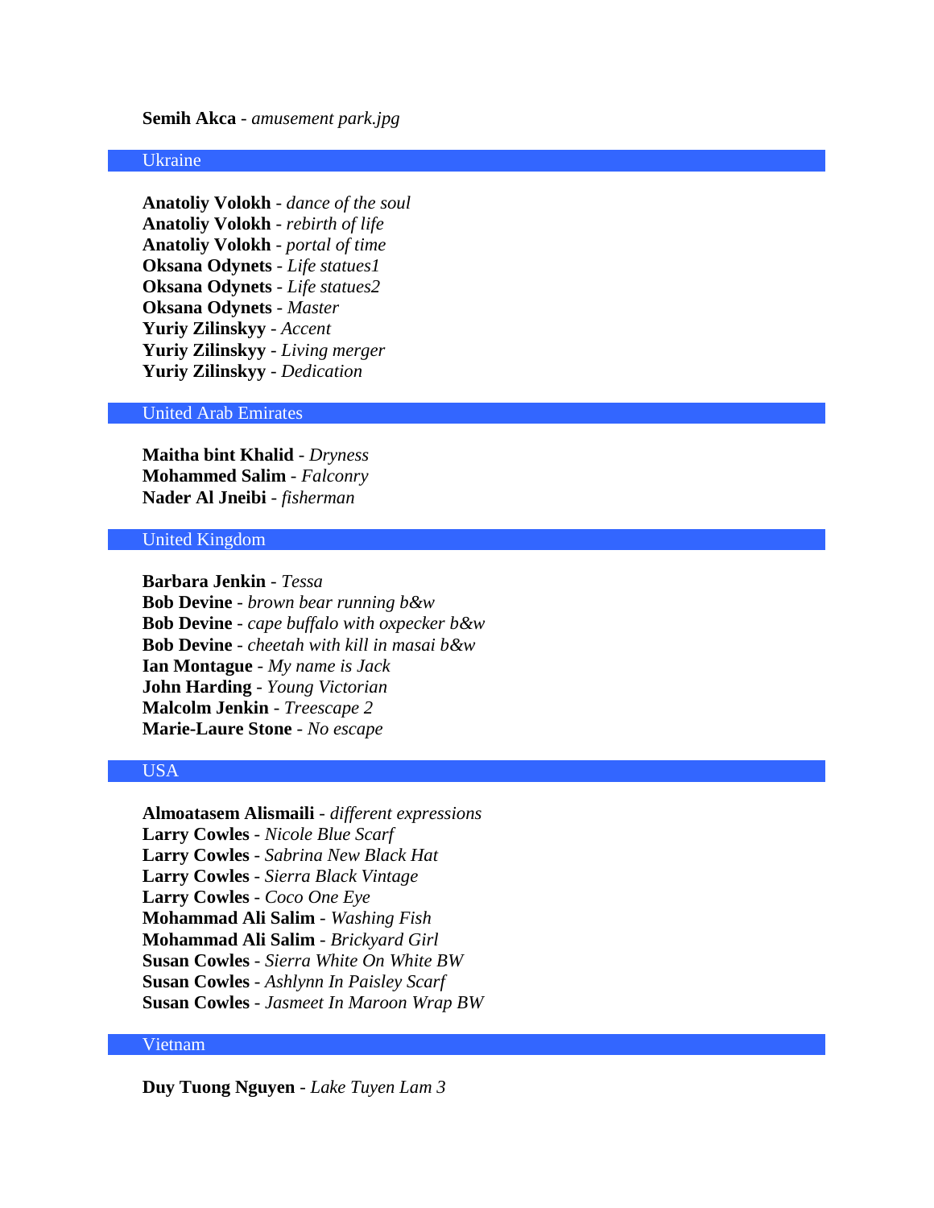**Semih Akca** - *amusement park.jpg*

## Ukraine

**Anatoliy Volokh** - *dance of the soul*
**Anatoliy Volokh** - *rebirth of life*
**Anatoliy Volokh** - *portal of time*
**Oksana Odynets** - *Life statues1*
**Oksana Odynets** - *Life statues2*
**Oksana Odynets** - *Master*
**Yuriy Zilinskyy** - *Accent*
**Yuriy Zilinskyy** - *Living merger*
**Yuriy Zilinskyy** - *Dedication*

## United Arab Emirates

**Maitha bint Khalid** - *Dryness*
**Mohammed Salim** - *Falconry*
**Nader Al Jneibi** - *fisherman*

## United Kingdom

**Barbara Jenkin** - *Tessa*
**Bob Devine** - *brown bear running b&w*
**Bob Devine** - *cape buffalo with oxpecker b&w*
**Bob Devine** - *cheetah with kill in masai b&w*
**Ian Montague** - *My name is Jack*
**John Harding** - *Young Victorian*
**Malcolm Jenkin** - *Treescape 2*
**Marie-Laure Stone** - *No escape*

## USA

**Almoatasem Alismaili** - *different expressions*
**Larry Cowles** - *Nicole Blue Scarf*
**Larry Cowles** - *Sabrina New Black Hat*
**Larry Cowles** - *Sierra Black Vintage*
**Larry Cowles** - *Coco One Eye*
**Mohammad Ali Salim** - *Washing Fish*
**Mohammad Ali Salim** - *Brickyard Girl*
**Susan Cowles** - *Sierra White On White BW*
**Susan Cowles** - *Ashlynn In Paisley Scarf*
**Susan Cowles** - *Jasmeet In Maroon Wrap BW*

## Vietnam

**Duy Tuong Nguyen** - *Lake Tuyen Lam 3*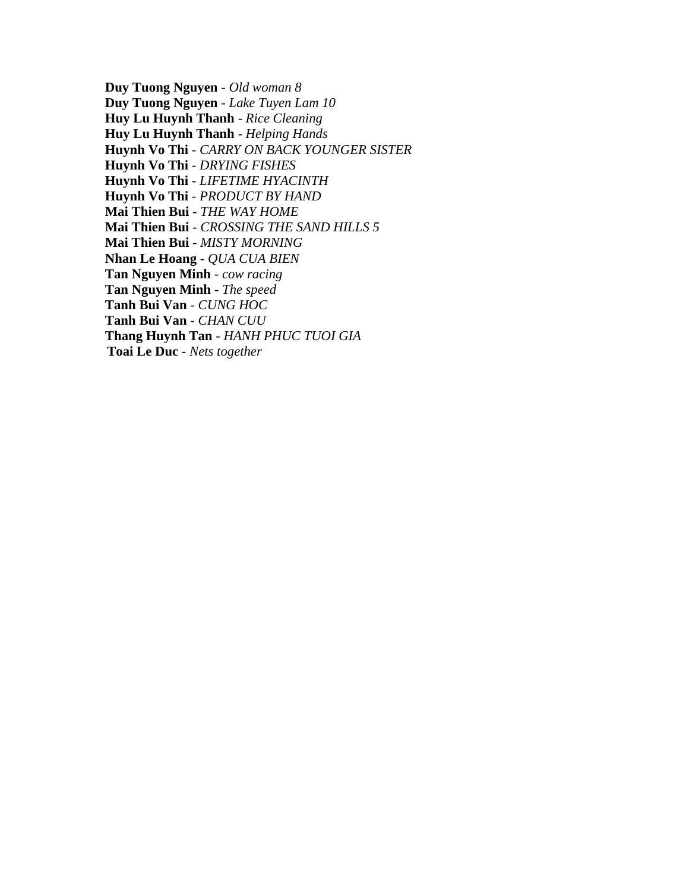**Duy Tuong Nguyen** - *Old woman 8*
**Duy Tuong Nguyen** - *Lake Tuyen Lam 10*
**Huy Lu Huynh Thanh** - *Rice Cleaning*
**Huy Lu Huynh Thanh** - *Helping Hands*
**Huynh Vo Thi** - *CARRY ON BACK YOUNGER SISTER*
**Huynh Vo Thi** - *DRYING FISHES*
**Huynh Vo Thi** - *LIFETIME HYACINTH*
**Huynh Vo Thi** - *PRODUCT BY HAND*
**Mai Thien Bui** - *THE WAY HOME*
**Mai Thien Bui** - *CROSSING THE SAND HILLS 5*
**Mai Thien Bui** - *MISTY MORNING*
**Nhan Le Hoang** - *QUA CUA BIEN*
**Tan Nguyen Minh** - *cow racing*
**Tan Nguyen Minh** - *The speed*
**Tanh Bui Van** - *CUNG HOC*
**Tanh Bui Van** - *CHAN CUU*
**Thang Huynh Tan** - *HANH PHUC TUOI GIA*
**Toai Le Duc** - *Nets together*